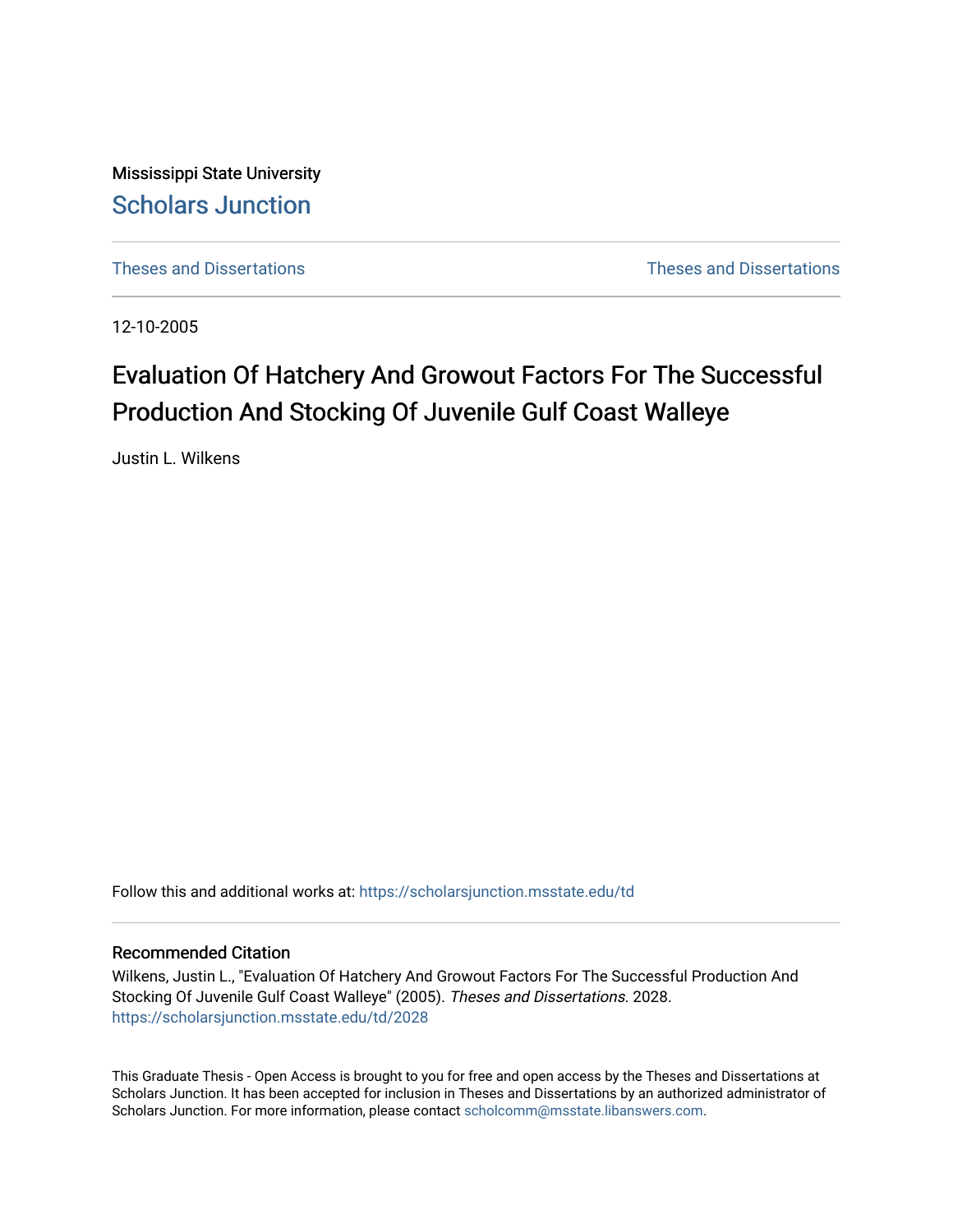Mississippi State University

# Scholars Junction

Theses and Dissertations | Theses and Dissertations

12-10-2005

# Evaluation Of Hatchery And Growout Factors For The Successful Production And Stocking Of Juvenile Gulf Coast Walleye

Justin L. Wilkens

Follow this and additional works at: https://scholarsjunction.msstate.edu/td

## Recommended Citation

Wilkens, Justin L., "Evaluation Of Hatchery And Growout Factors For The Successful Production And Stocking Of Juvenile Gulf Coast Walleye" (2005). *Theses and Dissertations*. 2028.
https://scholarsjunction.msstate.edu/td/2028

This Graduate Thesis - Open Access is brought to you for free and open access by the Theses and Dissertations at Scholars Junction. It has been accepted for inclusion in Theses and Dissertations by an authorized administrator of Scholars Junction. For more information, please contact scholcomm@msstate.libanswers.com.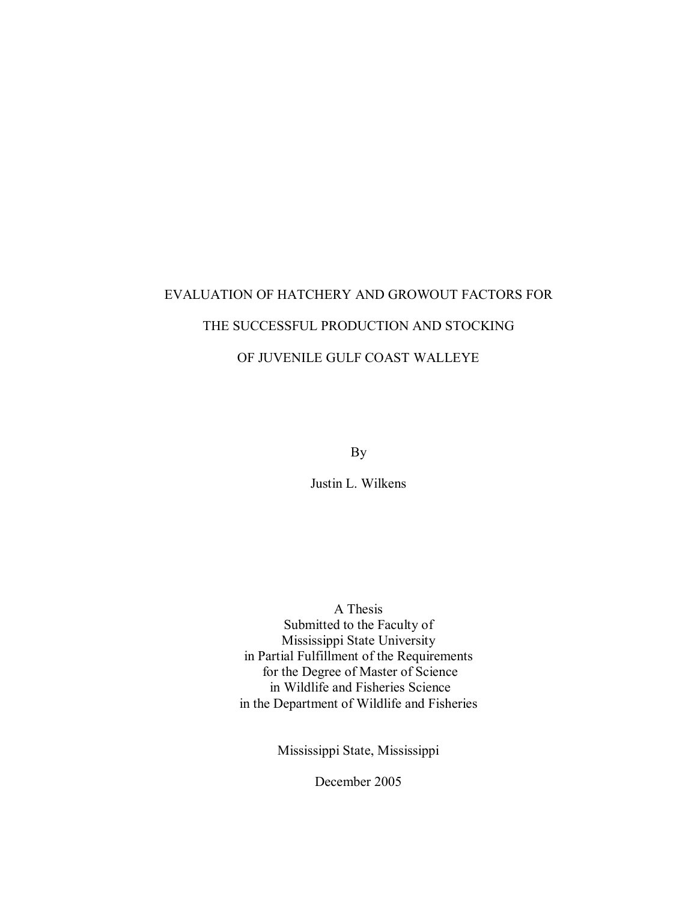# EVALUATION OF HATCHERY AND GROWOUT FACTORS FOR THE SUCCESSFUL PRODUCTION AND STOCKING OF JUVENILE GULF COAST WALLEYE

By

Justin L. Wilkens

A Thesis
Submitted to the Faculty of
Mississippi State University
in Partial Fulfillment of the Requirements
for the Degree of Master of Science
in Wildlife and Fisheries Science
in the Department of Wildlife and Fisheries

Mississippi State, Mississippi

December 2005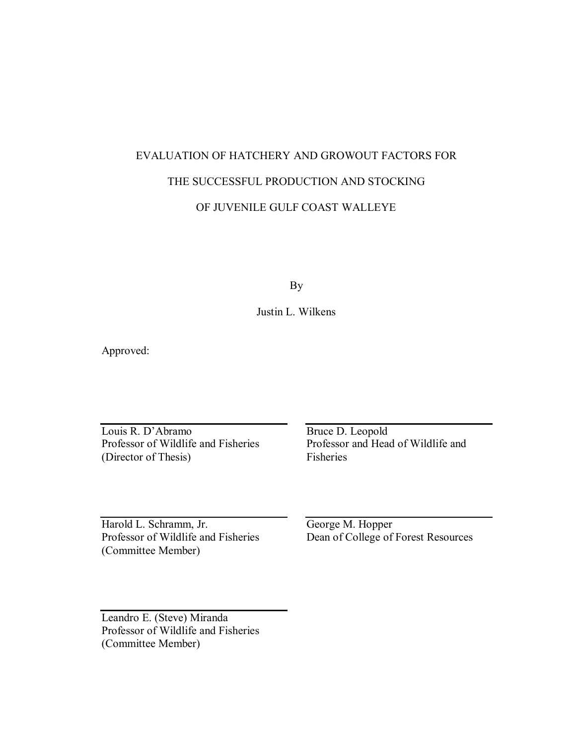EVALUATION OF HATCHERY AND GROWOUT FACTORS FOR

THE SUCCESSFUL PRODUCTION AND STOCKING

OF JUVENILE GULF COAST WALLEYE

By

Justin L. Wilkens

Approved:

Louis R. D'Abramo
Professor of Wildlife and Fisheries
(Director of Thesis)

Bruce D. Leopold
Professor and Head of Wildlife and Fisheries

Harold L. Schramm, Jr.
Professor of Wildlife and Fisheries
(Committee Member)

George M. Hopper
Dean of College of Forest Resources

Leandro E. (Steve) Miranda
Professor of Wildlife and Fisheries
(Committee Member)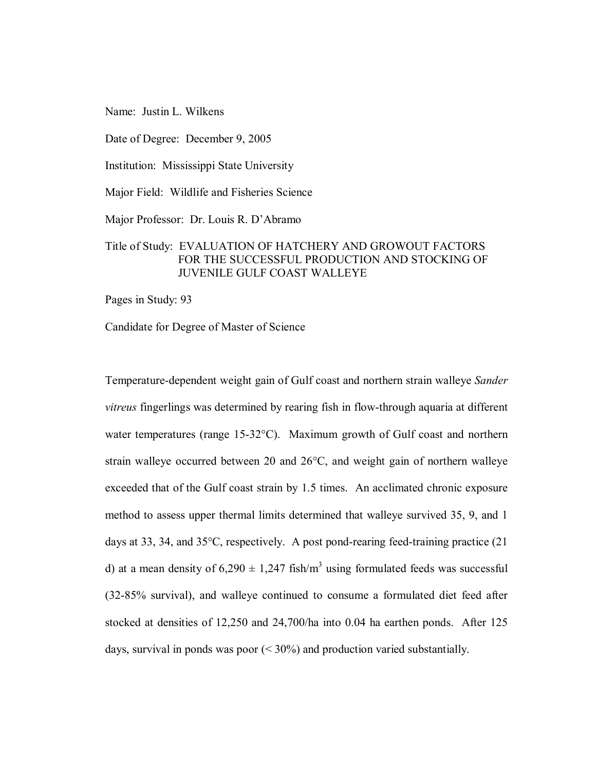Name: Justin L. Wilkens

Date of Degree: December 9, 2005

Institution: Mississippi State University

Major Field: Wildlife and Fisheries Science

Major Professor: Dr. Louis R. D'Abramo

Title of Study: EVALUATION OF HATCHERY AND GROWOUT FACTORS FOR THE SUCCESSFUL PRODUCTION AND STOCKING OF JUVENILE GULF COAST WALLEYE

Pages in Study: 93

Candidate for Degree of Master of Science

Temperature-dependent weight gain of Gulf coast and northern strain walleye *Sander vitreus* fingerlings was determined by rearing fish in flow-through aquaria at different water temperatures (range 15-32°C). Maximum growth of Gulf coast and northern strain walleye occurred between 20 and 26°C, and weight gain of northern walleye exceeded that of the Gulf coast strain by 1.5 times. An acclimated chronic exposure method to assess upper thermal limits determined that walleye survived 35, 9, and 1 days at 33, 34, and 35°C, respectively. A post pond-rearing feed-training practice (21 d) at a mean density of 6,290 ± 1,247 fish/$m^3$ using formulated feeds was successful (32-85% survival), and walleye continued to consume a formulated diet feed after stocked at densities of 12,250 and 24,700/ha into 0.04 ha earthen ponds. After 125 days, survival in ponds was poor (< 30%) and production varied substantially.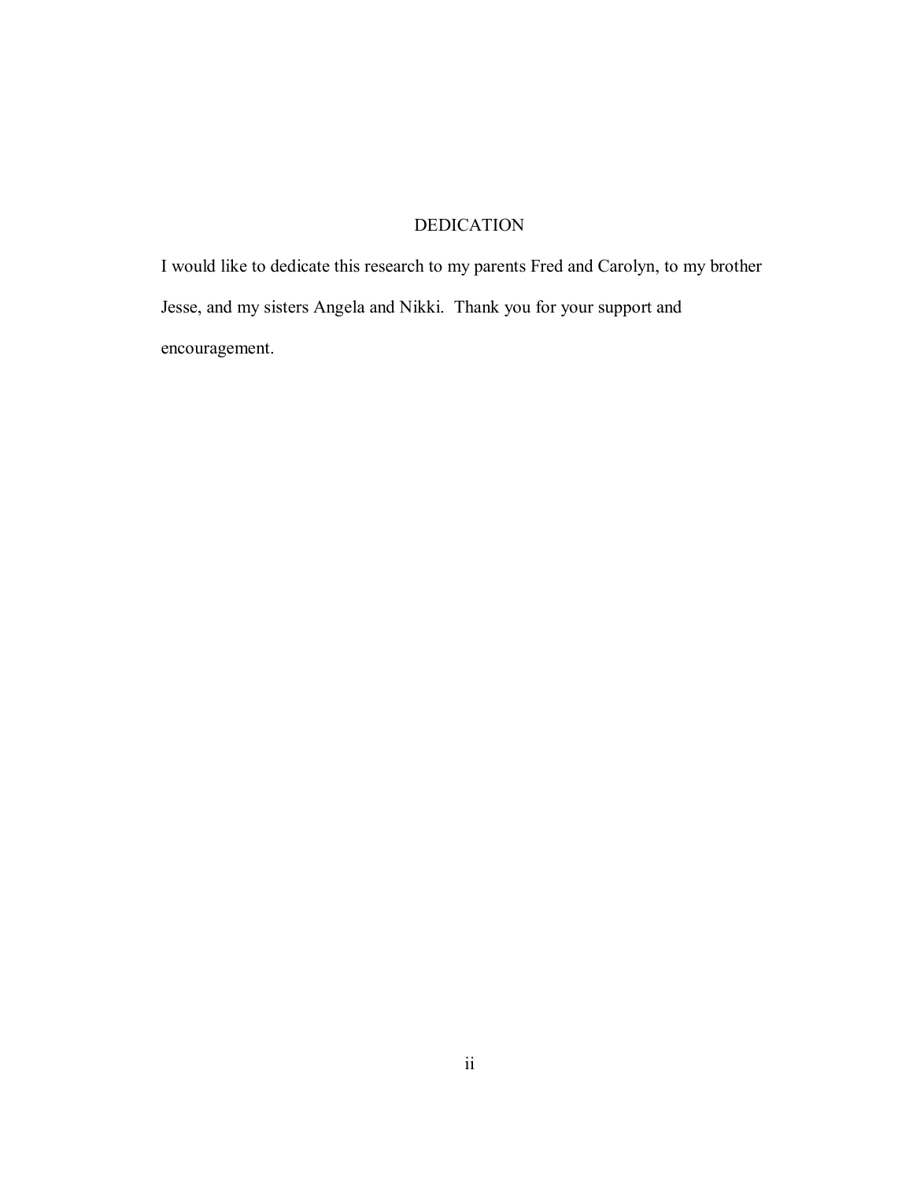# DEDICATION

I would like to dedicate this research to my parents Fred and Carolyn, to my brother Jesse, and my sisters Angela and Nikki. Thank you for your support and encouragement.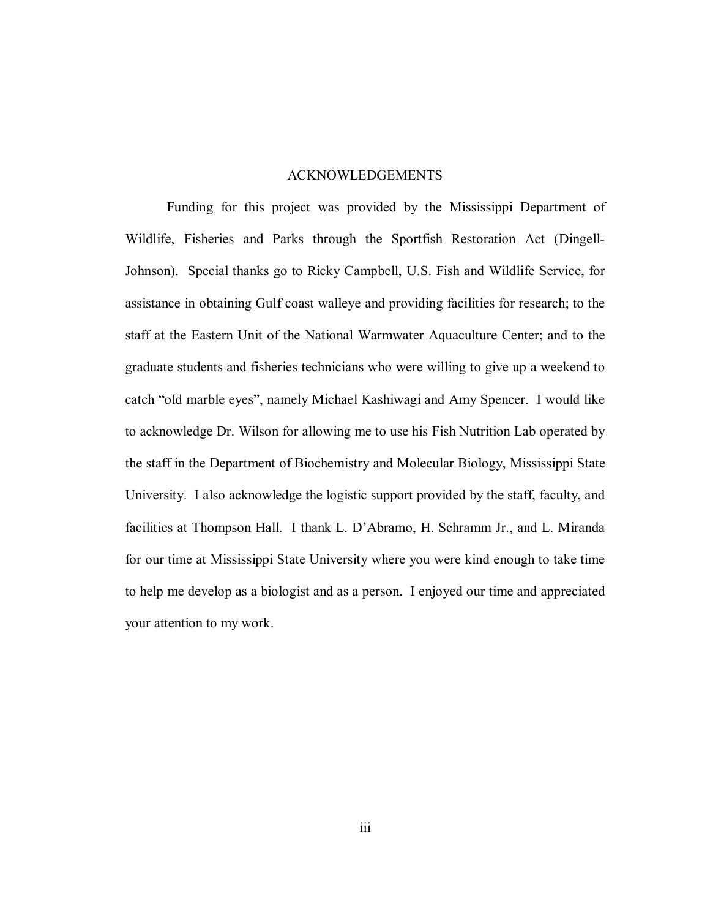# ACKNOWLEDGEMENTS

Funding for this project was provided by the Mississippi Department of Wildlife, Fisheries and Parks through the Sportfish Restoration Act (Dingell-Johnson). Special thanks go to Ricky Campbell, U.S. Fish and Wildlife Service, for assistance in obtaining Gulf coast walleye and providing facilities for research; to the staff at the Eastern Unit of the National Warmwater Aquaculture Center; and to the graduate students and fisheries technicians who were willing to give up a weekend to catch "old marble eyes", namely Michael Kashiwagi and Amy Spencer. I would like to acknowledge Dr. Wilson for allowing me to use his Fish Nutrition Lab operated by the staff in the Department of Biochemistry and Molecular Biology, Mississippi State University. I also acknowledge the logistic support provided by the staff, faculty, and facilities at Thompson Hall. I thank L. D'Abramo, H. Schramm Jr., and L. Miranda for our time at Mississippi State University where you were kind enough to take time to help me develop as a biologist and as a person. I enjoyed our time and appreciated your attention to my work.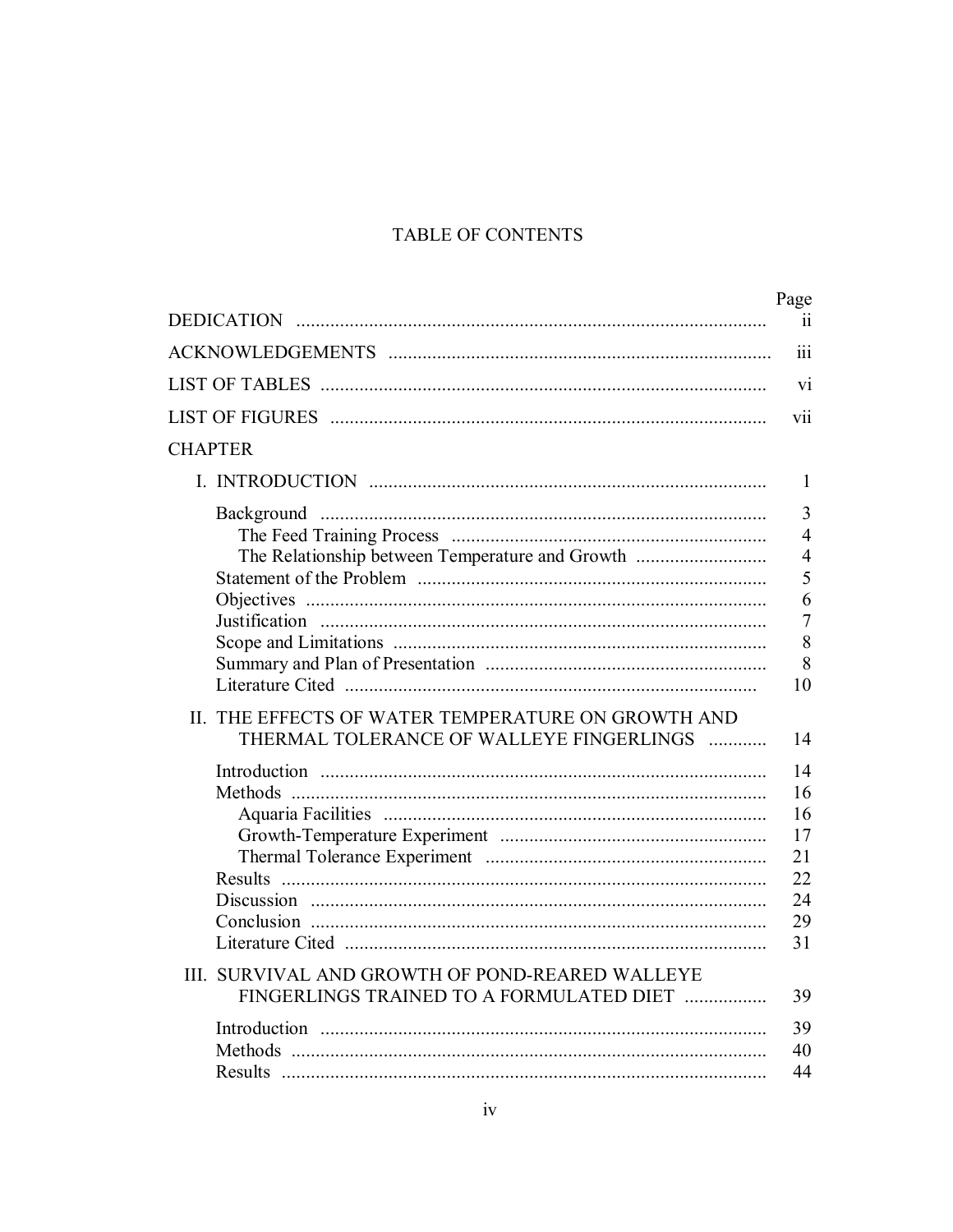# TABLE OF CONTENTS

| | Page |
|---|---|
| DEDICATION | ii |
| ACKNOWLEDGEMENTS | iii |
| LIST OF TABLES | vi |
| LIST OF FIGURES | vii |
| CHAPTER | |
| I. INTRODUCTION | 1 |
| Background | 3 |
| The Feed Training Process | 4 |
| The Relationship between Temperature and Growth | 4 |
| Statement of the Problem | 5 |
| Objectives | 6 |
| Justification | 7 |
| Scope and Limitations | 8 |
| Summary and Plan of Presentation | 8 |
| Literature Cited | 10 |
| II. THE EFFECTS OF WATER TEMPERATURE ON GROWTH AND THERMAL TOLERANCE OF WALLEYE FINGERLINGS | 14 |
| Introduction | 14 |
| Methods | 16 |
| Aquaria Facilities | 16 |
| Growth-Temperature Experiment | 17 |
| Thermal Tolerance Experiment | 21 |
| Results | 22 |
| Discussion | 24 |
| Conclusion | 29 |
| Literature Cited | 31 |
| III. SURVIVAL AND GROWTH OF POND-REARED WALLEYE FINGERLINGS TRAINED TO A FORMULATED DIET | 39 |
| Introduction | 39 |
| Methods | 40 |
| Results | 44 |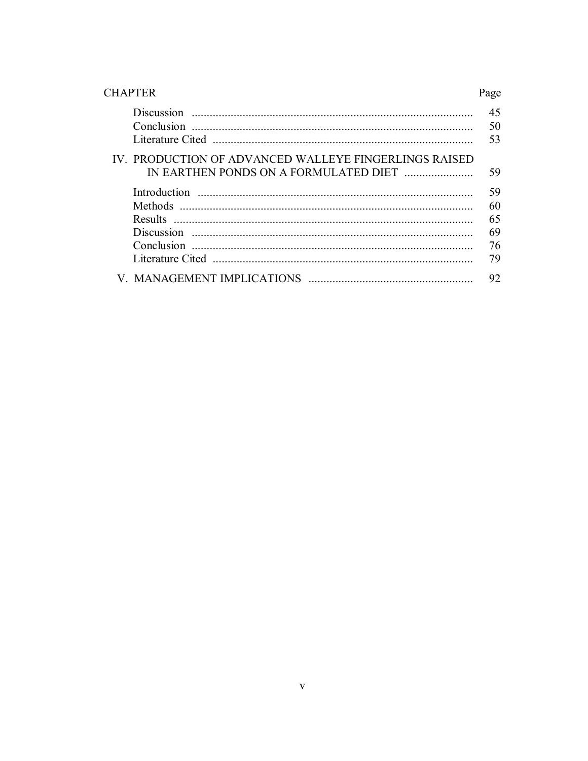| CHAPTER | Page |
|---|---|
| Discussion | 45 |
| Conclusion | 50 |
| Literature Cited | 53 |
| IV. PRODUCTION OF ADVANCED WALLEYE FINGERLINGS RAISED IN EARTHEN PONDS ON A FORMULATED DIET | 59 |
| Introduction | 59 |
| Methods | 60 |
| Results | 65 |
| Discussion | 69 |
| Conclusion | 76 |
| Literature Cited | 79 |
| V. MANAGEMENT IMPLICATIONS | 92 |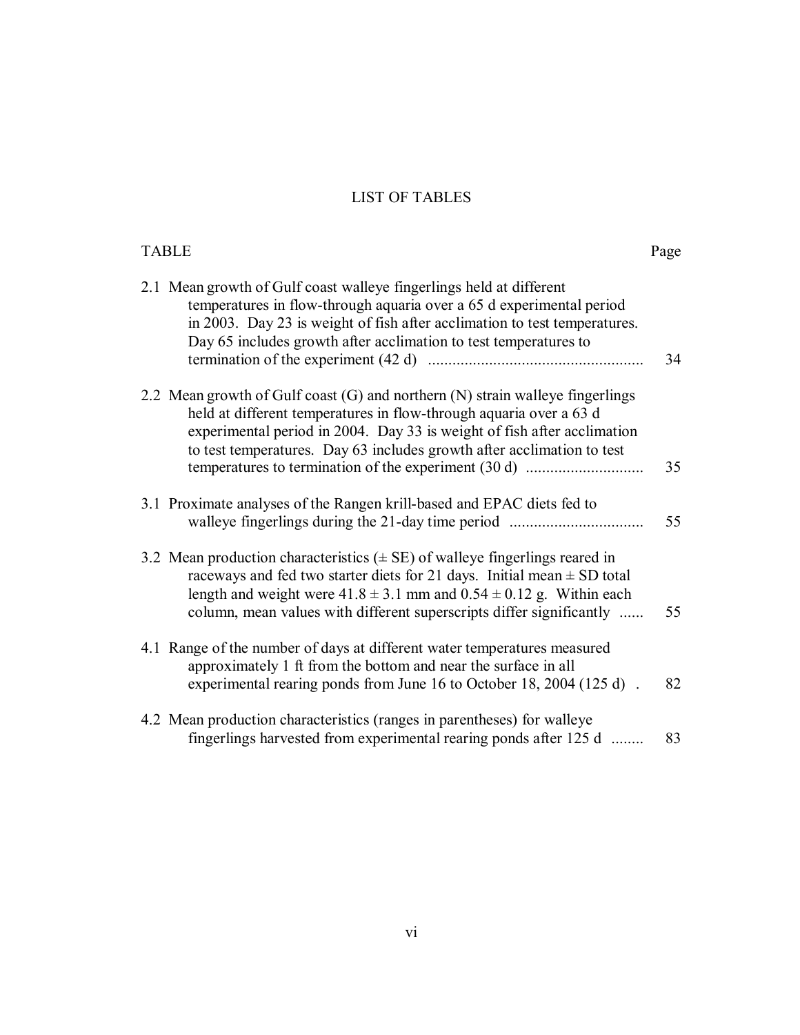# LIST OF TABLES

| TABLE | Page |
|---|---|
| 2.1 Mean growth of Gulf coast walleye fingerlings held at different temperatures in flow-through aquaria over a 65 d experimental period in 2003. Day 23 is weight of fish after acclimation to test temperatures. Day 65 includes growth after acclimation to test temperatures to termination of the experiment (42 d) | 34 |
| 2.2 Mean growth of Gulf coast (G) and northern (N) strain walleye fingerlings held at different temperatures in flow-through aquaria over a 63 d experimental period in 2004. Day 33 is weight of fish after acclimation to test temperatures. Day 63 includes growth after acclimation to test temperatures to termination of the experiment (30 d) | 35 |
| 3.1 Proximate analyses of the Rangen krill-based and EPAC diets fed to walleye fingerlings during the 21-day time period | 55 |
| 3.2 Mean production characteristics (± SE) of walleye fingerlings reared in raceways and fed two starter diets for 21 days. Initial mean ± SD total length and weight were 41.8 ± 3.1 mm and 0.54 ± 0.12 g. Within each column, mean values with different superscripts differ significantly | 55 |
| 4.1 Range of the number of days at different water temperatures measured approximately 1 ft from the bottom and near the surface in all experimental rearing ponds from June 16 to October 18, 2004 (125 d) | 82 |
| 4.2 Mean production characteristics (ranges in parentheses) for walleye fingerlings harvested from experimental rearing ponds after 125 d | 83 |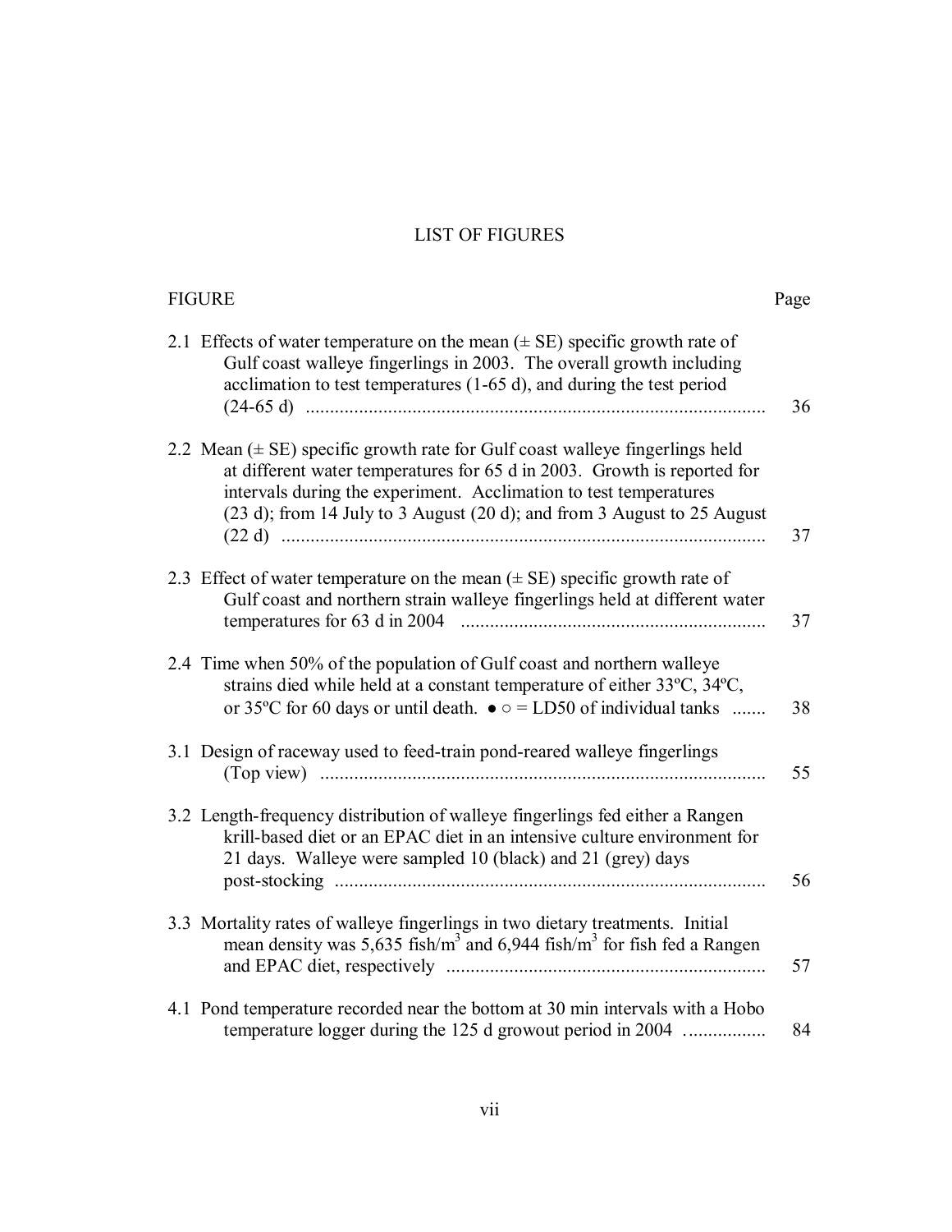# LIST OF FIGURES

| FIGURE | Page |
|---|---|
| 2.1 Effects of water temperature on the mean (± SE) specific growth rate of Gulf coast walleye fingerlings in 2003. The overall growth including acclimation to test temperatures (1-65 d), and during the test period (24-65 d) | 36 |
| 2.2 Mean (± SE) specific growth rate for Gulf coast walleye fingerlings held at different water temperatures for 65 d in 2003. Growth is reported for intervals during the experiment. Acclimation to test temperatures (23 d); from 14 July to 3 August (20 d); and from 3 August to 25 August (22 d) | 37 |
| 2.3 Effect of water temperature on the mean (± SE) specific growth rate of Gulf coast and northern strain walleye fingerlings held at different water temperatures for 63 d in 2004 | 37 |
| 2.4 Time when 50% of the population of Gulf coast and northern walleye strains died while held at a constant temperature of either 33ºC, 34ºC, or 35ºC for 60 days or until death. ● ○ = LD50 of individual tanks | 38 |
| 3.1 Design of raceway used to feed-train pond-reared walleye fingerlings (Top view) | 55 |
| 3.2 Length-frequency distribution of walleye fingerlings fed either a Rangen krill-based diet or an EPAC diet in an intensive culture environment for 21 days. Walleye were sampled 10 (black) and 21 (grey) days post-stocking | 56 |
| 3.3 Mortality rates of walleye fingerlings in two dietary treatments. Initial mean density was 5,635 fish/m$^3$ and 6,944 fish/m$^3$ for fish fed a Rangen and EPAC diet, respectively | 57 |
| 4.1 Pond temperature recorded near the bottom at 30 min intervals with a Hobo temperature logger during the 125 d growout period in 2004 | 84 |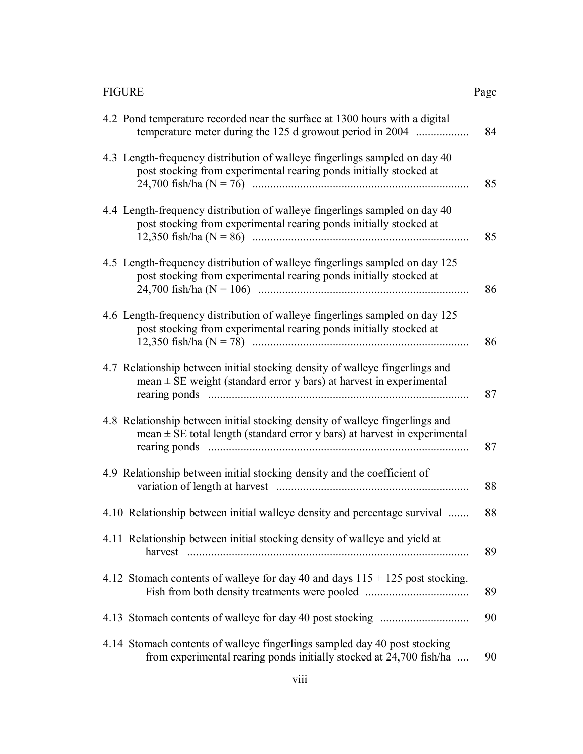| FIGURE | Page |
|---|---|
| 4.2 Pond temperature recorded near the surface at 1300 hours with a digital temperature meter during the 125 d growout period in 2004 .................. | 84 |
| 4.3 Length-frequency distribution of walleye fingerlings sampled on day 40 post stocking from experimental rearing ponds initially stocked at 24,700 fish/ha (N = 76) ........................................................................ | 85 |
| 4.4 Length-frequency distribution of walleye fingerlings sampled on day 40 post stocking from experimental rearing ponds initially stocked at 12,350 fish/ha (N = 86) ........................................................................ | 85 |
| 4.5 Length-frequency distribution of walleye fingerlings sampled on day 125 post stocking from experimental rearing ponds initially stocked at 24,700 fish/ha (N = 106) ...................................................................... | 86 |
| 4.6 Length-frequency distribution of walleye fingerlings sampled on day 125 post stocking from experimental rearing ponds initially stocked at 12,350 fish/ha (N = 78) ........................................................................ | 86 |
| 4.7 Relationship between initial stocking density of walleye fingerlings and mean ± SE weight (standard error y bars) at harvest in experimental rearing ponds ....................................................................................... | 87 |
| 4.8 Relationship between initial stocking density of walleye fingerlings and mean ± SE total length (standard error y bars) at harvest in experimental rearing ponds ....................................................................................... | 87 |
| 4.9 Relationship between initial stocking density and the coefficient of variation of length at harvest ................................................................ | 88 |
| 4.10 Relationship between initial walleye density and percentage survival ....... | 88 |
| 4.11 Relationship between initial stocking density of walleye and yield at harvest .............................................................................................. | 89 |
| 4.12 Stomach contents of walleye for day 40 and days 115 + 125 post stocking. Fish from both density treatments were pooled .................................. | 89 |
| 4.13 Stomach contents of walleye for day 40 post stocking .............................. | 90 |
| 4.14 Stomach contents of walleye fingerlings sampled day 40 post stocking from experimental rearing ponds initially stocked at 24,700 fish/ha .... | 90 |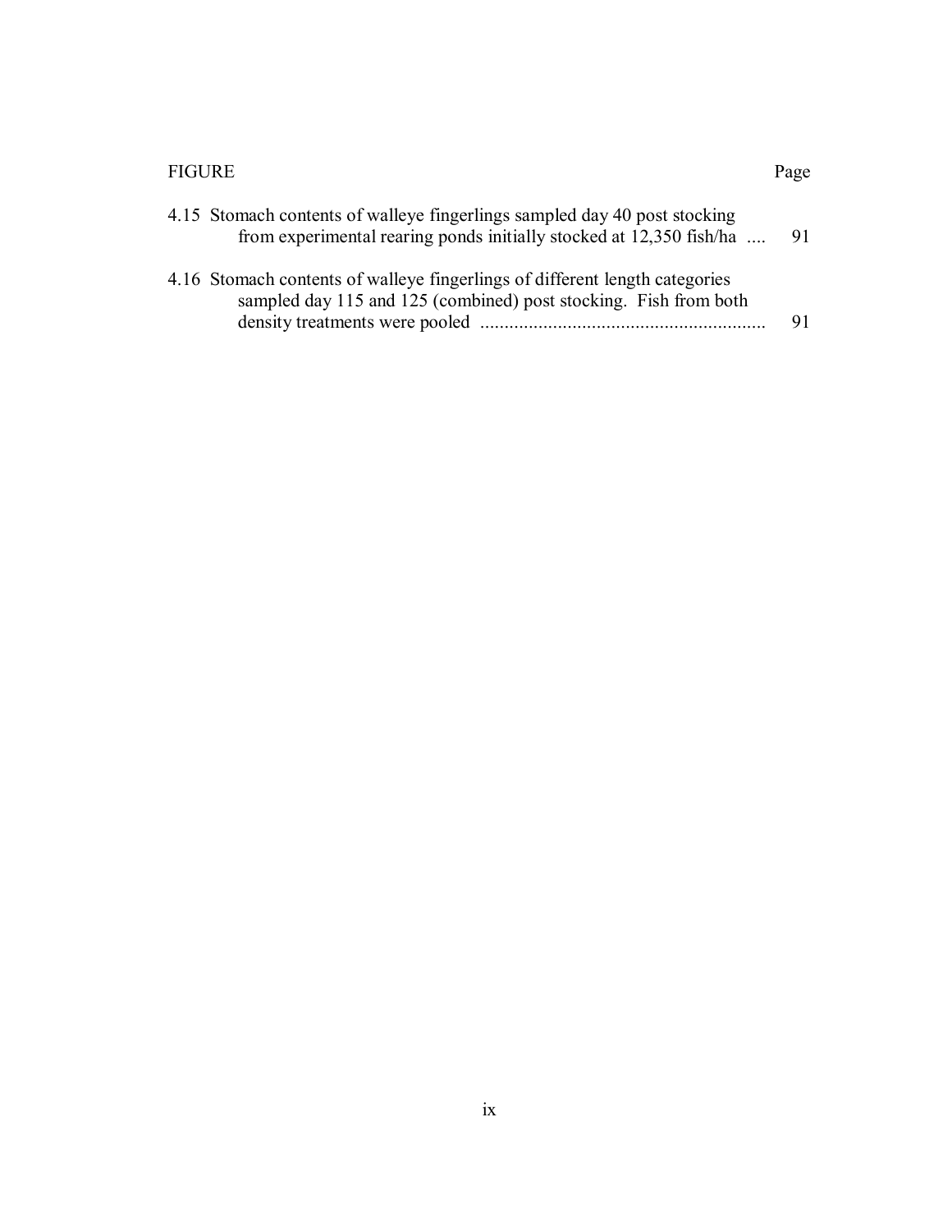| FIGURE | Page |
|---|---|
| 4.15 Stomach contents of walleye fingerlings sampled day 40 post stocking from experimental rearing ponds initially stocked at 12,350 fish/ha .... | 91 |
| 4.16 Stomach contents of walleye fingerlings of different length categories sampled day 115 and 125 (combined) post stocking. Fish from both density treatments were pooled .......................................................... | 91 |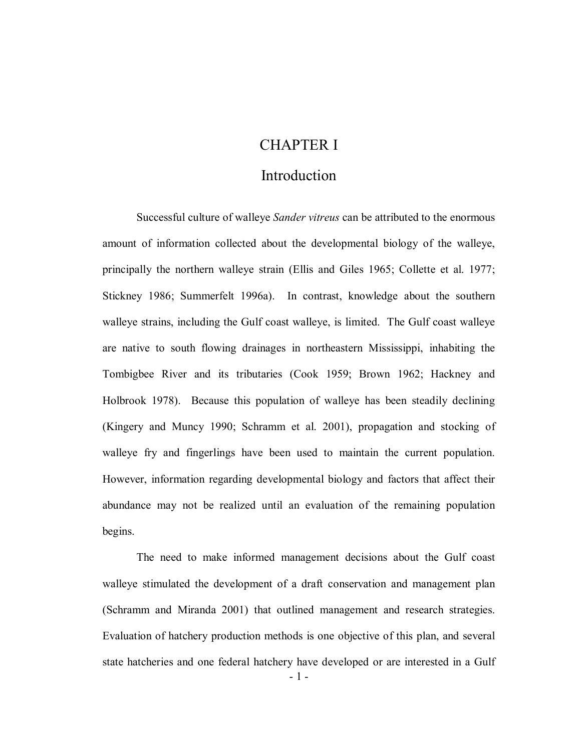# CHAPTER I

## Introduction

Successful culture of walleye *Sander vitreus* can be attributed to the enormous amount of information collected about the developmental biology of the walleye, principally the northern walleye strain (Ellis and Giles 1965; Collette et al. 1977; Stickney 1986; Summerfelt 1996a). In contrast, knowledge about the southern walleye strains, including the Gulf coast walleye, is limited. The Gulf coast walleye are native to south flowing drainages in northeastern Mississippi, inhabiting the Tombigbee River and its tributaries (Cook 1959; Brown 1962; Hackney and Holbrook 1978). Because this population of walleye has been steadily declining (Kingery and Muncy 1990; Schramm et al. 2001), propagation and stocking of walleye fry and fingerlings have been used to maintain the current population. However, information regarding developmental biology and factors that affect their abundance may not be realized until an evaluation of the remaining population begins.

The need to make informed management decisions about the Gulf coast walleye stimulated the development of a draft conservation and management plan (Schramm and Miranda 2001) that outlined management and research strategies. Evaluation of hatchery production methods is one objective of this plan, and several state hatcheries and one federal hatchery have developed or are interested in a Gulf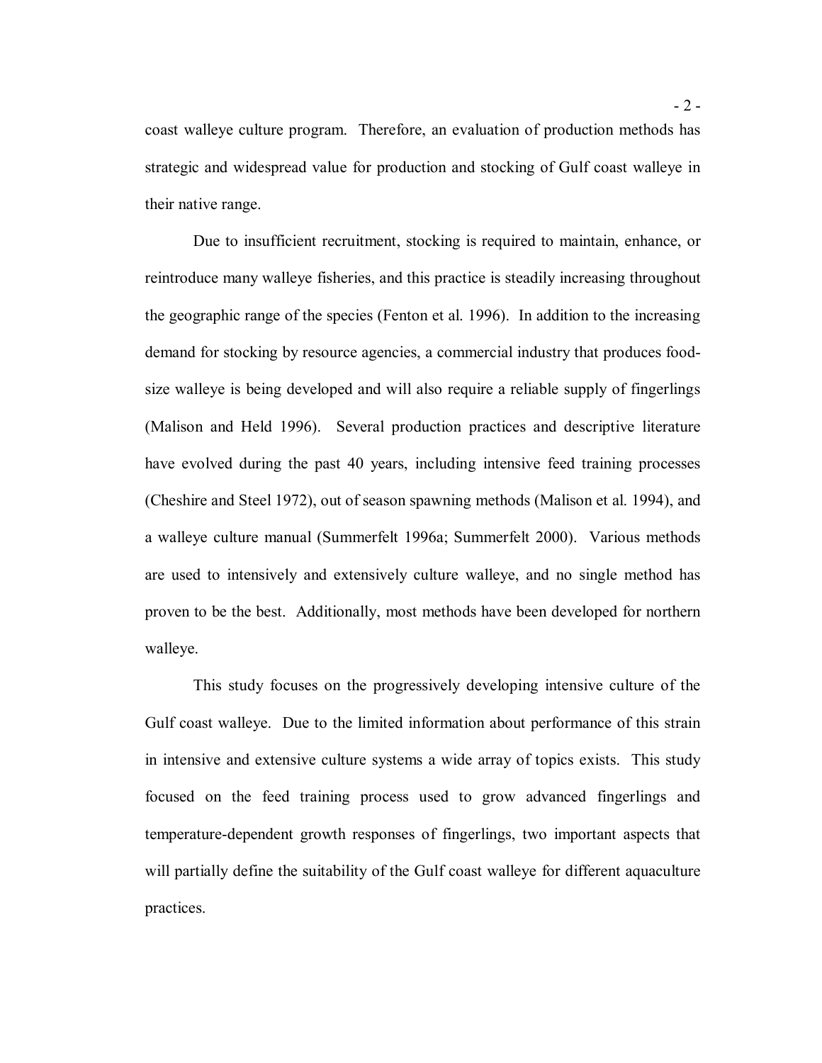coast walleye culture program. Therefore, an evaluation of production methods has strategic and widespread value for production and stocking of Gulf coast walleye in their native range.

Due to insufficient recruitment, stocking is required to maintain, enhance, or reintroduce many walleye fisheries, and this practice is steadily increasing throughout the geographic range of the species (Fenton et al. 1996). In addition to the increasing demand for stocking by resource agencies, a commercial industry that produces food-size walleye is being developed and will also require a reliable supply of fingerlings (Malison and Held 1996). Several production practices and descriptive literature have evolved during the past 40 years, including intensive feed training processes (Cheshire and Steel 1972), out of season spawning methods (Malison et al. 1994), and a walleye culture manual (Summerfelt 1996a; Summerfelt 2000). Various methods are used to intensively and extensively culture walleye, and no single method has proven to be the best. Additionally, most methods have been developed for northern walleye.

This study focuses on the progressively developing intensive culture of the Gulf coast walleye. Due to the limited information about performance of this strain in intensive and extensive culture systems a wide array of topics exists. This study focused on the feed training process used to grow advanced fingerlings and temperature-dependent growth responses of fingerlings, two important aspects that will partially define the suitability of the Gulf coast walleye for different aquaculture practices.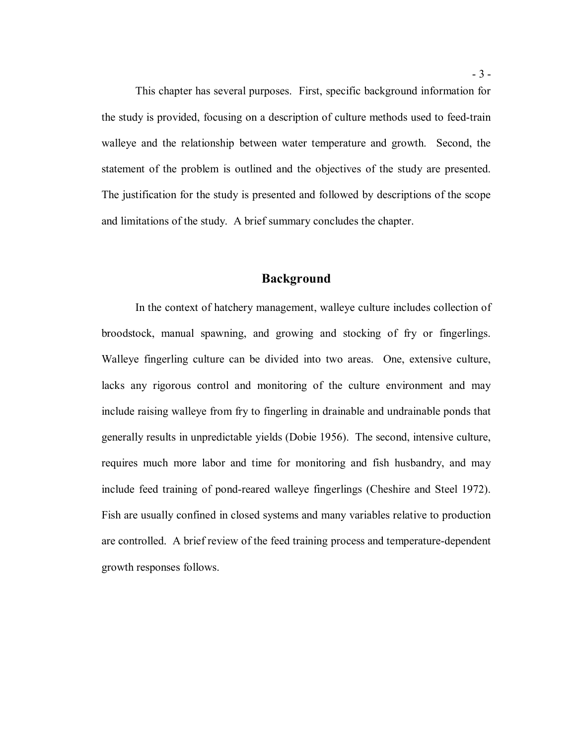This chapter has several purposes. First, specific background information for the study is provided, focusing on a description of culture methods used to feed-train walleye and the relationship between water temperature and growth. Second, the statement of the problem is outlined and the objectives of the study are presented. The justification for the study is presented and followed by descriptions of the scope and limitations of the study. A brief summary concludes the chapter.

## Background

In the context of hatchery management, walleye culture includes collection of broodstock, manual spawning, and growing and stocking of fry or fingerlings. Walleye fingerling culture can be divided into two areas. One, extensive culture, lacks any rigorous control and monitoring of the culture environment and may include raising walleye from fry to fingerling in drainable and undrainable ponds that generally results in unpredictable yields (Dobie 1956). The second, intensive culture, requires much more labor and time for monitoring and fish husbandry, and may include feed training of pond-reared walleye fingerlings (Cheshire and Steel 1972). Fish are usually confined in closed systems and many variables relative to production are controlled. A brief review of the feed training process and temperature-dependent growth responses follows.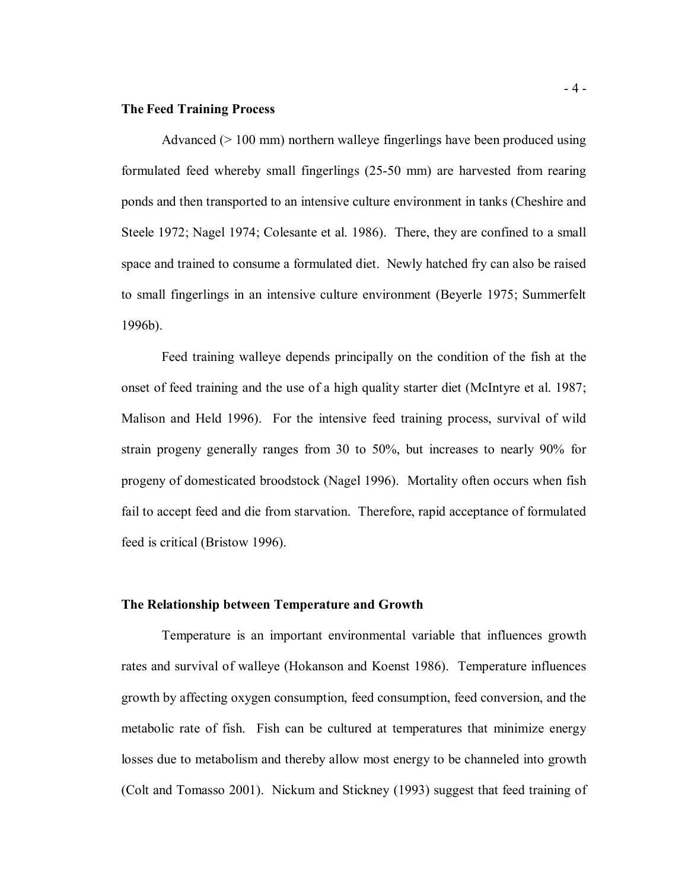## The Feed Training Process

Advanced (> 100 mm) northern walleye fingerlings have been produced using formulated feed whereby small fingerlings (25-50 mm) are harvested from rearing ponds and then transported to an intensive culture environment in tanks (Cheshire and Steele 1972; Nagel 1974; Colesante et al. 1986). There, they are confined to a small space and trained to consume a formulated diet. Newly hatched fry can also be raised to small fingerlings in an intensive culture environment (Beyerle 1975; Summerfelt 1996b).

Feed training walleye depends principally on the condition of the fish at the onset of feed training and the use of a high quality starter diet (McIntyre et al. 1987; Malison and Held 1996). For the intensive feed training process, survival of wild strain progeny generally ranges from 30 to 50%, but increases to nearly 90% for progeny of domesticated broodstock (Nagel 1996). Mortality often occurs when fish fail to accept feed and die from starvation. Therefore, rapid acceptance of formulated feed is critical (Bristow 1996).

## The Relationship between Temperature and Growth

Temperature is an important environmental variable that influences growth rates and survival of walleye (Hokanson and Koenst 1986). Temperature influences growth by affecting oxygen consumption, feed consumption, feed conversion, and the metabolic rate of fish. Fish can be cultured at temperatures that minimize energy losses due to metabolism and thereby allow most energy to be channeled into growth (Colt and Tomasso 2001). Nickum and Stickney (1993) suggest that feed training of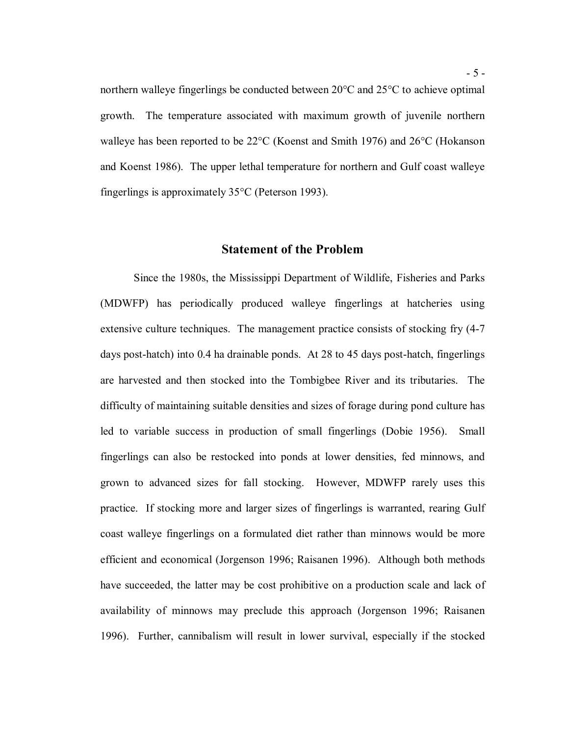northern walleye fingerlings be conducted between 20°C and 25°C to achieve optimal growth. The temperature associated with maximum growth of juvenile northern walleye has been reported to be 22°C (Koenst and Smith 1976) and 26°C (Hokanson and Koenst 1986). The upper lethal temperature for northern and Gulf coast walleye fingerlings is approximately 35°C (Peterson 1993).

## Statement of the Problem

Since the 1980s, the Mississippi Department of Wildlife, Fisheries and Parks (MDWFP) has periodically produced walleye fingerlings at hatcheries using extensive culture techniques. The management practice consists of stocking fry (4-7 days post-hatch) into 0.4 ha drainable ponds. At 28 to 45 days post-hatch, fingerlings are harvested and then stocked into the Tombigbee River and its tributaries. The difficulty of maintaining suitable densities and sizes of forage during pond culture has led to variable success in production of small fingerlings (Dobie 1956). Small fingerlings can also be restocked into ponds at lower densities, fed minnows, and grown to advanced sizes for fall stocking. However, MDWFP rarely uses this practice. If stocking more and larger sizes of fingerlings is warranted, rearing Gulf coast walleye fingerlings on a formulated diet rather than minnows would be more efficient and economical (Jorgenson 1996; Raisanen 1996). Although both methods have succeeded, the latter may be cost prohibitive on a production scale and lack of availability of minnows may preclude this approach (Jorgenson 1996; Raisanen 1996). Further, cannibalism will result in lower survival, especially if the stocked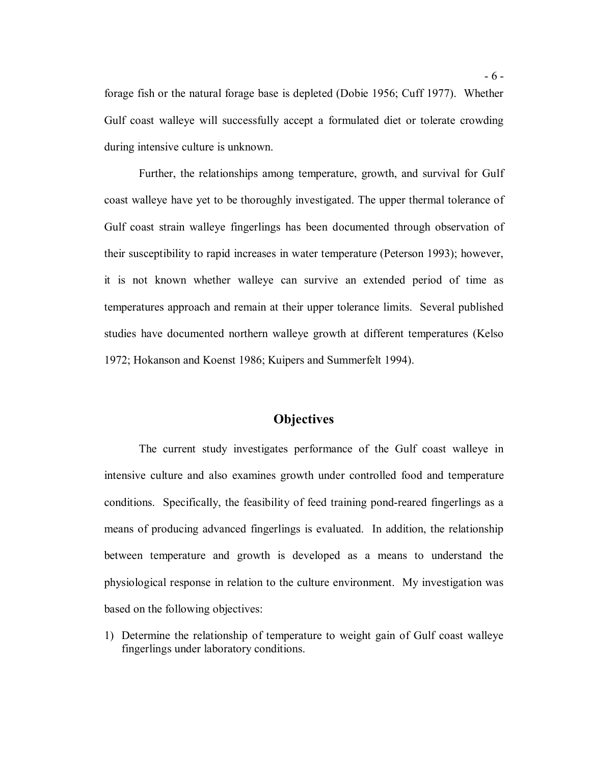forage fish or the natural forage base is depleted (Dobie 1956; Cuff 1977). Whether Gulf coast walleye will successfully accept a formulated diet or tolerate crowding during intensive culture is unknown.

Further, the relationships among temperature, growth, and survival for Gulf coast walleye have yet to be thoroughly investigated. The upper thermal tolerance of Gulf coast strain walleye fingerlings has been documented through observation of their susceptibility to rapid increases in water temperature (Peterson 1993); however, it is not known whether walleye can survive an extended period of time as temperatures approach and remain at their upper tolerance limits. Several published studies have documented northern walleye growth at different temperatures (Kelso 1972; Hokanson and Koenst 1986; Kuipers and Summerfelt 1994).

## Objectives

The current study investigates performance of the Gulf coast walleye in intensive culture and also examines growth under controlled food and temperature conditions. Specifically, the feasibility of feed training pond-reared fingerlings as a means of producing advanced fingerlings is evaluated. In addition, the relationship between temperature and growth is developed as a means to understand the physiological response in relation to the culture environment. My investigation was based on the following objectives:

1) Determine the relationship of temperature to weight gain of Gulf coast walleye fingerlings under laboratory conditions.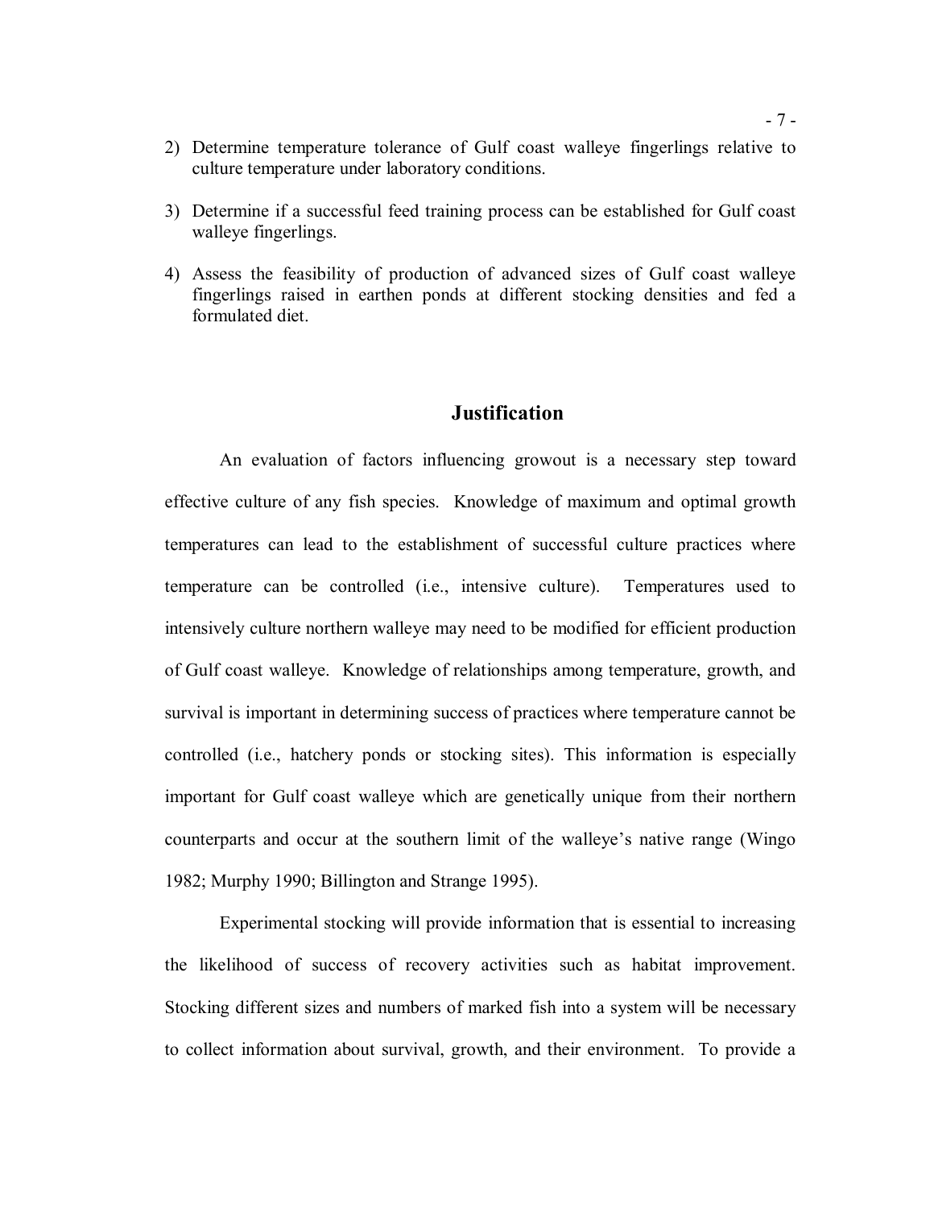2) Determine temperature tolerance of Gulf coast walleye fingerlings relative to culture temperature under laboratory conditions.

3) Determine if a successful feed training process can be established for Gulf coast walleye fingerlings.

4) Assess the feasibility of production of advanced sizes of Gulf coast walleye fingerlings raised in earthen ponds at different stocking densities and fed a formulated diet.

## Justification

An evaluation of factors influencing growout is a necessary step toward effective culture of any fish species. Knowledge of maximum and optimal growth temperatures can lead to the establishment of successful culture practices where temperature can be controlled (i.e., intensive culture). Temperatures used to intensively culture northern walleye may need to be modified for efficient production of Gulf coast walleye. Knowledge of relationships among temperature, growth, and survival is important in determining success of practices where temperature cannot be controlled (i.e., hatchery ponds or stocking sites). This information is especially important for Gulf coast walleye which are genetically unique from their northern counterparts and occur at the southern limit of the walleye's native range (Wingo 1982; Murphy 1990; Billington and Strange 1995).

Experimental stocking will provide information that is essential to increasing the likelihood of success of recovery activities such as habitat improvement. Stocking different sizes and numbers of marked fish into a system will be necessary to collect information about survival, growth, and their environment. To provide a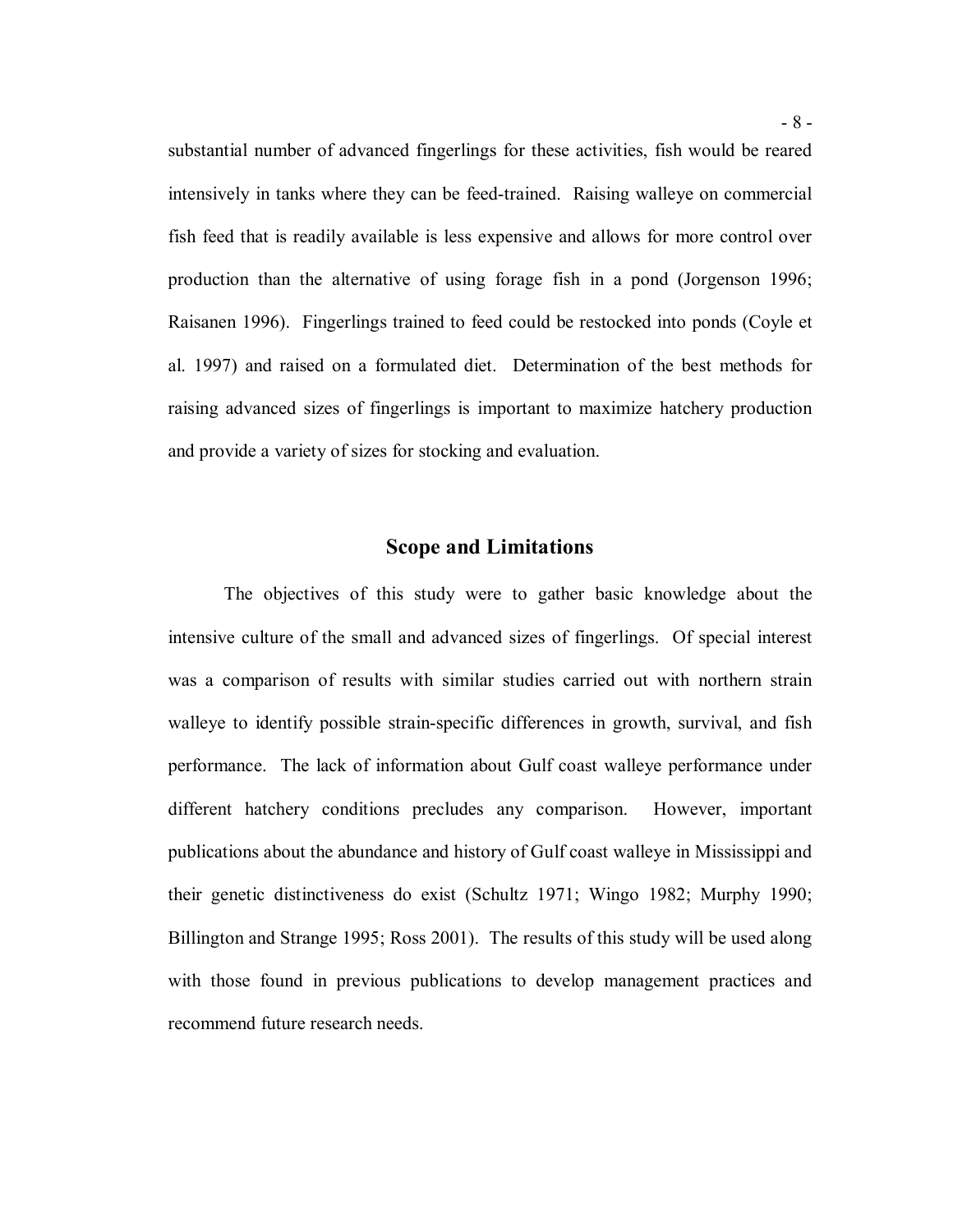substantial number of advanced fingerlings for these activities, fish would be reared intensively in tanks where they can be feed-trained. Raising walleye on commercial fish feed that is readily available is less expensive and allows for more control over production than the alternative of using forage fish in a pond (Jorgenson 1996; Raisanen 1996). Fingerlings trained to feed could be restocked into ponds (Coyle et al. 1997) and raised on a formulated diet. Determination of the best methods for raising advanced sizes of fingerlings is important to maximize hatchery production and provide a variety of sizes for stocking and evaluation.

## Scope and Limitations

The objectives of this study were to gather basic knowledge about the intensive culture of the small and advanced sizes of fingerlings. Of special interest was a comparison of results with similar studies carried out with northern strain walleye to identify possible strain-specific differences in growth, survival, and fish performance. The lack of information about Gulf coast walleye performance under different hatchery conditions precludes any comparison. However, important publications about the abundance and history of Gulf coast walleye in Mississippi and their genetic distinctiveness do exist (Schultz 1971; Wingo 1982; Murphy 1990; Billington and Strange 1995; Ross 2001). The results of this study will be used along with those found in previous publications to develop management practices and recommend future research needs.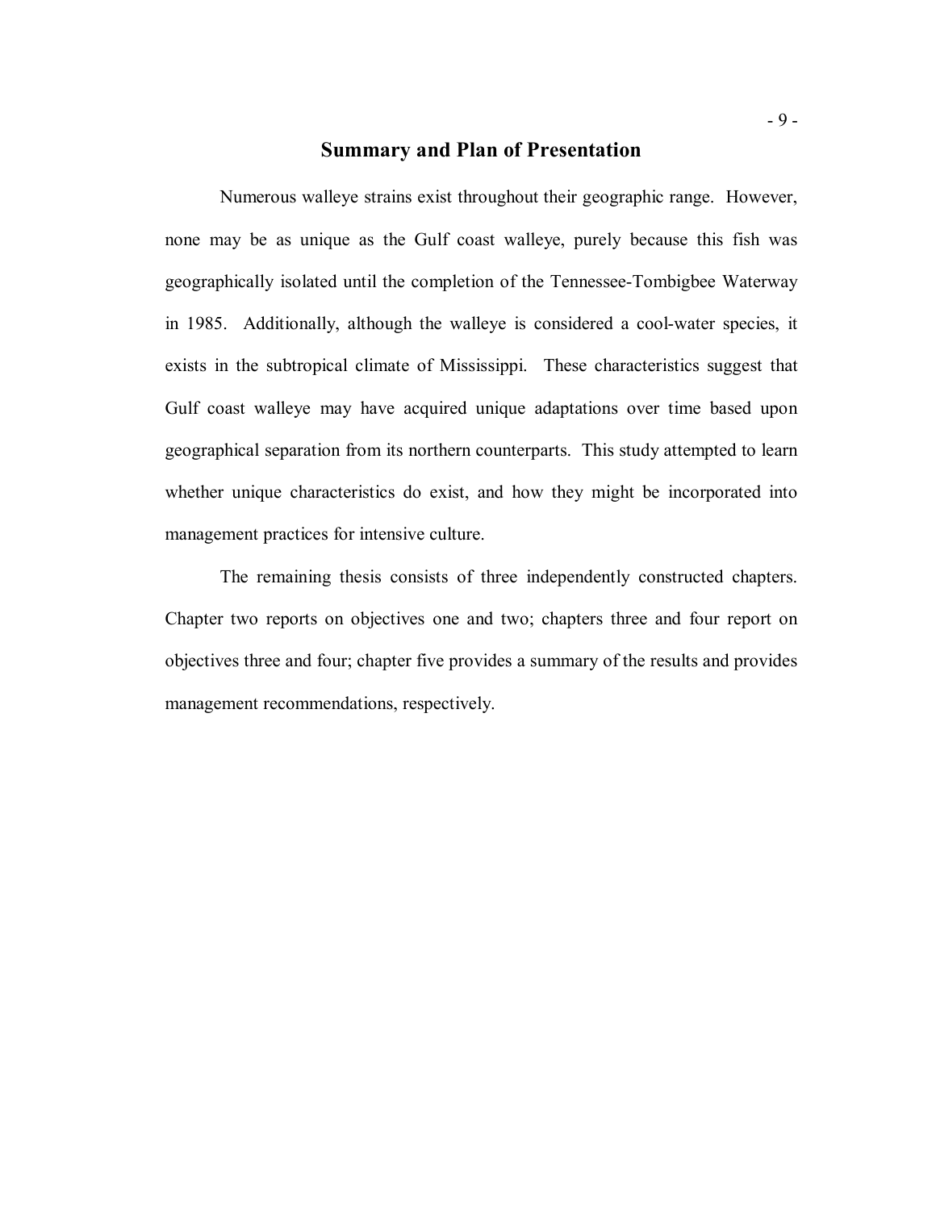## Summary and Plan of Presentation

Numerous walleye strains exist throughout their geographic range. However, none may be as unique as the Gulf coast walleye, purely because this fish was geographically isolated until the completion of the Tennessee-Tombigbee Waterway in 1985. Additionally, although the walleye is considered a cool-water species, it exists in the subtropical climate of Mississippi. These characteristics suggest that Gulf coast walleye may have acquired unique adaptations over time based upon geographical separation from its northern counterparts. This study attempted to learn whether unique characteristics do exist, and how they might be incorporated into management practices for intensive culture.

The remaining thesis consists of three independently constructed chapters. Chapter two reports on objectives one and two; chapters three and four report on objectives three and four; chapter five provides a summary of the results and provides management recommendations, respectively.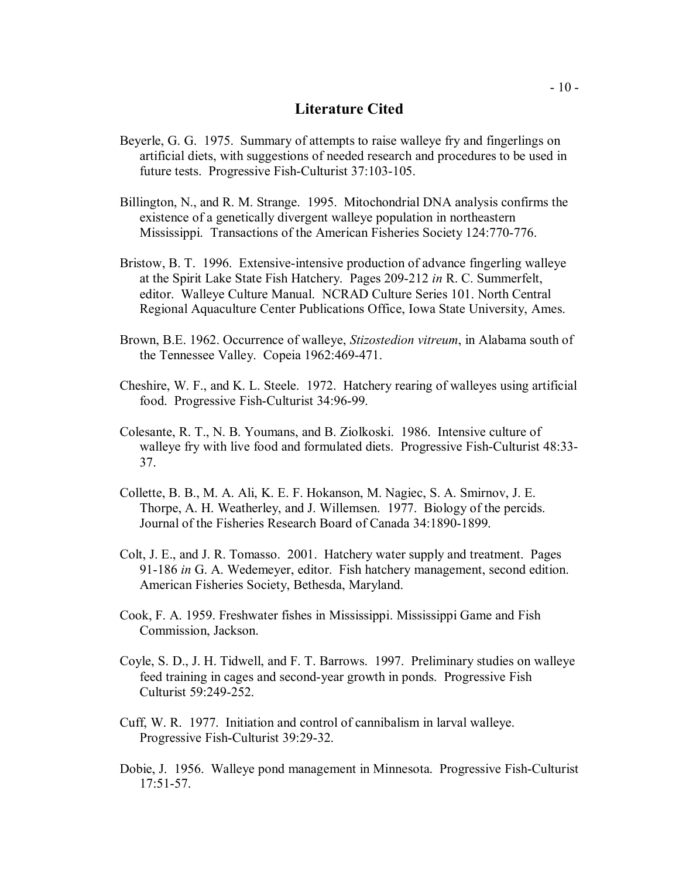## Literature Cited

Beyerle, G. G. 1975. Summary of attempts to raise walleye fry and fingerlings on artificial diets, with suggestions of needed research and procedures to be used in future tests. Progressive Fish-Culturist 37:103-105.

Billington, N., and R. M. Strange. 1995. Mitochondrial DNA analysis confirms the existence of a genetically divergent walleye population in northeastern Mississippi. Transactions of the American Fisheries Society 124:770-776.

Bristow, B. T. 1996. Extensive-intensive production of advance fingerling walleye at the Spirit Lake State Fish Hatchery. Pages 209-212 *in* R. C. Summerfelt, editor. Walleye Culture Manual. NCRAD Culture Series 101. North Central Regional Aquaculture Center Publications Office, Iowa State University, Ames.

Brown, B.E. 1962. Occurrence of walleye, *Stizostedion vitreum*, in Alabama south of the Tennessee Valley. Copeia 1962:469-471.

Cheshire, W. F., and K. L. Steele. 1972. Hatchery rearing of walleyes using artificial food. Progressive Fish-Culturist 34:96-99.

Colesante, R. T., N. B. Youmans, and B. Ziolkoski. 1986. Intensive culture of walleye fry with live food and formulated diets. Progressive Fish-Culturist 48:33-37.

Collette, B. B., M. A. Ali, K. E. F. Hokanson, M. Nagiec, S. A. Smirnov, J. E. Thorpe, A. H. Weatherley, and J. Willemsen. 1977. Biology of the percids. Journal of the Fisheries Research Board of Canada 34:1890-1899.

Colt, J. E., and J. R. Tomasso. 2001. Hatchery water supply and treatment. Pages 91-186 *in* G. A. Wedemeyer, editor. Fish hatchery management, second edition. American Fisheries Society, Bethesda, Maryland.

Cook, F. A. 1959. Freshwater fishes in Mississippi. Mississippi Game and Fish Commission, Jackson.

Coyle, S. D., J. H. Tidwell, and F. T. Barrows. 1997. Preliminary studies on walleye feed training in cages and second-year growth in ponds. Progressive Fish Culturist 59:249-252.

Cuff, W. R. 1977. Initiation and control of cannibalism in larval walleye. Progressive Fish-Culturist 39:29-32.

Dobie, J. 1956. Walleye pond management in Minnesota. Progressive Fish-Culturist 17:51-57.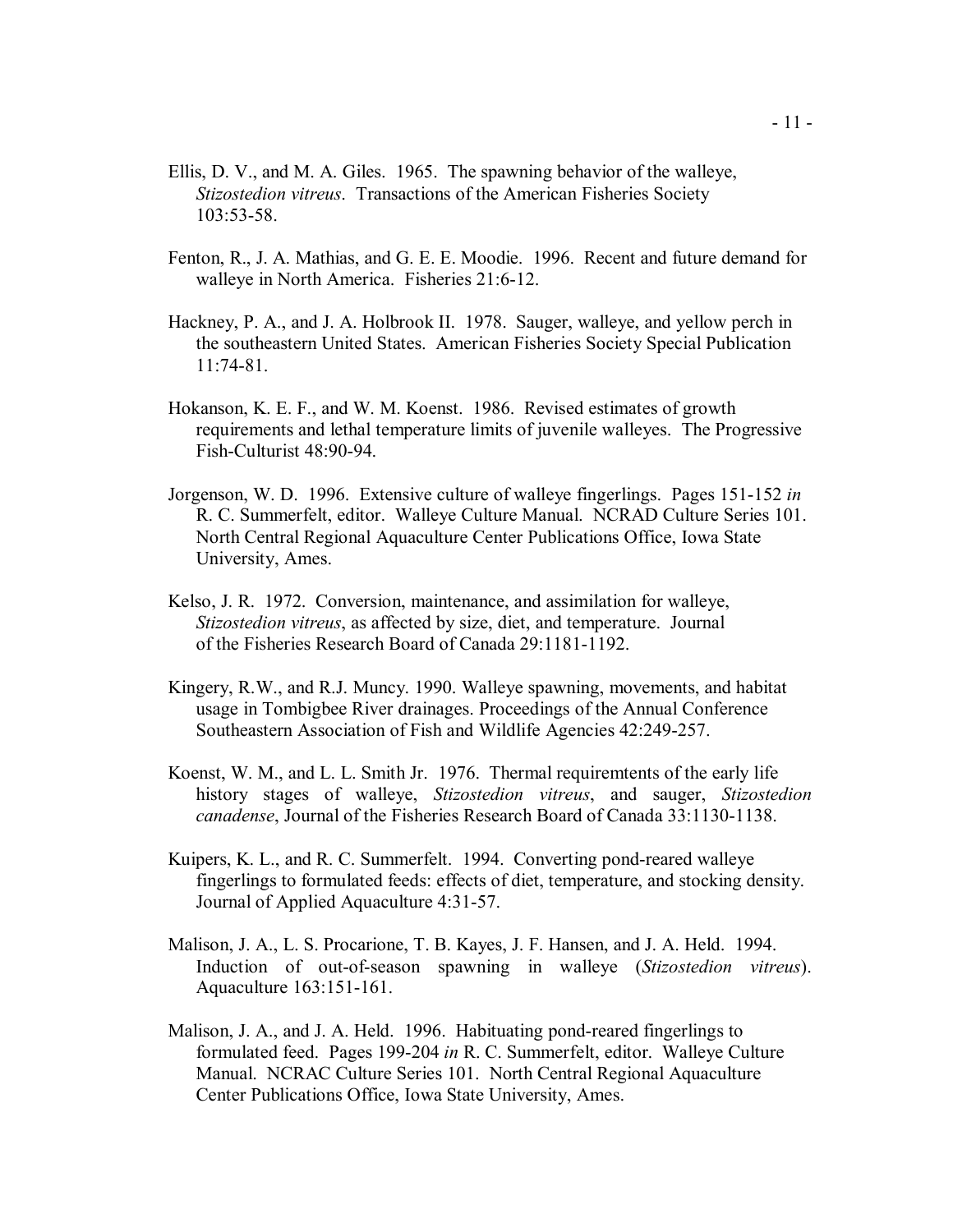Ellis, D. V., and M. A. Giles. 1965. The spawning behavior of the walleye, *Stizostedion vitreus*. Transactions of the American Fisheries Society 103:53-58.

Fenton, R., J. A. Mathias, and G. E. E. Moodie. 1996. Recent and future demand for walleye in North America. Fisheries 21:6-12.

Hackney, P. A., and J. A. Holbrook II. 1978. Sauger, walleye, and yellow perch in the southeastern United States. American Fisheries Society Special Publication 11:74-81.

Hokanson, K. E. F., and W. M. Koenst. 1986. Revised estimates of growth requirements and lethal temperature limits of juvenile walleyes. The Progressive Fish-Culturist 48:90-94.

Jorgenson, W. D. 1996. Extensive culture of walleye fingerlings. Pages 151-152 *in* R. C. Summerfelt, editor. Walleye Culture Manual. NCRAD Culture Series 101. North Central Regional Aquaculture Center Publications Office, Iowa State University, Ames.

Kelso, J. R. 1972. Conversion, maintenance, and assimilation for walleye, *Stizostedion vitreus*, as affected by size, diet, and temperature. Journal of the Fisheries Research Board of Canada 29:1181-1192.

Kingery, R.W., and R.J. Muncy. 1990. Walleye spawning, movements, and habitat usage in Tombigbee River drainages. Proceedings of the Annual Conference Southeastern Association of Fish and Wildlife Agencies 42:249-257.

Koenst, W. M., and L. L. Smith Jr. 1976. Thermal requiremtents of the early life history stages of walleye, *Stizostedion vitreus*, and sauger, *Stizostedion canadense*, Journal of the Fisheries Research Board of Canada 33:1130-1138.

Kuipers, K. L., and R. C. Summerfelt. 1994. Converting pond-reared walleye fingerlings to formulated feeds: effects of diet, temperature, and stocking density. Journal of Applied Aquaculture 4:31-57.

Malison, J. A., L. S. Procarione, T. B. Kayes, J. F. Hansen, and J. A. Held. 1994. Induction of out-of-season spawning in walleye (*Stizostedion vitreus*). Aquaculture 163:151-161.

Malison, J. A., and J. A. Held. 1996. Habituating pond-reared fingerlings to formulated feed. Pages 199-204 *in* R. C. Summerfelt, editor. Walleye Culture Manual. NCRAC Culture Series 101. North Central Regional Aquaculture Center Publications Office, Iowa State University, Ames.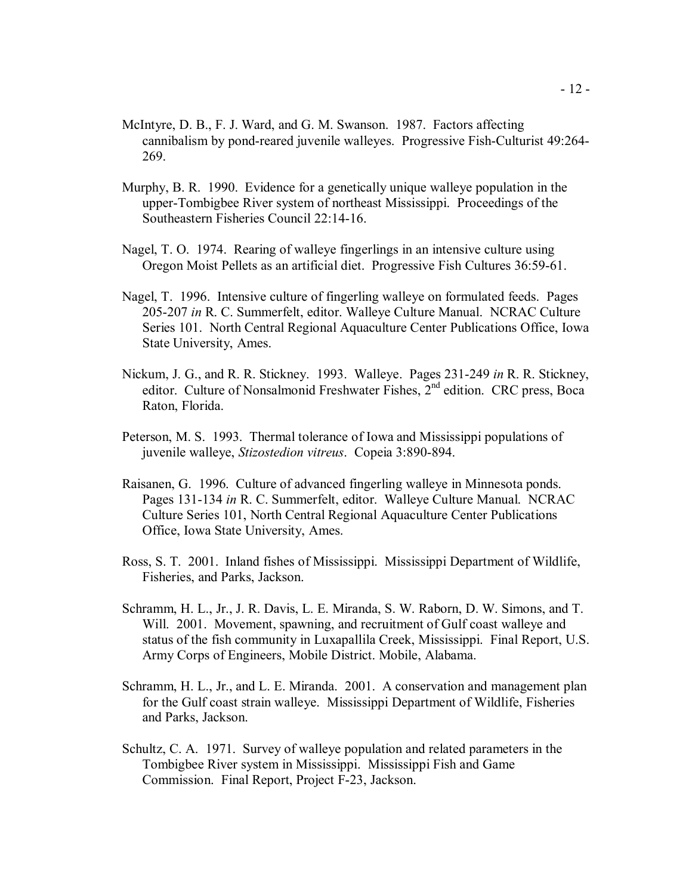McIntyre, D. B., F. J. Ward, and G. M. Swanson. 1987. Factors affecting cannibalism by pond-reared juvenile walleyes. Progressive Fish-Culturist 49:264-269.

Murphy, B. R. 1990. Evidence for a genetically unique walleye population in the upper-Tombigbee River system of northeast Mississippi. Proceedings of the Southeastern Fisheries Council 22:14-16.

Nagel, T. O. 1974. Rearing of walleye fingerlings in an intensive culture using Oregon Moist Pellets as an artificial diet. Progressive Fish Cultures 36:59-61.

Nagel, T. 1996. Intensive culture of fingerling walleye on formulated feeds. Pages 205-207 *in* R. C. Summerfelt, editor. Walleye Culture Manual. NCRAC Culture Series 101. North Central Regional Aquaculture Center Publications Office, Iowa State University, Ames.

Nickum, J. G., and R. R. Stickney. 1993. Walleye. Pages 231-249 *in* R. R. Stickney, editor. Culture of Nonsalmonid Freshwater Fishes, 2nd edition. CRC press, Boca Raton, Florida.

Peterson, M. S. 1993. Thermal tolerance of Iowa and Mississippi populations of juvenile walleye, *Stizostedion vitreus*. Copeia 3:890-894.

Raisanen, G. 1996. Culture of advanced fingerling walleye in Minnesota ponds. Pages 131-134 *in* R. C. Summerfelt, editor. Walleye Culture Manual. NCRAC Culture Series 101, North Central Regional Aquaculture Center Publications Office, Iowa State University, Ames.

Ross, S. T. 2001. Inland fishes of Mississippi. Mississippi Department of Wildlife, Fisheries, and Parks, Jackson.

Schramm, H. L., Jr., J. R. Davis, L. E. Miranda, S. W. Raborn, D. W. Simons, and T. Will. 2001. Movement, spawning, and recruitment of Gulf coast walleye and status of the fish community in Luxapallila Creek, Mississippi. Final Report, U.S. Army Corps of Engineers, Mobile District. Mobile, Alabama.

Schramm, H. L., Jr., and L. E. Miranda. 2001. A conservation and management plan for the Gulf coast strain walleye. Mississippi Department of Wildlife, Fisheries and Parks, Jackson.

Schultz, C. A. 1971. Survey of walleye population and related parameters in the Tombigbee River system in Mississippi. Mississippi Fish and Game Commission. Final Report, Project F-23, Jackson.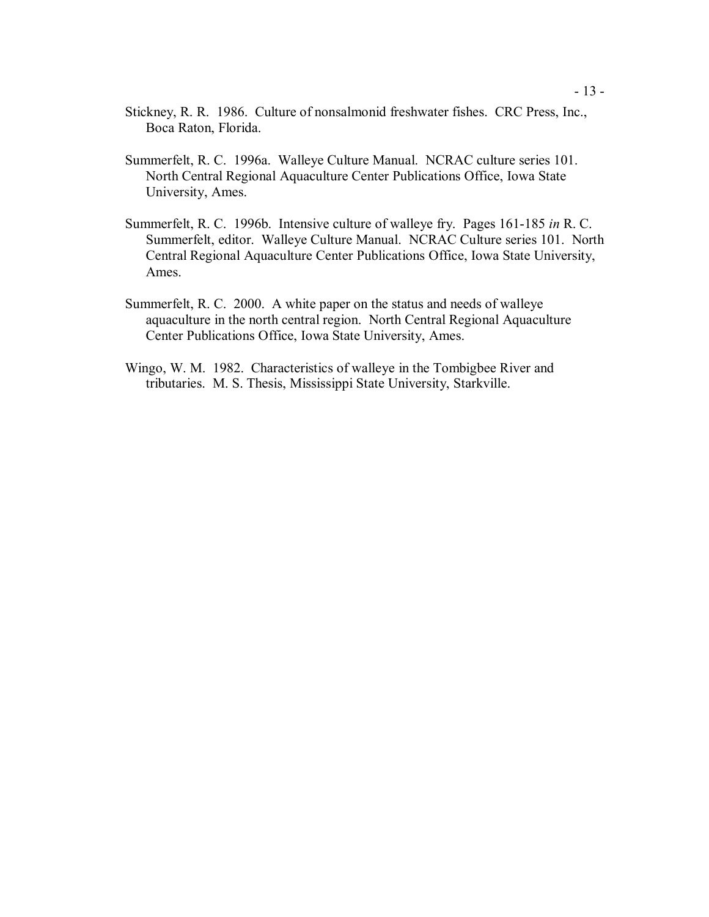Stickney, R. R. 1986. Culture of nonsalmonid freshwater fishes. CRC Press, Inc., Boca Raton, Florida.

Summerfelt, R. C. 1996a. Walleye Culture Manual. NCRAC culture series 101. North Central Regional Aquaculture Center Publications Office, Iowa State University, Ames.

Summerfelt, R. C. 1996b. Intensive culture of walleye fry. Pages 161-185 *in* R. C. Summerfelt, editor. Walleye Culture Manual. NCRAC Culture series 101. North Central Regional Aquaculture Center Publications Office, Iowa State University, Ames.

Summerfelt, R. C. 2000. A white paper on the status and needs of walleye aquaculture in the north central region. North Central Regional Aquaculture Center Publications Office, Iowa State University, Ames.

Wingo, W. M. 1982. Characteristics of walleye in the Tombigbee River and tributaries. M. S. Thesis, Mississippi State University, Starkville.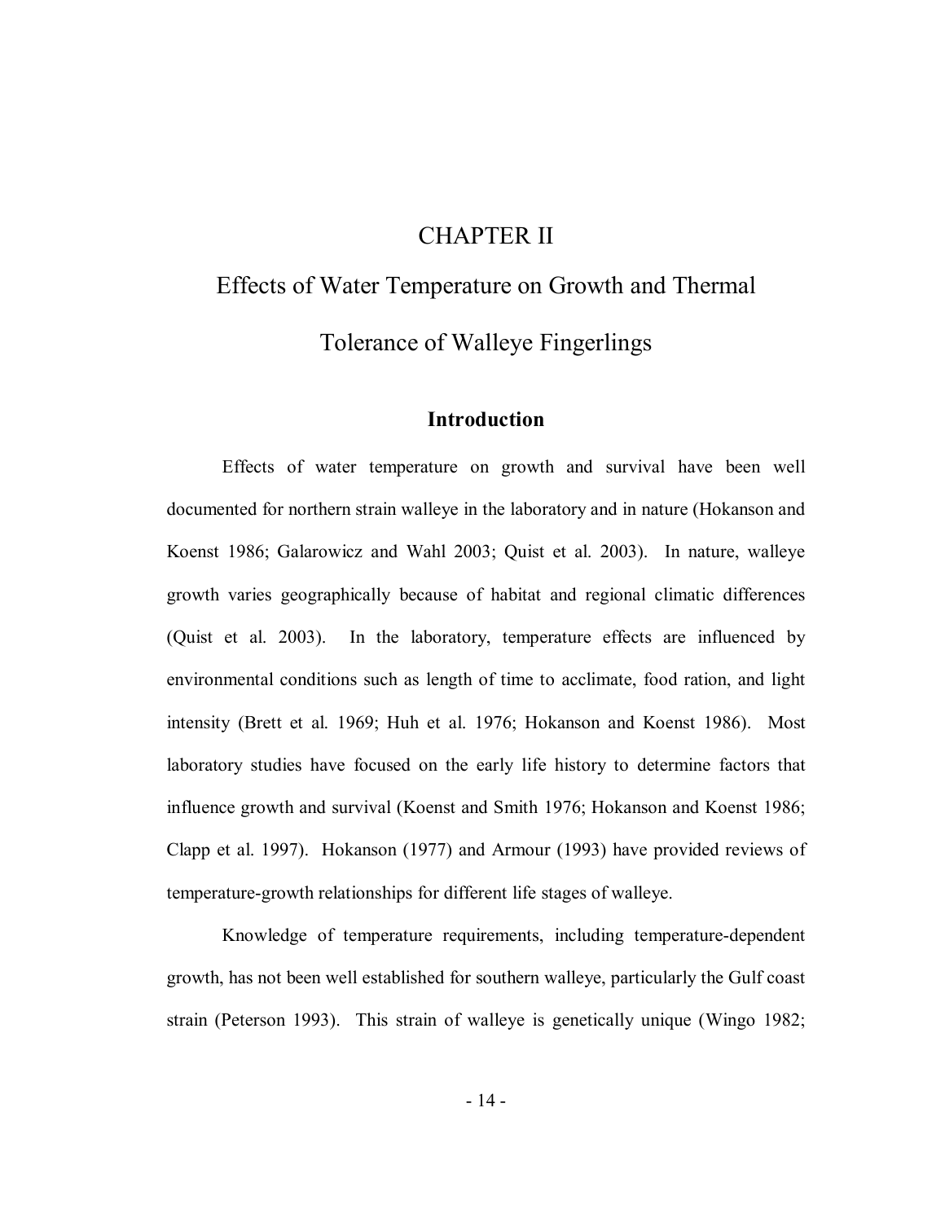# CHAPTER II

# Effects of Water Temperature on Growth and Thermal Tolerance of Walleye Fingerlings

## Introduction

Effects of water temperature on growth and survival have been well documented for northern strain walleye in the laboratory and in nature (Hokanson and Koenst 1986; Galarowicz and Wahl 2003; Quist et al. 2003). In nature, walleye growth varies geographically because of habitat and regional climatic differences (Quist et al. 2003). In the laboratory, temperature effects are influenced by environmental conditions such as length of time to acclimate, food ration, and light intensity (Brett et al. 1969; Huh et al. 1976; Hokanson and Koenst 1986). Most laboratory studies have focused on the early life history to determine factors that influence growth and survival (Koenst and Smith 1976; Hokanson and Koenst 1986; Clapp et al. 1997). Hokanson (1977) and Armour (1993) have provided reviews of temperature-growth relationships for different life stages of walleye.

Knowledge of temperature requirements, including temperature-dependent growth, has not been well established for southern walleye, particularly the Gulf coast strain (Peterson 1993). This strain of walleye is genetically unique (Wingo 1982;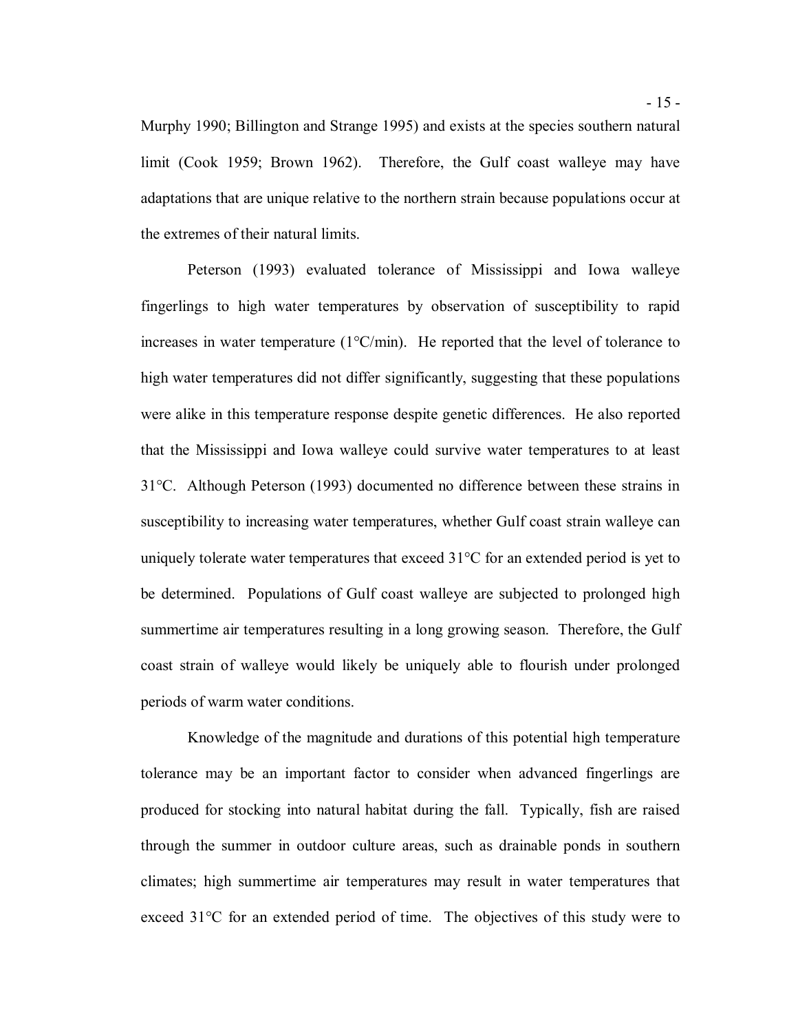Murphy 1990; Billington and Strange 1995) and exists at the species southern natural limit (Cook 1959; Brown 1962). Therefore, the Gulf coast walleye may have adaptations that are unique relative to the northern strain because populations occur at the extremes of their natural limits.

Peterson (1993) evaluated tolerance of Mississippi and Iowa walleye fingerlings to high water temperatures by observation of susceptibility to rapid increases in water temperature (1°C/min). He reported that the level of tolerance to high water temperatures did not differ significantly, suggesting that these populations were alike in this temperature response despite genetic differences. He also reported that the Mississippi and Iowa walleye could survive water temperatures to at least 31°C. Although Peterson (1993) documented no difference between these strains in susceptibility to increasing water temperatures, whether Gulf coast strain walleye can uniquely tolerate water temperatures that exceed 31°C for an extended period is yet to be determined. Populations of Gulf coast walleye are subjected to prolonged high summertime air temperatures resulting in a long growing season. Therefore, the Gulf coast strain of walleye would likely be uniquely able to flourish under prolonged periods of warm water conditions.

Knowledge of the magnitude and durations of this potential high temperature tolerance may be an important factor to consider when advanced fingerlings are produced for stocking into natural habitat during the fall. Typically, fish are raised through the summer in outdoor culture areas, such as drainable ponds in southern climates; high summertime air temperatures may result in water temperatures that exceed 31°C for an extended period of time. The objectives of this study were to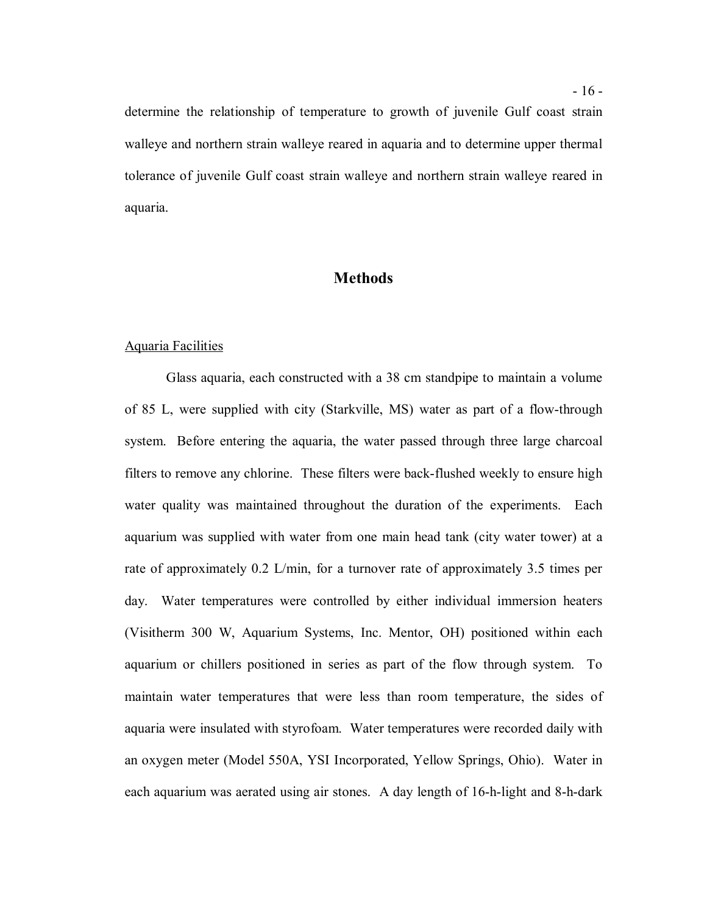determine the relationship of temperature to growth of juvenile Gulf coast strain walleye and northern strain walleye reared in aquaria and to determine upper thermal tolerance of juvenile Gulf coast strain walleye and northern strain walleye reared in aquaria.

## Methods

### Aquaria Facilities

Glass aquaria, each constructed with a 38 cm standpipe to maintain a volume of 85 L, were supplied with city (Starkville, MS) water as part of a flow-through system. Before entering the aquaria, the water passed through three large charcoal filters to remove any chlorine. These filters were back-flushed weekly to ensure high water quality was maintained throughout the duration of the experiments. Each aquarium was supplied with water from one main head tank (city water tower) at a rate of approximately 0.2 L/min, for a turnover rate of approximately 3.5 times per day. Water temperatures were controlled by either individual immersion heaters (Visitherm 300 W, Aquarium Systems, Inc. Mentor, OH) positioned within each aquarium or chillers positioned in series as part of the flow through system. To maintain water temperatures that were less than room temperature, the sides of aquaria were insulated with styrofoam. Water temperatures were recorded daily with an oxygen meter (Model 550A, YSI Incorporated, Yellow Springs, Ohio). Water in each aquarium was aerated using air stones. A day length of 16-h-light and 8-h-dark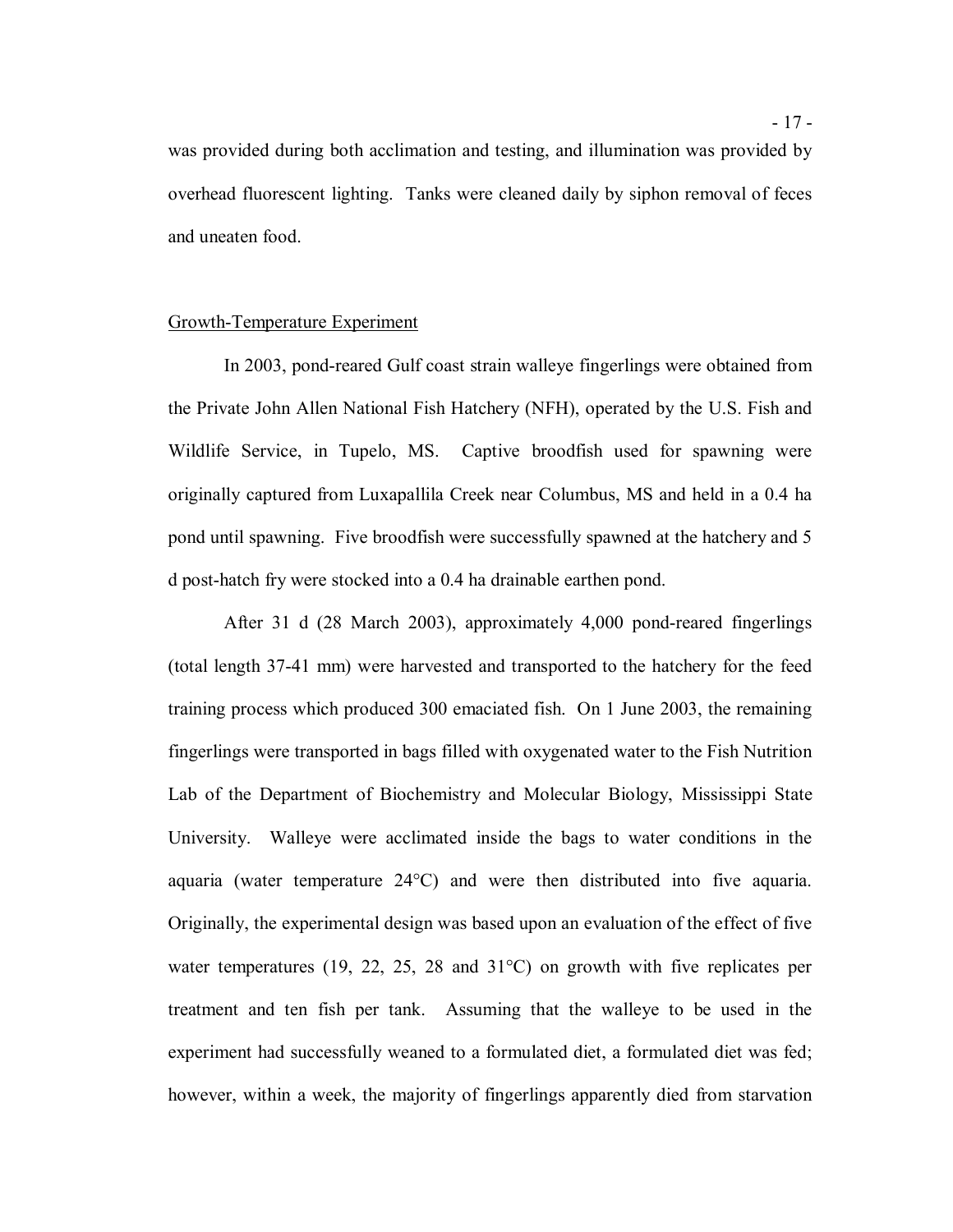was provided during both acclimation and testing, and illumination was provided by overhead fluorescent lighting. Tanks were cleaned daily by siphon removal of feces and uneaten food.

## Growth-Temperature Experiment

In 2003, pond-reared Gulf coast strain walleye fingerlings were obtained from the Private John Allen National Fish Hatchery (NFH), operated by the U.S. Fish and Wildlife Service, in Tupelo, MS. Captive broodfish used for spawning were originally captured from Luxapallila Creek near Columbus, MS and held in a 0.4 ha pond until spawning. Five broodfish were successfully spawned at the hatchery and 5 d post-hatch fry were stocked into a 0.4 ha drainable earthen pond.

After 31 d (28 March 2003), approximately 4,000 pond-reared fingerlings (total length 37-41 mm) were harvested and transported to the hatchery for the feed training process which produced 300 emaciated fish. On 1 June 2003, the remaining fingerlings were transported in bags filled with oxygenated water to the Fish Nutrition Lab of the Department of Biochemistry and Molecular Biology, Mississippi State University. Walleye were acclimated inside the bags to water conditions in the aquaria (water temperature 24°C) and were then distributed into five aquaria. Originally, the experimental design was based upon an evaluation of the effect of five water temperatures (19, 22, 25, 28 and 31°C) on growth with five replicates per treatment and ten fish per tank. Assuming that the walleye to be used in the experiment had successfully weaned to a formulated diet, a formulated diet was fed; however, within a week, the majority of fingerlings apparently died from starvation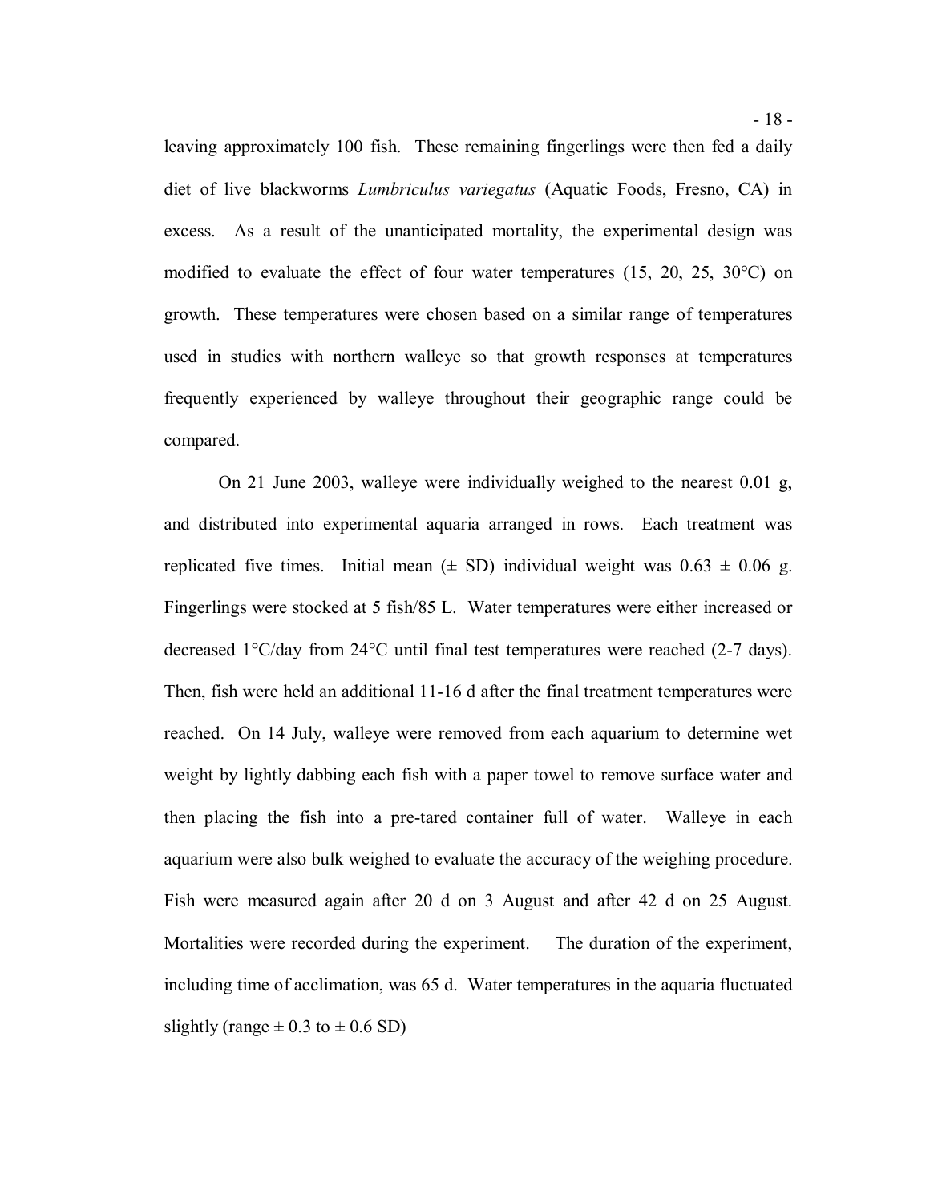leaving approximately 100 fish. These remaining fingerlings were then fed a daily diet of live blackworms *Lumbriculus variegatus* (Aquatic Foods, Fresno, CA) in excess. As a result of the unanticipated mortality, the experimental design was modified to evaluate the effect of four water temperatures (15, 20, 25, 30°C) on growth. These temperatures were chosen based on a similar range of temperatures used in studies with northern walleye so that growth responses at temperatures frequently experienced by walleye throughout their geographic range could be compared.

On 21 June 2003, walleye were individually weighed to the nearest 0.01 g, and distributed into experimental aquaria arranged in rows. Each treatment was replicated five times. Initial mean (± SD) individual weight was 0.63 ± 0.06 g. Fingerlings were stocked at 5 fish/85 L. Water temperatures were either increased or decreased 1°C/day from 24°C until final test temperatures were reached (2-7 days). Then, fish were held an additional 11-16 d after the final treatment temperatures were reached. On 14 July, walleye were removed from each aquarium to determine wet weight by lightly dabbing each fish with a paper towel to remove surface water and then placing the fish into a pre-tared container full of water. Walleye in each aquarium were also bulk weighed to evaluate the accuracy of the weighing procedure. Fish were measured again after 20 d on 3 August and after 42 d on 25 August. Mortalities were recorded during the experiment. The duration of the experiment, including time of acclimation, was 65 d. Water temperatures in the aquaria fluctuated slightly (range ± 0.3 to ± 0.6 SD)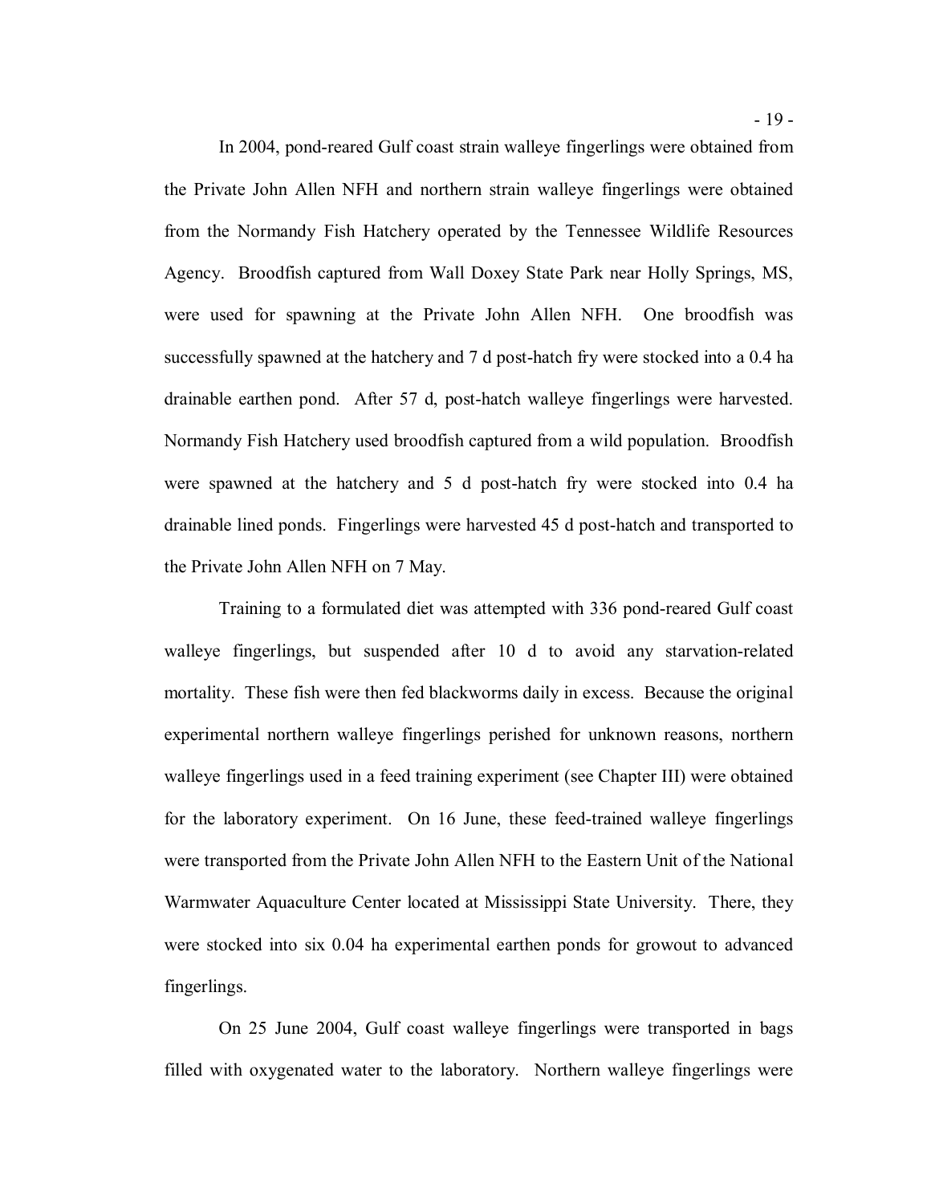In 2004, pond-reared Gulf coast strain walleye fingerlings were obtained from the Private John Allen NFH and northern strain walleye fingerlings were obtained from the Normandy Fish Hatchery operated by the Tennessee Wildlife Resources Agency. Broodfish captured from Wall Doxey State Park near Holly Springs, MS, were used for spawning at the Private John Allen NFH. One broodfish was successfully spawned at the hatchery and 7 d post-hatch fry were stocked into a 0.4 ha drainable earthen pond. After 57 d, post-hatch walleye fingerlings were harvested. Normandy Fish Hatchery used broodfish captured from a wild population. Broodfish were spawned at the hatchery and 5 d post-hatch fry were stocked into 0.4 ha drainable lined ponds. Fingerlings were harvested 45 d post-hatch and transported to the Private John Allen NFH on 7 May.

Training to a formulated diet was attempted with 336 pond-reared Gulf coast walleye fingerlings, but suspended after 10 d to avoid any starvation-related mortality. These fish were then fed blackworms daily in excess. Because the original experimental northern walleye fingerlings perished for unknown reasons, northern walleye fingerlings used in a feed training experiment (see Chapter III) were obtained for the laboratory experiment. On 16 June, these feed-trained walleye fingerlings were transported from the Private John Allen NFH to the Eastern Unit of the National Warmwater Aquaculture Center located at Mississippi State University. There, they were stocked into six 0.04 ha experimental earthen ponds for growout to advanced fingerlings.

On 25 June 2004, Gulf coast walleye fingerlings were transported in bags filled with oxygenated water to the laboratory. Northern walleye fingerlings were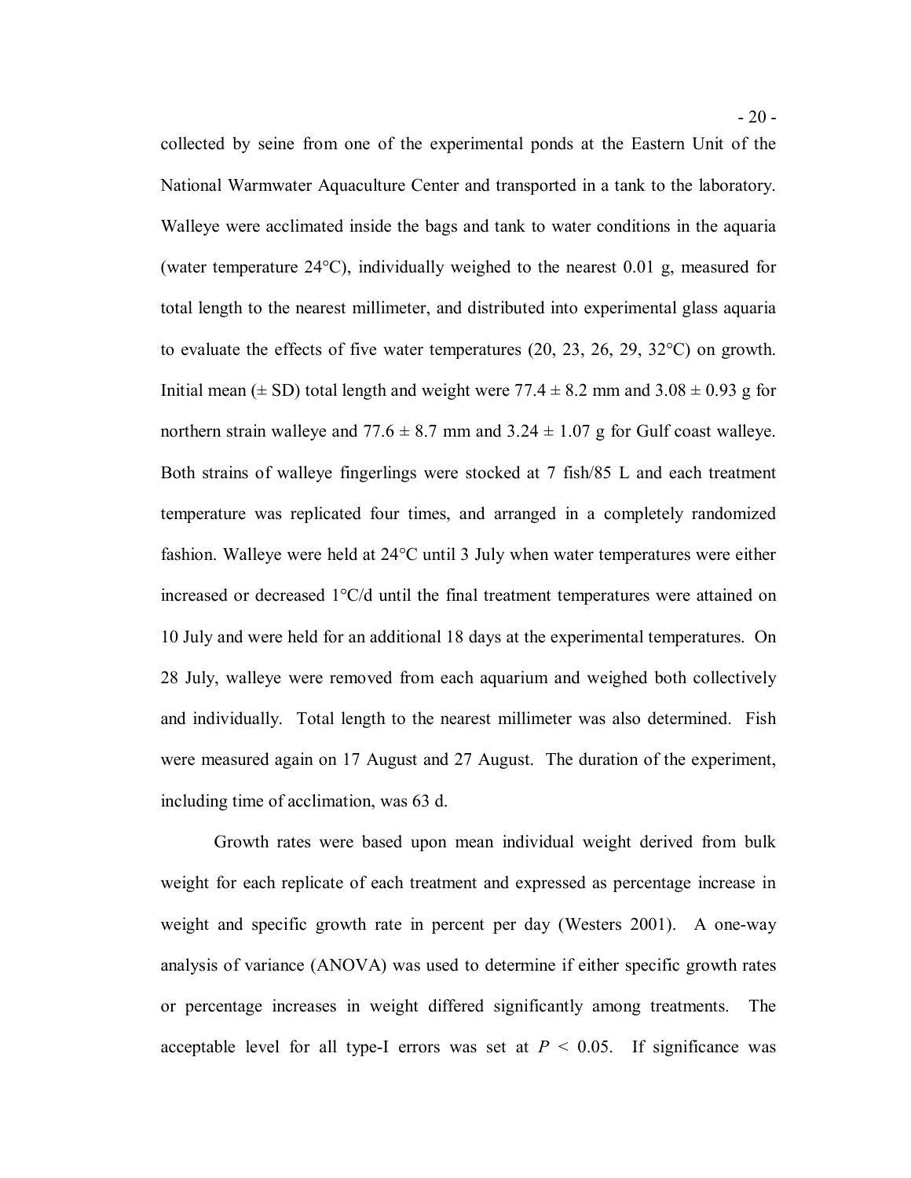collected by seine from one of the experimental ponds at the Eastern Unit of the National Warmwater Aquaculture Center and transported in a tank to the laboratory. Walleye were acclimated inside the bags and tank to water conditions in the aquaria (water temperature 24°C), individually weighed to the nearest 0.01 g, measured for total length to the nearest millimeter, and distributed into experimental glass aquaria to evaluate the effects of five water temperatures (20, 23, 26, 29, 32°C) on growth. Initial mean (± SD) total length and weight were 77.4 ± 8.2 mm and 3.08 ± 0.93 g for northern strain walleye and 77.6 ± 8.7 mm and 3.24 ± 1.07 g for Gulf coast walleye. Both strains of walleye fingerlings were stocked at 7 fish/85 L and each treatment temperature was replicated four times, and arranged in a completely randomized fashion. Walleye were held at 24°C until 3 July when water temperatures were either increased or decreased 1°C/d until the final treatment temperatures were attained on 10 July and were held for an additional 18 days at the experimental temperatures. On 28 July, walleye were removed from each aquarium and weighed both collectively and individually. Total length to the nearest millimeter was also determined. Fish were measured again on 17 August and 27 August. The duration of the experiment, including time of acclimation, was 63 d.

Growth rates were based upon mean individual weight derived from bulk weight for each replicate of each treatment and expressed as percentage increase in weight and specific growth rate in percent per day (Westers 2001). A one-way analysis of variance (ANOVA) was used to determine if either specific growth rates or percentage increases in weight differed significantly among treatments. The acceptable level for all type-I errors was set at $P < 0.05$. If significance was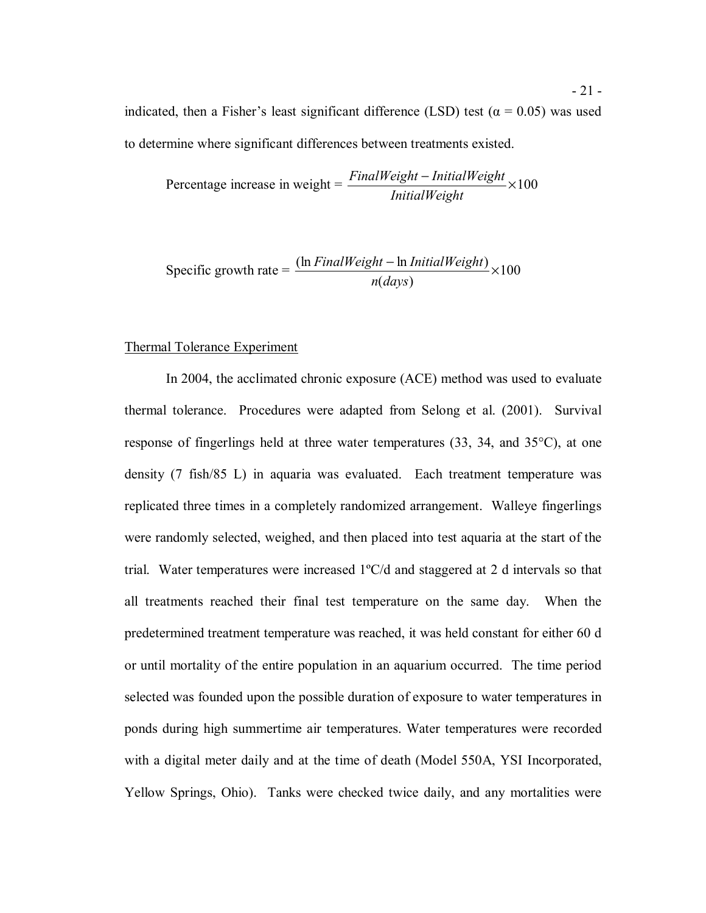indicated, then a Fisher's least significant difference (LSD) test ($\alpha = 0.05$) was used to determine where significant differences between treatments existed.

$$\text{Percentage increase in weight} = \frac{FinalWeight - InitialWeight}{InitialWeight} \times 100$$

$$\text{Specific growth rate} = \frac{(\ln FinalWeight - \ln InitialWeight)}{n(days)} \times 100$$

<u>Thermal Tolerance Experiment</u>

In 2004, the acclimated chronic exposure (ACE) method was used to evaluate thermal tolerance. Procedures were adapted from Selong et al. (2001). Survival response of fingerlings held at three water temperatures (33, 34, and 35°C), at one density (7 fish/85 L) in aquaria was evaluated. Each treatment temperature was replicated three times in a completely randomized arrangement. Walleye fingerlings were randomly selected, weighed, and then placed into test aquaria at the start of the trial. Water temperatures were increased 1ºC/d and staggered at 2 d intervals so that all treatments reached their final test temperature on the same day. When the predetermined treatment temperature was reached, it was held constant for either 60 d or until mortality of the entire population in an aquarium occurred. The time period selected was founded upon the possible duration of exposure to water temperatures in ponds during high summertime air temperatures. Water temperatures were recorded with a digital meter daily and at the time of death (Model 550A, YSI Incorporated, Yellow Springs, Ohio). Tanks were checked twice daily, and any mortalities were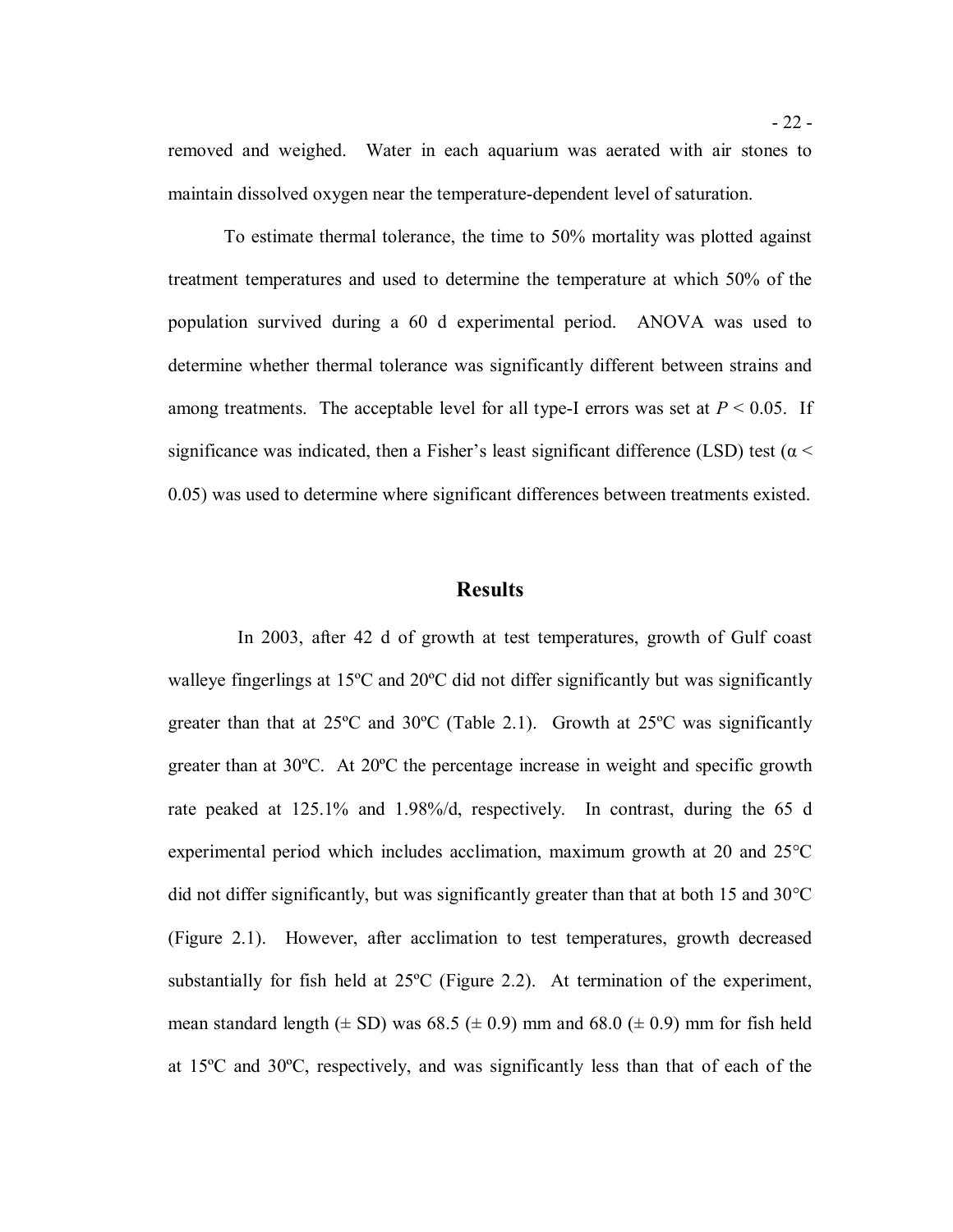removed and weighed. Water in each aquarium was aerated with air stones to maintain dissolved oxygen near the temperature-dependent level of saturation.

To estimate thermal tolerance, the time to 50% mortality was plotted against treatment temperatures and used to determine the temperature at which 50% of the population survived during a 60 d experimental period. ANOVA was used to determine whether thermal tolerance was significantly different between strains and among treatments. The acceptable level for all type-I errors was set at $P < 0.05$. If significance was indicated, then a Fisher's least significant difference (LSD) test ($\alpha < 0.05$) was used to determine where significant differences between treatments existed.

## Results

In 2003, after 42 d of growth at test temperatures, growth of Gulf coast walleye fingerlings at 15ºC and 20ºC did not differ significantly but was significantly greater than that at 25ºC and 30ºC (Table 2.1). Growth at 25ºC was significantly greater than at 30ºC. At 20ºC the percentage increase in weight and specific growth rate peaked at 125.1% and 1.98%/d, respectively. In contrast, during the 65 d experimental period which includes acclimation, maximum growth at 20 and 25°C did not differ significantly, but was significantly greater than that at both 15 and 30°C (Figure 2.1). However, after acclimation to test temperatures, growth decreased substantially for fish held at 25ºC (Figure 2.2). At termination of the experiment, mean standard length (± SD) was 68.5 (± 0.9) mm and 68.0 (± 0.9) mm for fish held at 15ºC and 30ºC, respectively, and was significantly less than that of each of the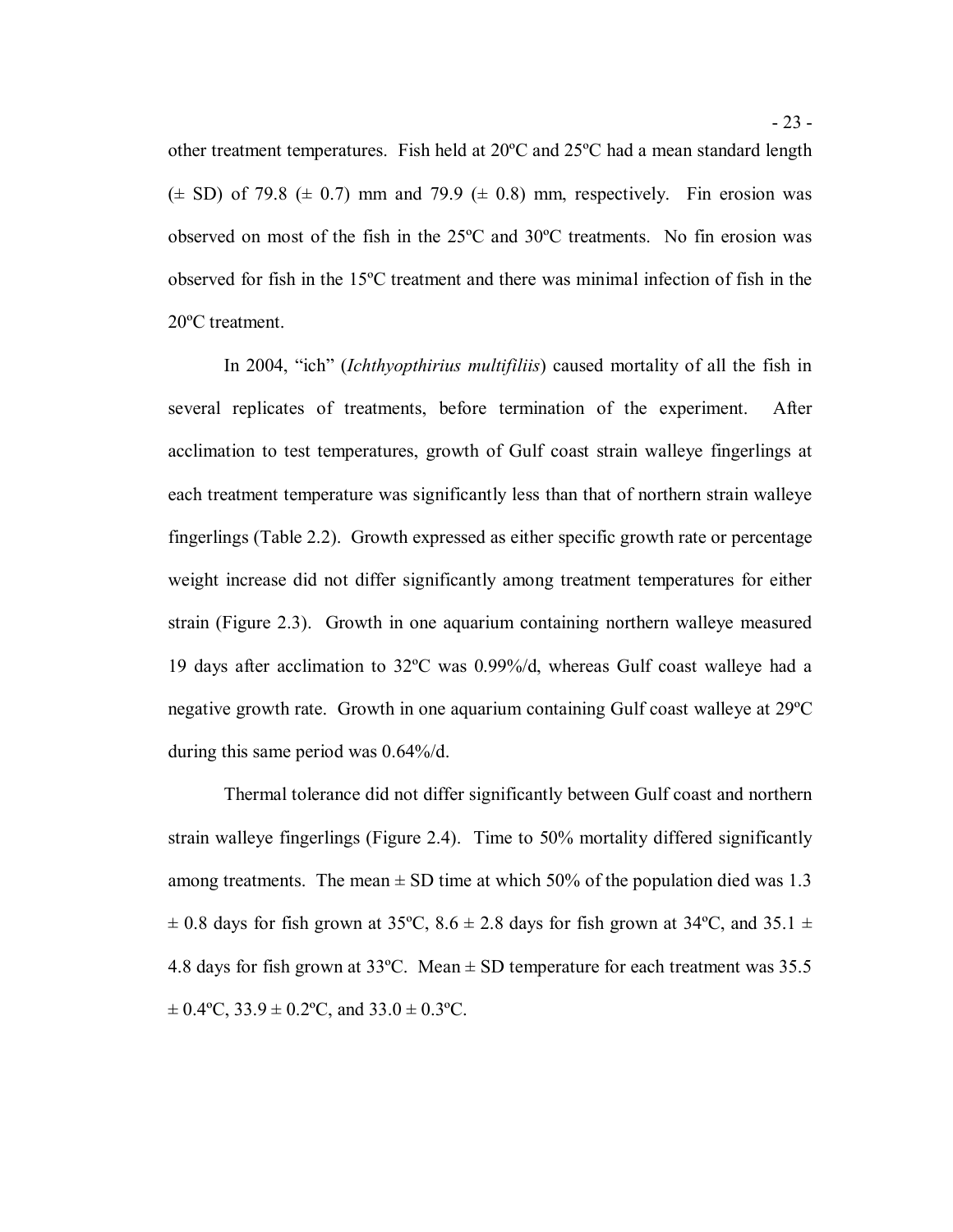other treatment temperatures. Fish held at 20ºC and 25ºC had a mean standard length (± SD) of 79.8 (± 0.7) mm and 79.9 (± 0.8) mm, respectively. Fin erosion was observed on most of the fish in the 25ºC and 30ºC treatments. No fin erosion was observed for fish in the 15ºC treatment and there was minimal infection of fish in the 20ºC treatment.

In 2004, "ich" (*Ichthyopthirius multifiliis*) caused mortality of all the fish in several replicates of treatments, before termination of the experiment. After acclimation to test temperatures, growth of Gulf coast strain walleye fingerlings at each treatment temperature was significantly less than that of northern strain walleye fingerlings (Table 2.2). Growth expressed as either specific growth rate or percentage weight increase did not differ significantly among treatment temperatures for either strain (Figure 2.3). Growth in one aquarium containing northern walleye measured 19 days after acclimation to 32ºC was 0.99%/d, whereas Gulf coast walleye had a negative growth rate. Growth in one aquarium containing Gulf coast walleye at 29ºC during this same period was 0.64%/d.

Thermal tolerance did not differ significantly between Gulf coast and northern strain walleye fingerlings (Figure 2.4). Time to 50% mortality differed significantly among treatments. The mean ± SD time at which 50% of the population died was 1.3 ± 0.8 days for fish grown at 35ºC, 8.6 ± 2.8 days for fish grown at 34ºC, and 35.1 ± 4.8 days for fish grown at 33ºC. Mean ± SD temperature for each treatment was 35.5 ± 0.4ºC, 33.9 ± 0.2ºC, and 33.0 ± 0.3ºC.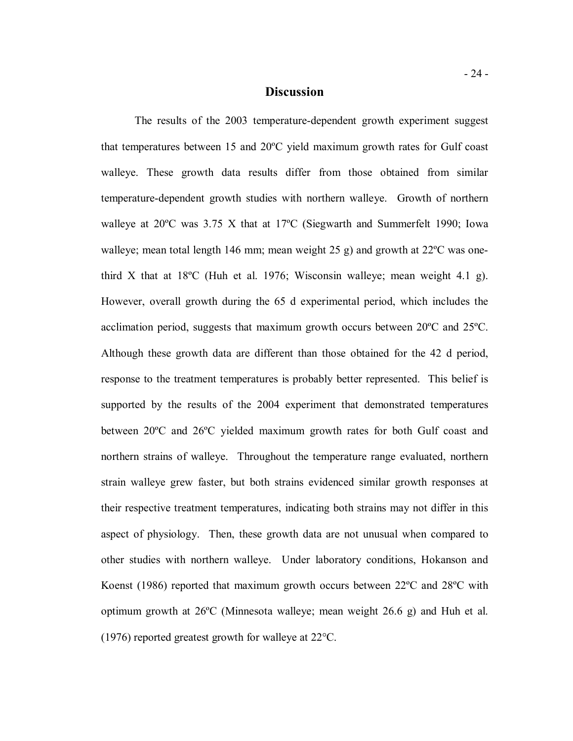## Discussion

The results of the 2003 temperature-dependent growth experiment suggest that temperatures between 15 and 20ºC yield maximum growth rates for Gulf coast walleye. These growth data results differ from those obtained from similar temperature-dependent growth studies with northern walleye. Growth of northern walleye at 20ºC was 3.75 X that at 17ºC (Siegwarth and Summerfelt 1990; Iowa walleye; mean total length 146 mm; mean weight 25 g) and growth at 22ºC was one-third X that at 18ºC (Huh et al. 1976; Wisconsin walleye; mean weight 4.1 g). However, overall growth during the 65 d experimental period, which includes the acclimation period, suggests that maximum growth occurs between 20ºC and 25ºC. Although these growth data are different than those obtained for the 42 d period, response to the treatment temperatures is probably better represented. This belief is supported by the results of the 2004 experiment that demonstrated temperatures between 20ºC and 26ºC yielded maximum growth rates for both Gulf coast and northern strains of walleye. Throughout the temperature range evaluated, northern strain walleye grew faster, but both strains evidenced similar growth responses at their respective treatment temperatures, indicating both strains may not differ in this aspect of physiology. Then, these growth data are not unusual when compared to other studies with northern walleye. Under laboratory conditions, Hokanson and Koenst (1986) reported that maximum growth occurs between 22ºC and 28ºC with optimum growth at 26ºC (Minnesota walleye; mean weight 26.6 g) and Huh et al. (1976) reported greatest growth for walleye at 22°C.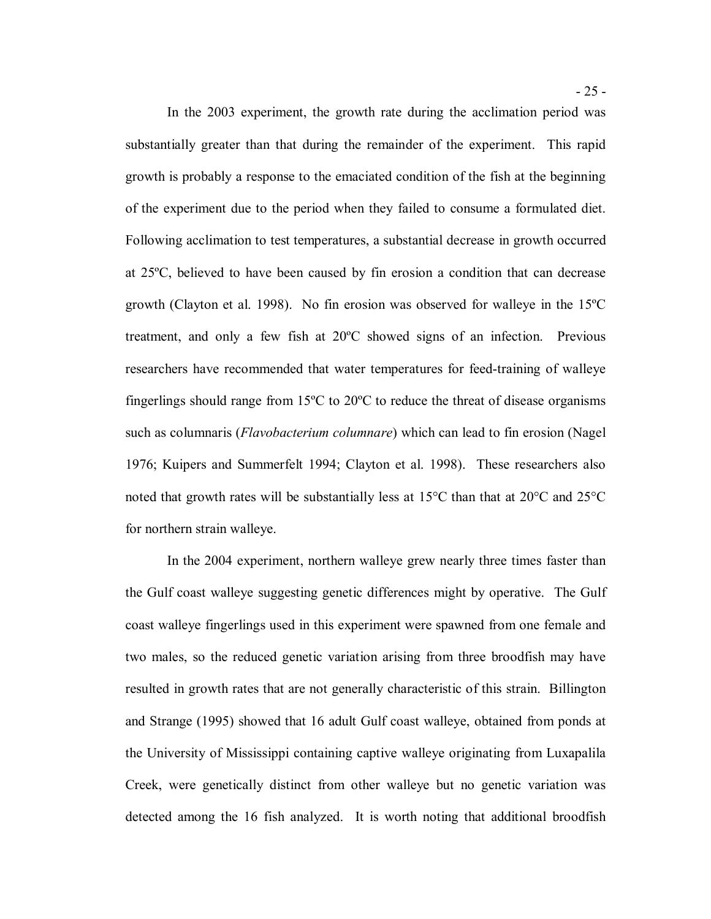In the 2003 experiment, the growth rate during the acclimation period was substantially greater than that during the remainder of the experiment. This rapid growth is probably a response to the emaciated condition of the fish at the beginning of the experiment due to the period when they failed to consume a formulated diet. Following acclimation to test temperatures, a substantial decrease in growth occurred at 25ºC, believed to have been caused by fin erosion a condition that can decrease growth (Clayton et al. 1998). No fin erosion was observed for walleye in the 15ºC treatment, and only a few fish at 20ºC showed signs of an infection. Previous researchers have recommended that water temperatures for feed-training of walleye fingerlings should range from 15ºC to 20ºC to reduce the threat of disease organisms such as columnaris (*Flavobacterium columnare*) which can lead to fin erosion (Nagel 1976; Kuipers and Summerfelt 1994; Clayton et al. 1998). These researchers also noted that growth rates will be substantially less at 15°C than that at 20°C and 25°C for northern strain walleye.

In the 2004 experiment, northern walleye grew nearly three times faster than the Gulf coast walleye suggesting genetic differences might by operative. The Gulf coast walleye fingerlings used in this experiment were spawned from one female and two males, so the reduced genetic variation arising from three broodfish may have resulted in growth rates that are not generally characteristic of this strain. Billington and Strange (1995) showed that 16 adult Gulf coast walleye, obtained from ponds at the University of Mississippi containing captive walleye originating from Luxapalila Creek, were genetically distinct from other walleye but no genetic variation was detected among the 16 fish analyzed. It is worth noting that additional broodfish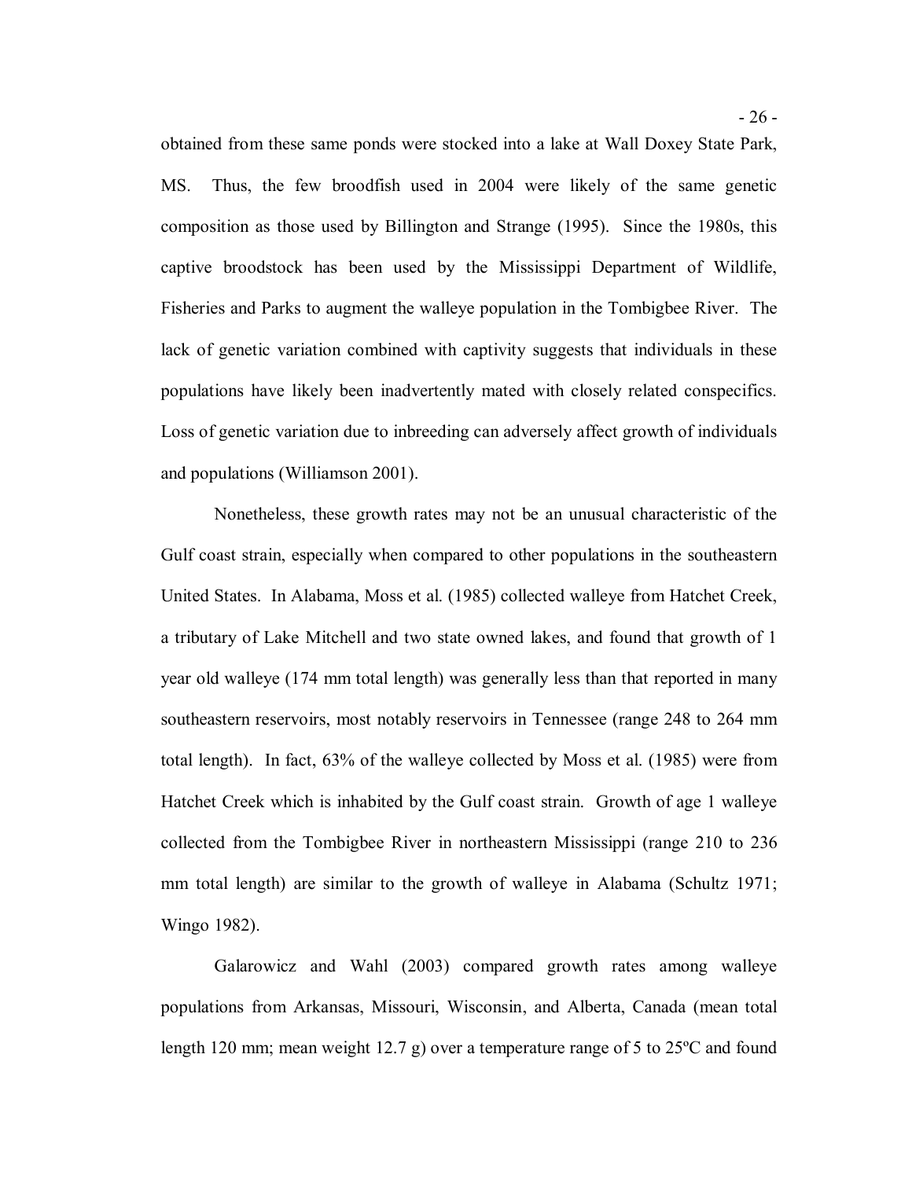obtained from these same ponds were stocked into a lake at Wall Doxey State Park, MS. Thus, the few broodfish used in 2004 were likely of the same genetic composition as those used by Billington and Strange (1995). Since the 1980s, this captive broodstock has been used by the Mississippi Department of Wildlife, Fisheries and Parks to augment the walleye population in the Tombigbee River. The lack of genetic variation combined with captivity suggests that individuals in these populations have likely been inadvertently mated with closely related conspecifics. Loss of genetic variation due to inbreeding can adversely affect growth of individuals and populations (Williamson 2001).

Nonetheless, these growth rates may not be an unusual characteristic of the Gulf coast strain, especially when compared to other populations in the southeastern United States. In Alabama, Moss et al. (1985) collected walleye from Hatchet Creek, a tributary of Lake Mitchell and two state owned lakes, and found that growth of 1 year old walleye (174 mm total length) was generally less than that reported in many southeastern reservoirs, most notably reservoirs in Tennessee (range 248 to 264 mm total length). In fact, 63% of the walleye collected by Moss et al. (1985) were from Hatchet Creek which is inhabited by the Gulf coast strain. Growth of age 1 walleye collected from the Tombigbee River in northeastern Mississippi (range 210 to 236 mm total length) are similar to the growth of walleye in Alabama (Schultz 1971; Wingo 1982).

Galarowicz and Wahl (2003) compared growth rates among walleye populations from Arkansas, Missouri, Wisconsin, and Alberta, Canada (mean total length 120 mm; mean weight 12.7 g) over a temperature range of 5 to 25ºC and found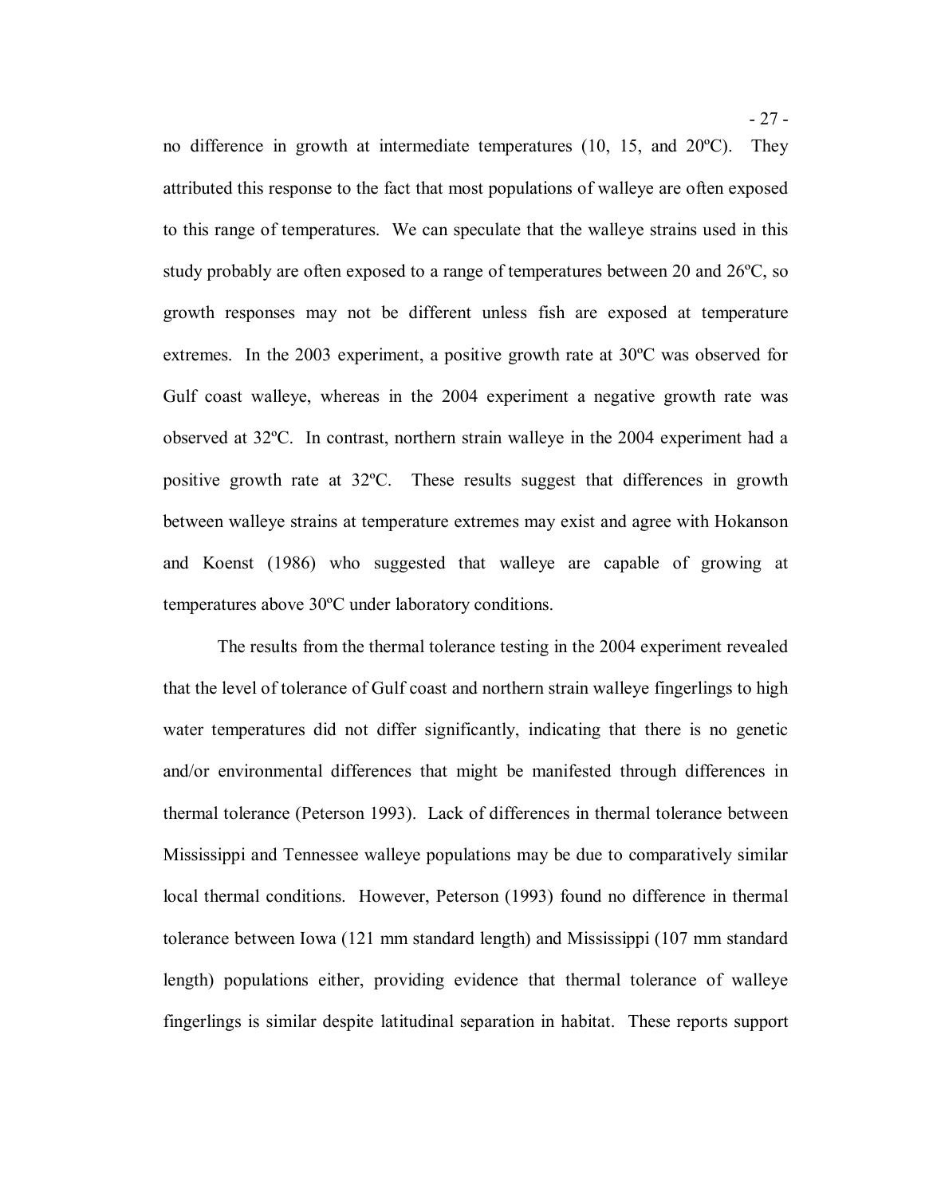no difference in growth at intermediate temperatures (10, 15, and 20ºC). They attributed this response to the fact that most populations of walleye are often exposed to this range of temperatures. We can speculate that the walleye strains used in this study probably are often exposed to a range of temperatures between 20 and 26ºC, so growth responses may not be different unless fish are exposed at temperature extremes. In the 2003 experiment, a positive growth rate at 30ºC was observed for Gulf coast walleye, whereas in the 2004 experiment a negative growth rate was observed at 32ºC. In contrast, northern strain walleye in the 2004 experiment had a positive growth rate at 32ºC. These results suggest that differences in growth between walleye strains at temperature extremes may exist and agree with Hokanson and Koenst (1986) who suggested that walleye are capable of growing at temperatures above 30ºC under laboratory conditions.

The results from the thermal tolerance testing in the 2004 experiment revealed that the level of tolerance of Gulf coast and northern strain walleye fingerlings to high water temperatures did not differ significantly, indicating that there is no genetic and/or environmental differences that might be manifested through differences in thermal tolerance (Peterson 1993). Lack of differences in thermal tolerance between Mississippi and Tennessee walleye populations may be due to comparatively similar local thermal conditions. However, Peterson (1993) found no difference in thermal tolerance between Iowa (121 mm standard length) and Mississippi (107 mm standard length) populations either, providing evidence that thermal tolerance of walleye fingerlings is similar despite latitudinal separation in habitat. These reports support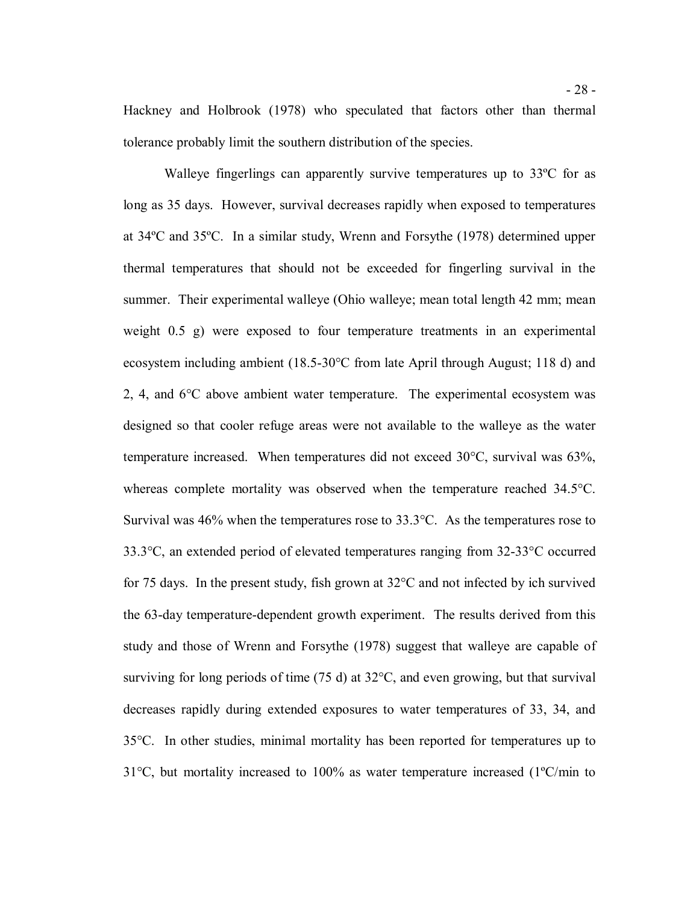Hackney and Holbrook (1978) who speculated that factors other than thermal tolerance probably limit the southern distribution of the species.

Walleye fingerlings can apparently survive temperatures up to 33ºC for as long as 35 days. However, survival decreases rapidly when exposed to temperatures at 34ºC and 35ºC. In a similar study, Wrenn and Forsythe (1978) determined upper thermal temperatures that should not be exceeded for fingerling survival in the summer. Their experimental walleye (Ohio walleye; mean total length 42 mm; mean weight 0.5 g) were exposed to four temperature treatments in an experimental ecosystem including ambient (18.5-30°C from late April through August; 118 d) and 2, 4, and 6°C above ambient water temperature. The experimental ecosystem was designed so that cooler refuge areas were not available to the walleye as the water temperature increased. When temperatures did not exceed 30°C, survival was 63%, whereas complete mortality was observed when the temperature reached 34.5°C. Survival was 46% when the temperatures rose to 33.3°C. As the temperatures rose to 33.3°C, an extended period of elevated temperatures ranging from 32-33°C occurred for 75 days. In the present study, fish grown at 32°C and not infected by ich survived the 63-day temperature-dependent growth experiment. The results derived from this study and those of Wrenn and Forsythe (1978) suggest that walleye are capable of surviving for long periods of time (75 d) at 32°C, and even growing, but that survival decreases rapidly during extended exposures to water temperatures of 33, 34, and 35°C. In other studies, minimal mortality has been reported for temperatures up to 31°C, but mortality increased to 100% as water temperature increased (1ºC/min to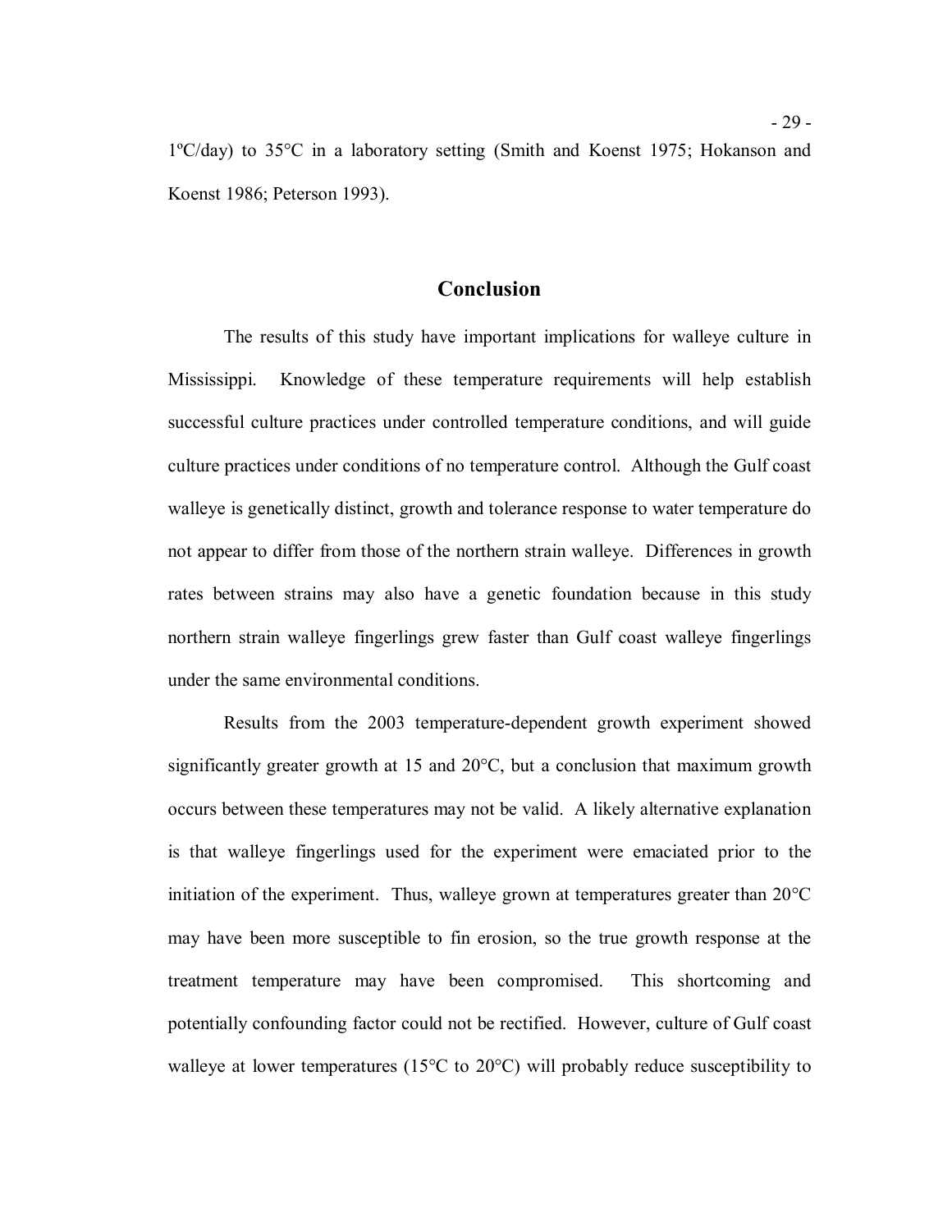1ºC/day) to 35°C in a laboratory setting (Smith and Koenst 1975; Hokanson and Koenst 1986; Peterson 1993).

## Conclusion

The results of this study have important implications for walleye culture in Mississippi. Knowledge of these temperature requirements will help establish successful culture practices under controlled temperature conditions, and will guide culture practices under conditions of no temperature control. Although the Gulf coast walleye is genetically distinct, growth and tolerance response to water temperature do not appear to differ from those of the northern strain walleye. Differences in growth rates between strains may also have a genetic foundation because in this study northern strain walleye fingerlings grew faster than Gulf coast walleye fingerlings under the same environmental conditions.

Results from the 2003 temperature-dependent growth experiment showed significantly greater growth at 15 and 20°C, but a conclusion that maximum growth occurs between these temperatures may not be valid. A likely alternative explanation is that walleye fingerlings used for the experiment were emaciated prior to the initiation of the experiment. Thus, walleye grown at temperatures greater than 20°C may have been more susceptible to fin erosion, so the true growth response at the treatment temperature may have been compromised. This shortcoming and potentially confounding factor could not be rectified. However, culture of Gulf coast walleye at lower temperatures (15°C to 20°C) will probably reduce susceptibility to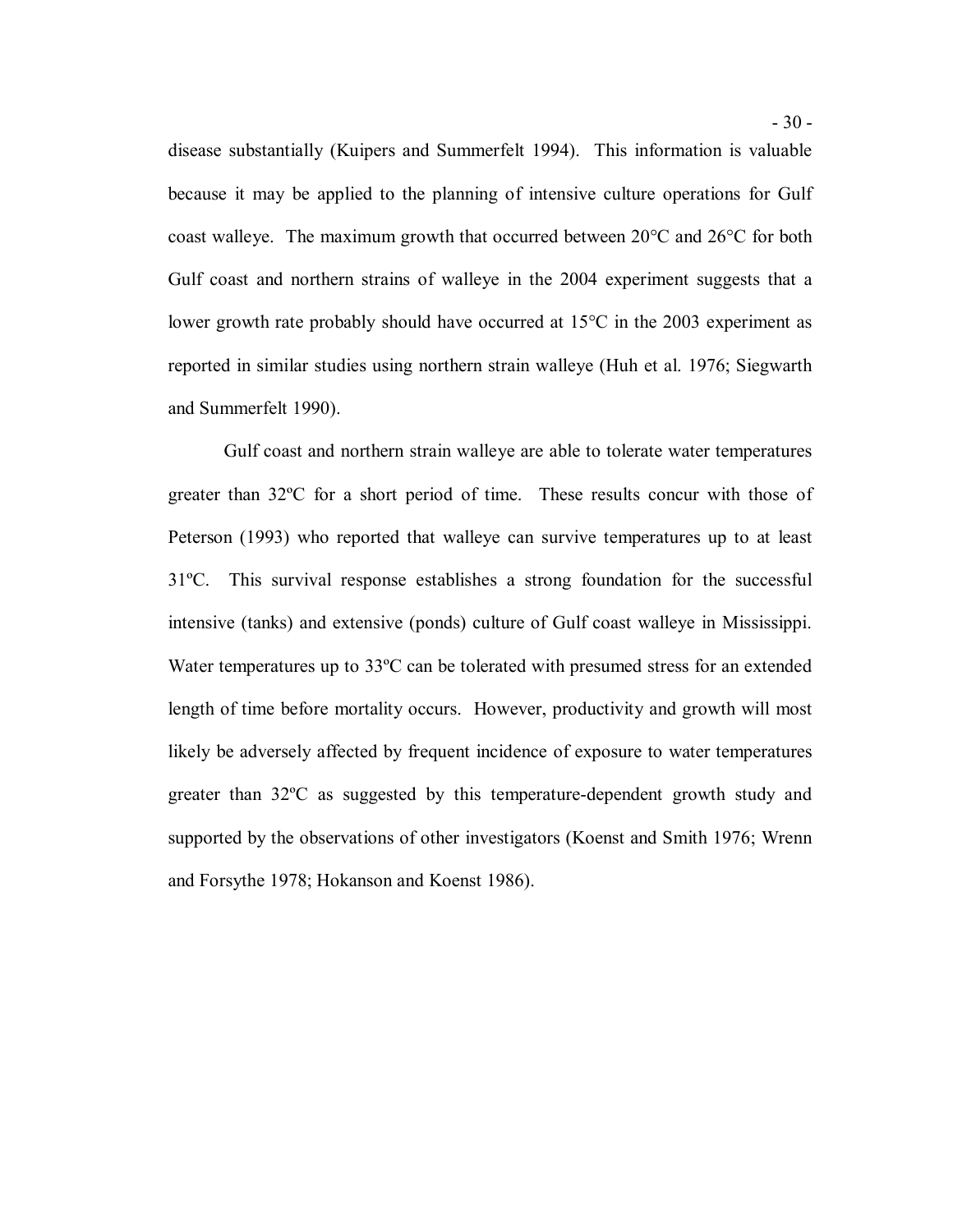disease substantially (Kuipers and Summerfelt 1994). This information is valuable because it may be applied to the planning of intensive culture operations for Gulf coast walleye. The maximum growth that occurred between 20°C and 26°C for both Gulf coast and northern strains of walleye in the 2004 experiment suggests that a lower growth rate probably should have occurred at 15°C in the 2003 experiment as reported in similar studies using northern strain walleye (Huh et al. 1976; Siegwarth and Summerfelt 1990).

Gulf coast and northern strain walleye are able to tolerate water temperatures greater than 32ºC for a short period of time. These results concur with those of Peterson (1993) who reported that walleye can survive temperatures up to at least 31ºC. This survival response establishes a strong foundation for the successful intensive (tanks) and extensive (ponds) culture of Gulf coast walleye in Mississippi. Water temperatures up to 33ºC can be tolerated with presumed stress for an extended length of time before mortality occurs. However, productivity and growth will most likely be adversely affected by frequent incidence of exposure to water temperatures greater than 32ºC as suggested by this temperature-dependent growth study and supported by the observations of other investigators (Koenst and Smith 1976; Wrenn and Forsythe 1978; Hokanson and Koenst 1986).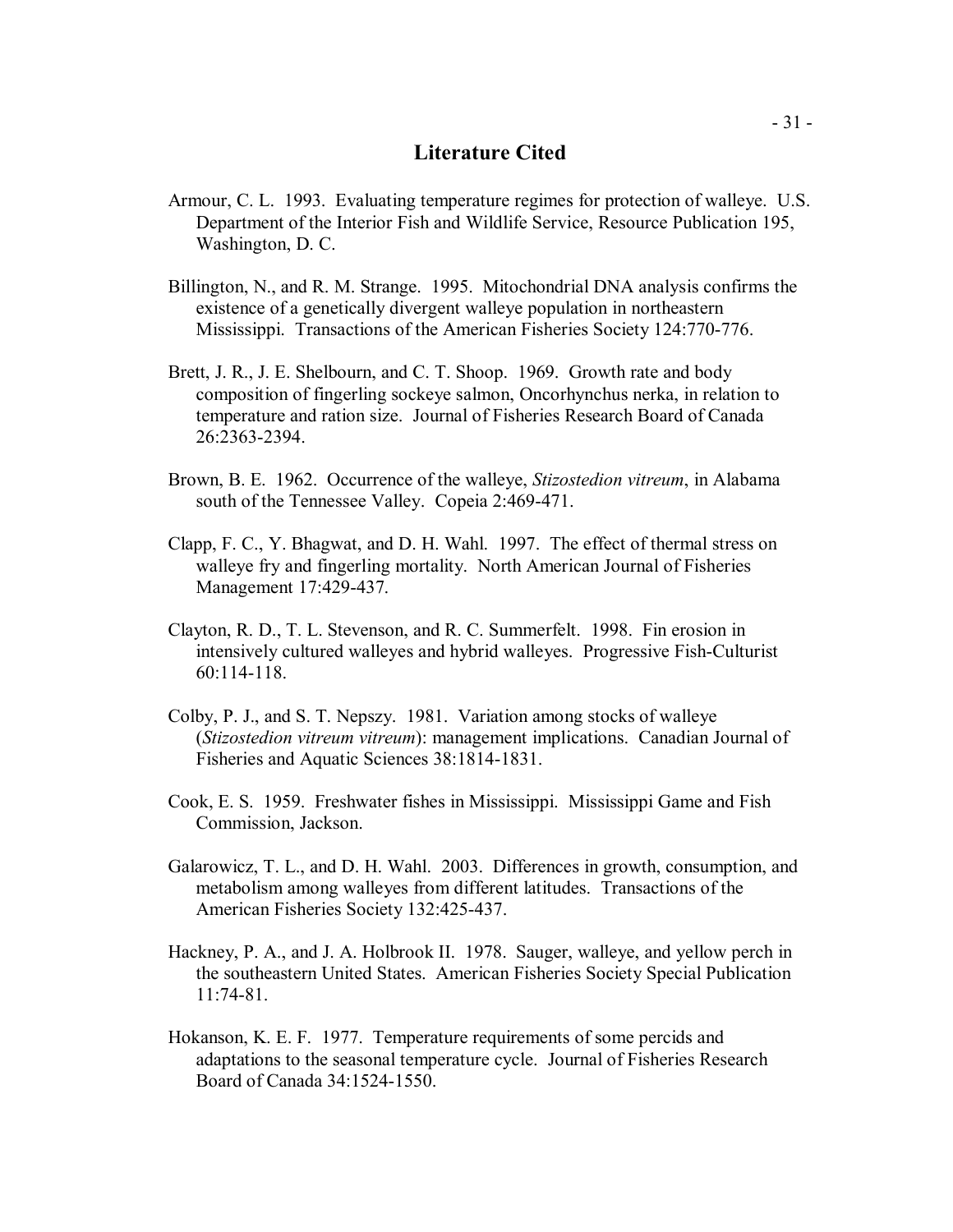# Literature Cited

Armour, C. L. 1993. Evaluating temperature regimes for protection of walleye. U.S. Department of the Interior Fish and Wildlife Service, Resource Publication 195, Washington, D. C.

Billington, N., and R. M. Strange. 1995. Mitochondrial DNA analysis confirms the existence of a genetically divergent walleye population in northeastern Mississippi. Transactions of the American Fisheries Society 124:770-776.

Brett, J. R., J. E. Shelbourn, and C. T. Shoop. 1969. Growth rate and body composition of fingerling sockeye salmon, Oncorhynchus nerka, in relation to temperature and ration size. Journal of Fisheries Research Board of Canada 26:2363-2394.

Brown, B. E. 1962. Occurrence of the walleye, *Stizostedion vitreum*, in Alabama south of the Tennessee Valley. Copeia 2:469-471.

Clapp, F. C., Y. Bhagwat, and D. H. Wahl. 1997. The effect of thermal stress on walleye fry and fingerling mortality. North American Journal of Fisheries Management 17:429-437.

Clayton, R. D., T. L. Stevenson, and R. C. Summerfelt. 1998. Fin erosion in intensively cultured walleyes and hybrid walleyes. Progressive Fish-Culturist 60:114-118.

Colby, P. J., and S. T. Nepszy. 1981. Variation among stocks of walleye (*Stizostedion vitreum vitreum*): management implications. Canadian Journal of Fisheries and Aquatic Sciences 38:1814-1831.

Cook, E. S. 1959. Freshwater fishes in Mississippi. Mississippi Game and Fish Commission, Jackson.

Galarowicz, T. L., and D. H. Wahl. 2003. Differences in growth, consumption, and metabolism among walleyes from different latitudes. Transactions of the American Fisheries Society 132:425-437.

Hackney, P. A., and J. A. Holbrook II. 1978. Sauger, walleye, and yellow perch in the southeastern United States. American Fisheries Society Special Publication 11:74-81.

Hokanson, K. E. F. 1977. Temperature requirements of some percids and adaptations to the seasonal temperature cycle. Journal of Fisheries Research Board of Canada 34:1524-1550.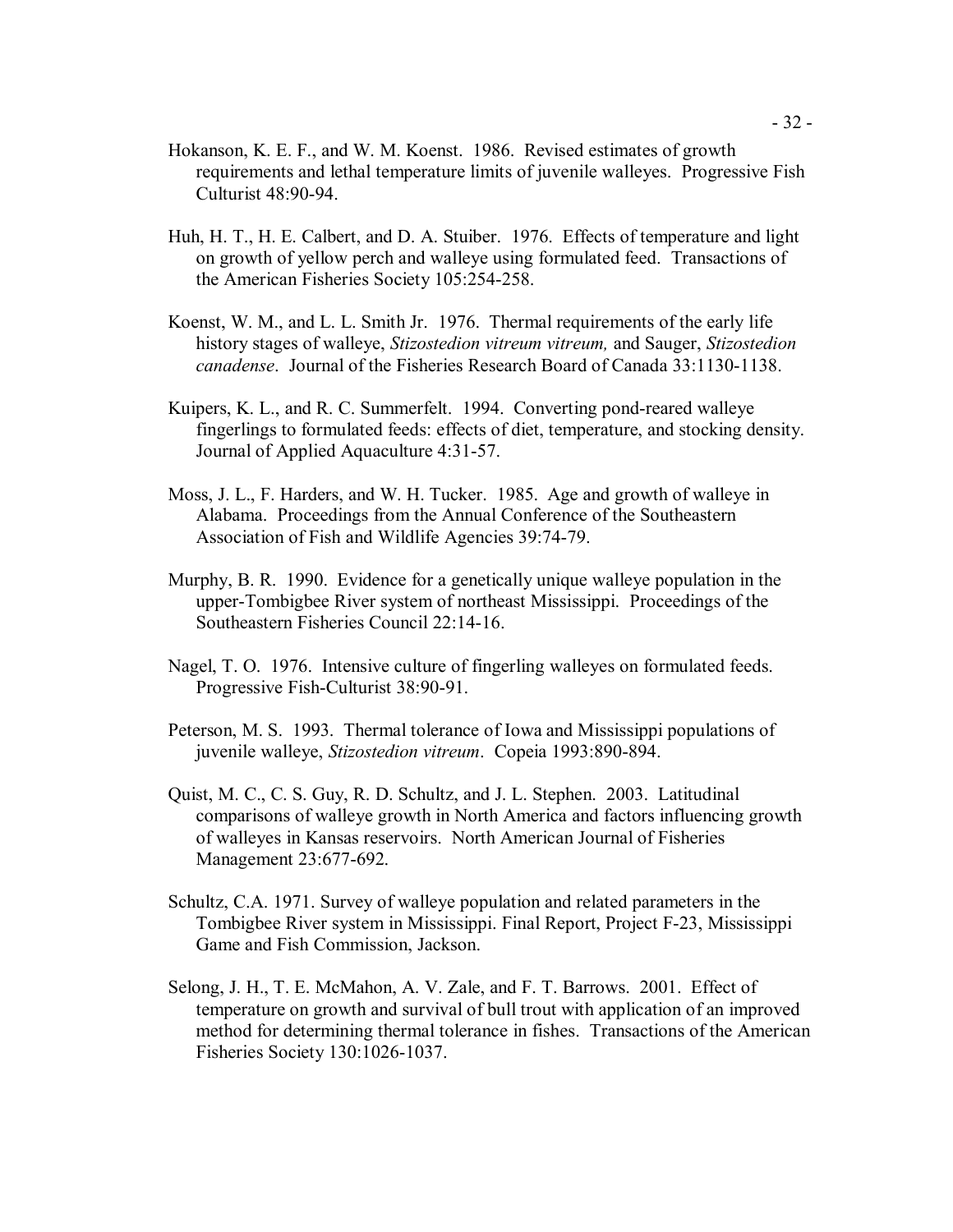Hokanson, K. E. F., and W. M. Koenst. 1986. Revised estimates of growth requirements and lethal temperature limits of juvenile walleyes. Progressive Fish Culturist 48:90-94.

Huh, H. T., H. E. Calbert, and D. A. Stuiber. 1976. Effects of temperature and light on growth of yellow perch and walleye using formulated feed. Transactions of the American Fisheries Society 105:254-258.

Koenst, W. M., and L. L. Smith Jr. 1976. Thermal requirements of the early life history stages of walleye, *Stizostedion vitreum vitreum,* and Sauger, *Stizostedion canadense*. Journal of the Fisheries Research Board of Canada 33:1130-1138.

Kuipers, K. L., and R. C. Summerfelt. 1994. Converting pond-reared walleye fingerlings to formulated feeds: effects of diet, temperature, and stocking density. Journal of Applied Aquaculture 4:31-57.

Moss, J. L., F. Harders, and W. H. Tucker. 1985. Age and growth of walleye in Alabama. Proceedings from the Annual Conference of the Southeastern Association of Fish and Wildlife Agencies 39:74-79.

Murphy, B. R. 1990. Evidence for a genetically unique walleye population in the upper-Tombigbee River system of northeast Mississippi. Proceedings of the Southeastern Fisheries Council 22:14-16.

Nagel, T. O. 1976. Intensive culture of fingerling walleyes on formulated feeds. Progressive Fish-Culturist 38:90-91.

Peterson, M. S. 1993. Thermal tolerance of Iowa and Mississippi populations of juvenile walleye, *Stizostedion vitreum*. Copeia 1993:890-894.

Quist, M. C., C. S. Guy, R. D. Schultz, and J. L. Stephen. 2003. Latitudinal comparisons of walleye growth in North America and factors influencing growth of walleyes in Kansas reservoirs. North American Journal of Fisheries Management 23:677-692.

Schultz, C.A. 1971. Survey of walleye population and related parameters in the Tombigbee River system in Mississippi. Final Report, Project F-23, Mississippi Game and Fish Commission, Jackson.

Selong, J. H., T. E. McMahon, A. V. Zale, and F. T. Barrows. 2001. Effect of temperature on growth and survival of bull trout with application of an improved method for determining thermal tolerance in fishes. Transactions of the American Fisheries Society 130:1026-1037.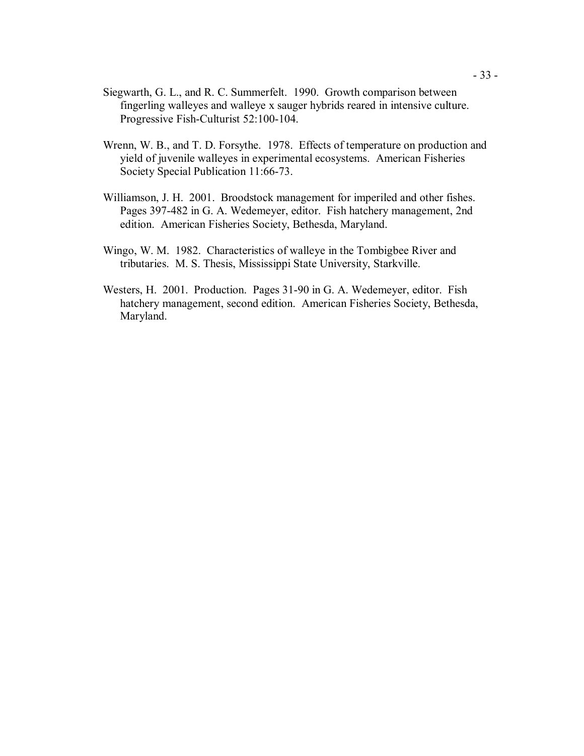Siegwarth, G. L., and R. C. Summerfelt. 1990. Growth comparison between fingerling walleyes and walleye x sauger hybrids reared in intensive culture. Progressive Fish-Culturist 52:100-104.

Wrenn, W. B., and T. D. Forsythe. 1978. Effects of temperature on production and yield of juvenile walleyes in experimental ecosystems. American Fisheries Society Special Publication 11:66-73.

Williamson, J. H. 2001. Broodstock management for imperiled and other fishes. Pages 397-482 in G. A. Wedemeyer, editor. Fish hatchery management, 2nd edition. American Fisheries Society, Bethesda, Maryland.

Wingo, W. M. 1982. Characteristics of walleye in the Tombigbee River and tributaries. M. S. Thesis, Mississippi State University, Starkville.

Westers, H. 2001. Production. Pages 31-90 in G. A. Wedemeyer, editor. Fish hatchery management, second edition. American Fisheries Society, Bethesda, Maryland.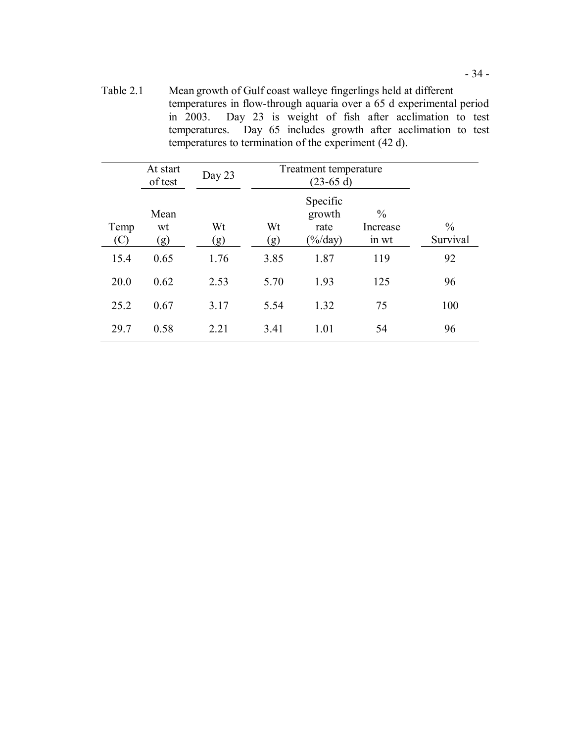Table 2.1 Mean growth of Gulf coast walleye fingerlings held at different temperatures in flow-through aquaria over a 65 d experimental period in 2003. Day 23 is weight of fish after acclimation to test temperatures. Day 65 includes growth after acclimation to test temperatures to termination of the experiment (42 d).

| | At start of test | Day 23 | Treatment temperature (23-65 d) | | | |
|---|---|---|---|---|---|---|
| Temp (C) | Mean wt (g) | Wt (g) | Wt (g) | Specific growth rate (%/day) | % Increase in wt | % Survival |
| 15.4 | 0.65 | 1.76 | 3.85 | 1.87 | 119 | 92 |
| 20.0 | 0.62 | 2.53 | 5.70 | 1.93 | 125 | 96 |
| 25.2 | 0.67 | 3.17 | 5.54 | 1.32 | 75 | 100 |
| 29.7 | 0.58 | 2.21 | 3.41 | 1.01 | 54 | 96 |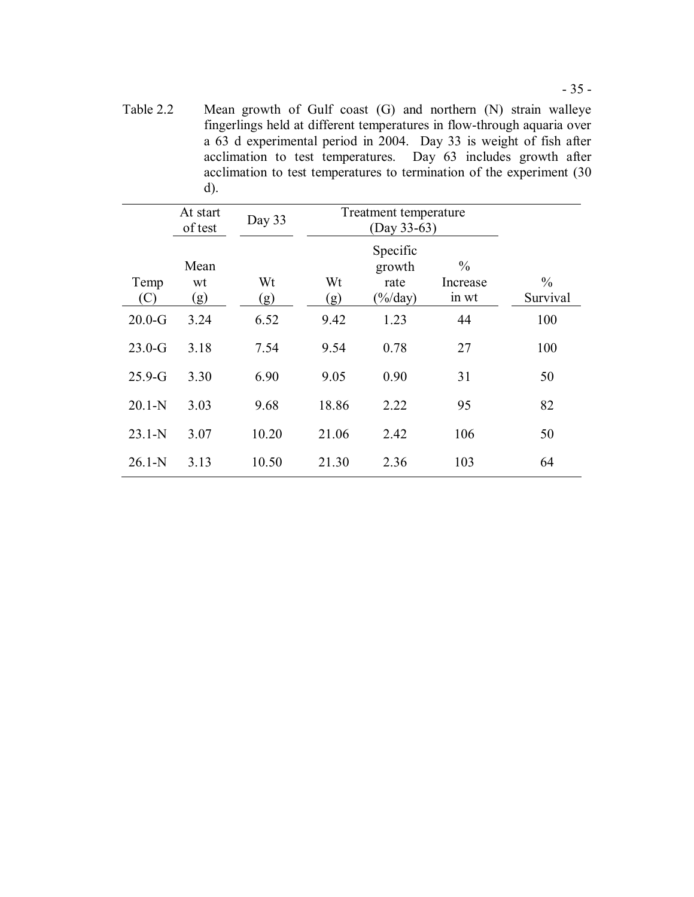Table 2.2 Mean growth of Gulf coast (G) and northern (N) strain walleye fingerlings held at different temperatures in flow-through aquaria over a 63 d experimental period in 2004. Day 33 is weight of fish after acclimation to test temperatures. Day 63 includes growth after acclimation to test temperatures to termination of the experiment (30 d).

| | At start of test | Day 33 | Treatment temperature (Day 33-63) | | | |
|---|---|---|---|---|---|---|
| Temp (C) | Mean wt (g) | Wt (g) | Wt (g) | Specific growth rate (%/day) | % Increase in wt | % Survival |
| 20.0-G | 3.24 | 6.52 | 9.42 | 1.23 | 44 | 100 |
| 23.0-G | 3.18 | 7.54 | 9.54 | 0.78 | 27 | 100 |
| 25.9-G | 3.30 | 6.90 | 9.05 | 0.90 | 31 | 50 |
| 20.1-N | 3.03 | 9.68 | 18.86 | 2.22 | 95 | 82 |
| 23.1-N | 3.07 | 10.20 | 21.06 | 2.42 | 106 | 50 |
| 26.1-N | 3.13 | 10.50 | 21.30 | 2.36 | 103 | 64 |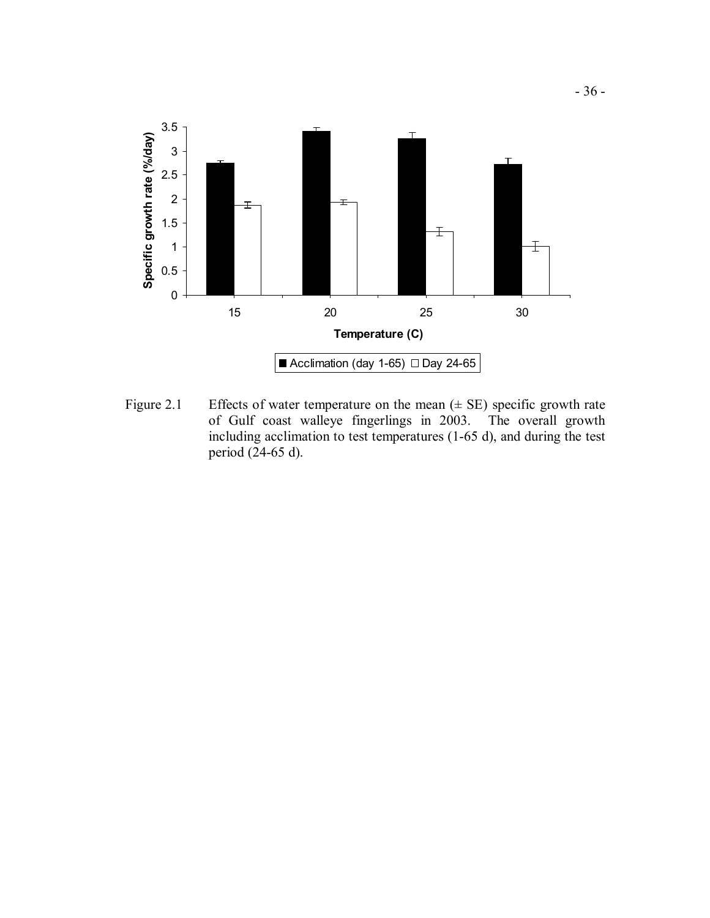Figure 2.1 Effects of water temperature on the mean (± SE) specific growth rate of Gulf coast walleye fingerlings in 2003. The overall growth including acclimation to test temperatures (1-65 d), and during the test period (24-65 d).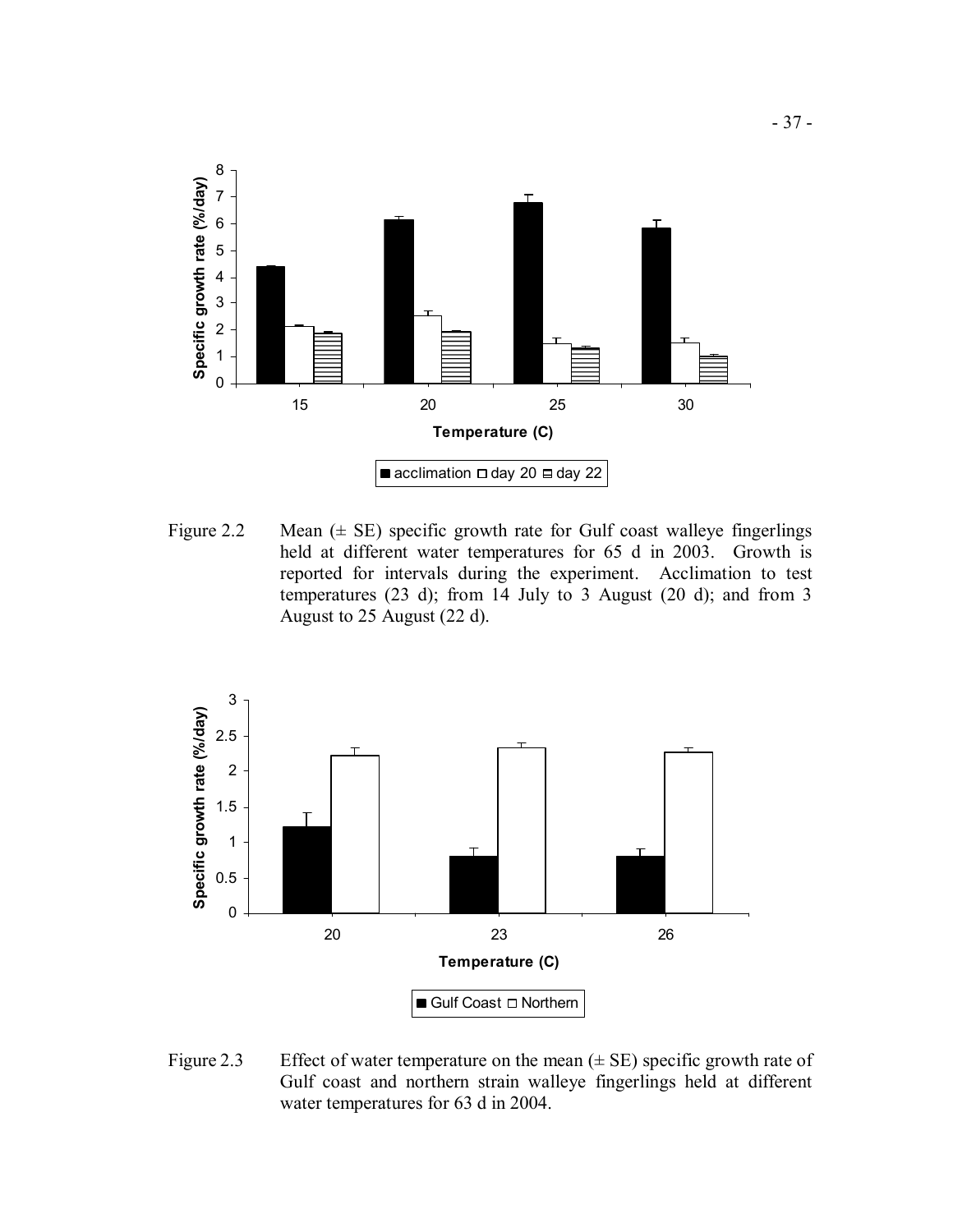Figure 2.2 Mean (± SE) specific growth rate for Gulf coast walleye fingerlings held at different water temperatures for 65 d in 2003. Growth is reported for intervals during the experiment. Acclimation to test temperatures (23 d); from 14 July to 3 August (20 d); and from 3 August to 25 August (22 d).

Figure 2.3 Effect of water temperature on the mean (± SE) specific growth rate of Gulf coast and northern strain walleye fingerlings held at different water temperatures for 63 d in 2004.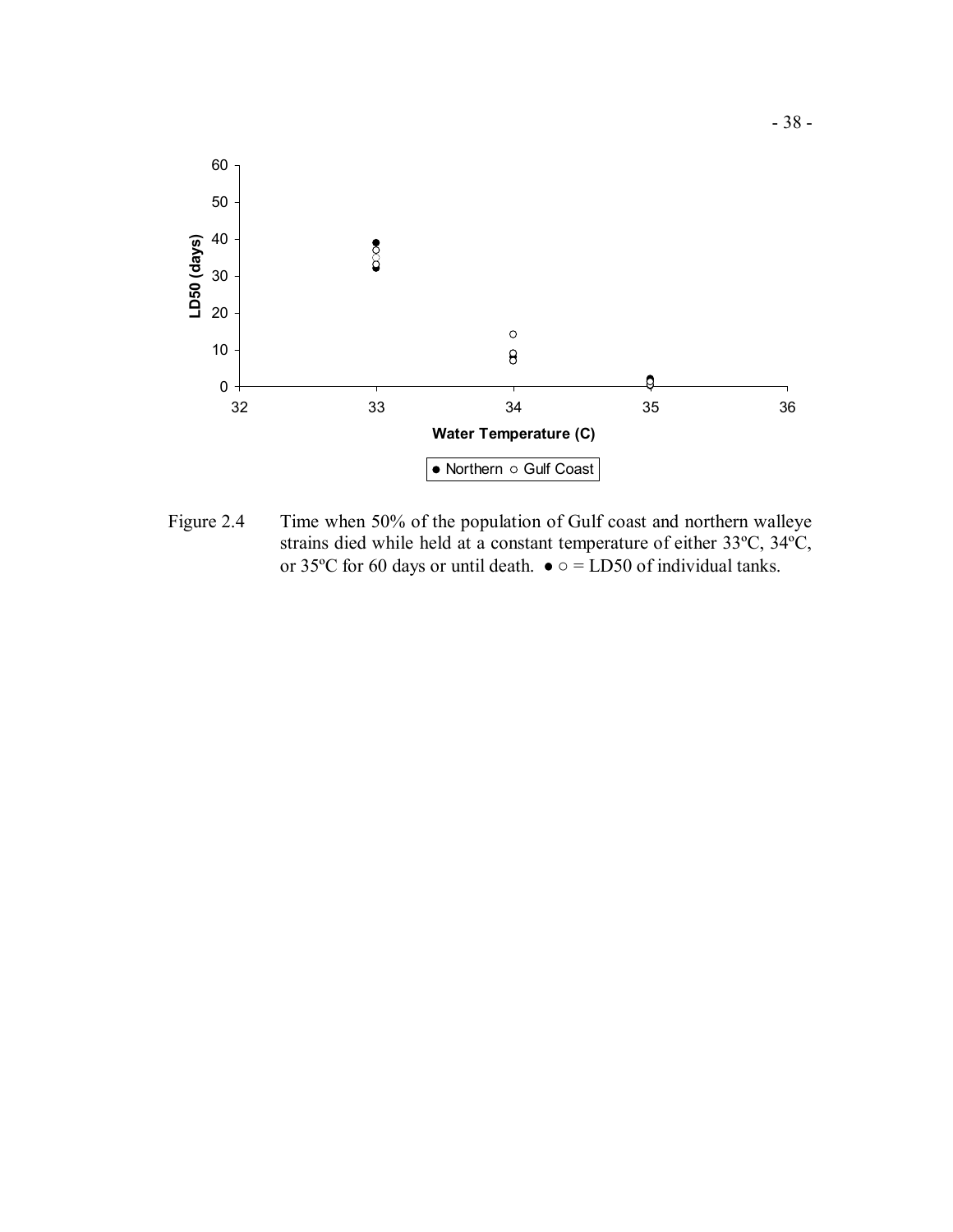Figure 2.4 Time when 50% of the population of Gulf coast and northern walleye strains died while held at a constant temperature of either 33ºC, 34ºC, or 35ºC for 60 days or until death. ● ○ = LD50 of individual tanks.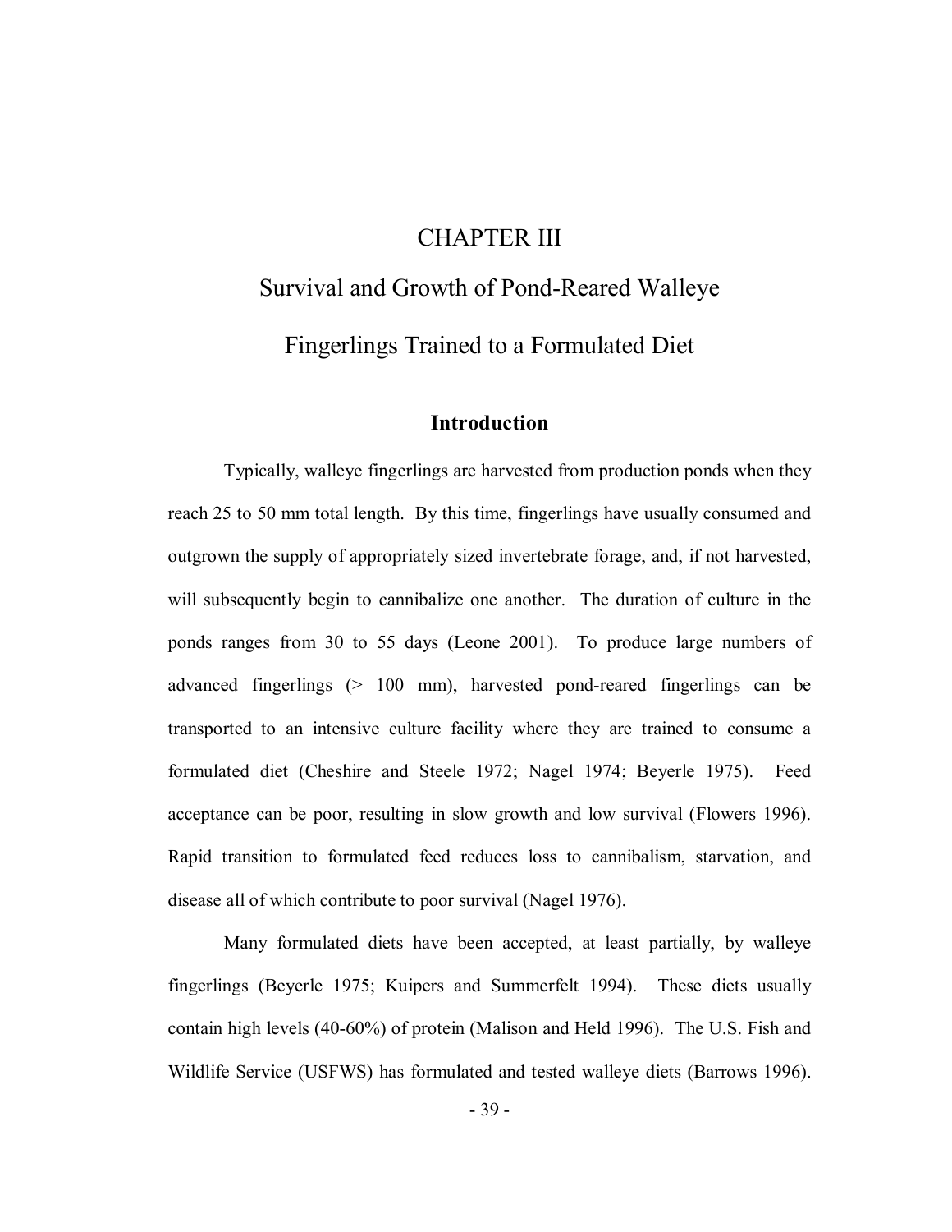# CHAPTER III

# Survival and Growth of Pond-Reared Walleye Fingerlings Trained to a Formulated Diet

## Introduction

Typically, walleye fingerlings are harvested from production ponds when they reach 25 to 50 mm total length. By this time, fingerlings have usually consumed and outgrown the supply of appropriately sized invertebrate forage, and, if not harvested, will subsequently begin to cannibalize one another. The duration of culture in the ponds ranges from 30 to 55 days (Leone 2001). To produce large numbers of advanced fingerlings (> 100 mm), harvested pond-reared fingerlings can be transported to an intensive culture facility where they are trained to consume a formulated diet (Cheshire and Steele 1972; Nagel 1974; Beyerle 1975). Feed acceptance can be poor, resulting in slow growth and low survival (Flowers 1996). Rapid transition to formulated feed reduces loss to cannibalism, starvation, and disease all of which contribute to poor survival (Nagel 1976).

Many formulated diets have been accepted, at least partially, by walleye fingerlings (Beyerle 1975; Kuipers and Summerfelt 1994). These diets usually contain high levels (40-60%) of protein (Malison and Held 1996). The U.S. Fish and Wildlife Service (USFWS) has formulated and tested walleye diets (Barrows 1996).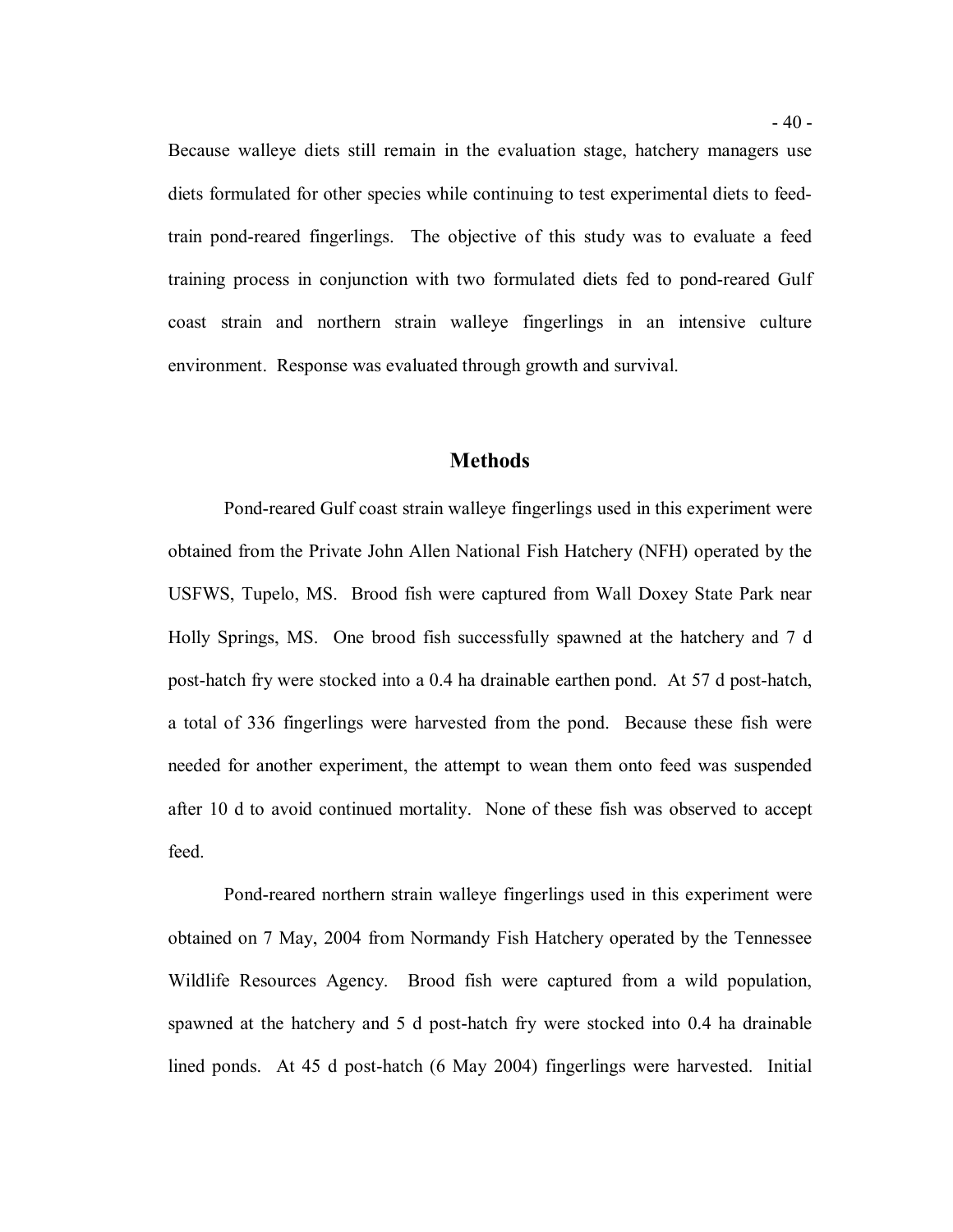Because walleye diets still remain in the evaluation stage, hatchery managers use diets formulated for other species while continuing to test experimental diets to feed-train pond-reared fingerlings. The objective of this study was to evaluate a feed training process in conjunction with two formulated diets fed to pond-reared Gulf coast strain and northern strain walleye fingerlings in an intensive culture environment. Response was evaluated through growth and survival.

## Methods

Pond-reared Gulf coast strain walleye fingerlings used in this experiment were obtained from the Private John Allen National Fish Hatchery (NFH) operated by the USFWS, Tupelo, MS. Brood fish were captured from Wall Doxey State Park near Holly Springs, MS. One brood fish successfully spawned at the hatchery and 7 d post-hatch fry were stocked into a 0.4 ha drainable earthen pond. At 57 d post-hatch, a total of 336 fingerlings were harvested from the pond. Because these fish were needed for another experiment, the attempt to wean them onto feed was suspended after 10 d to avoid continued mortality. None of these fish was observed to accept feed.

Pond-reared northern strain walleye fingerlings used in this experiment were obtained on 7 May, 2004 from Normandy Fish Hatchery operated by the Tennessee Wildlife Resources Agency. Brood fish were captured from a wild population, spawned at the hatchery and 5 d post-hatch fry were stocked into 0.4 ha drainable lined ponds. At 45 d post-hatch (6 May 2004) fingerlings were harvested. Initial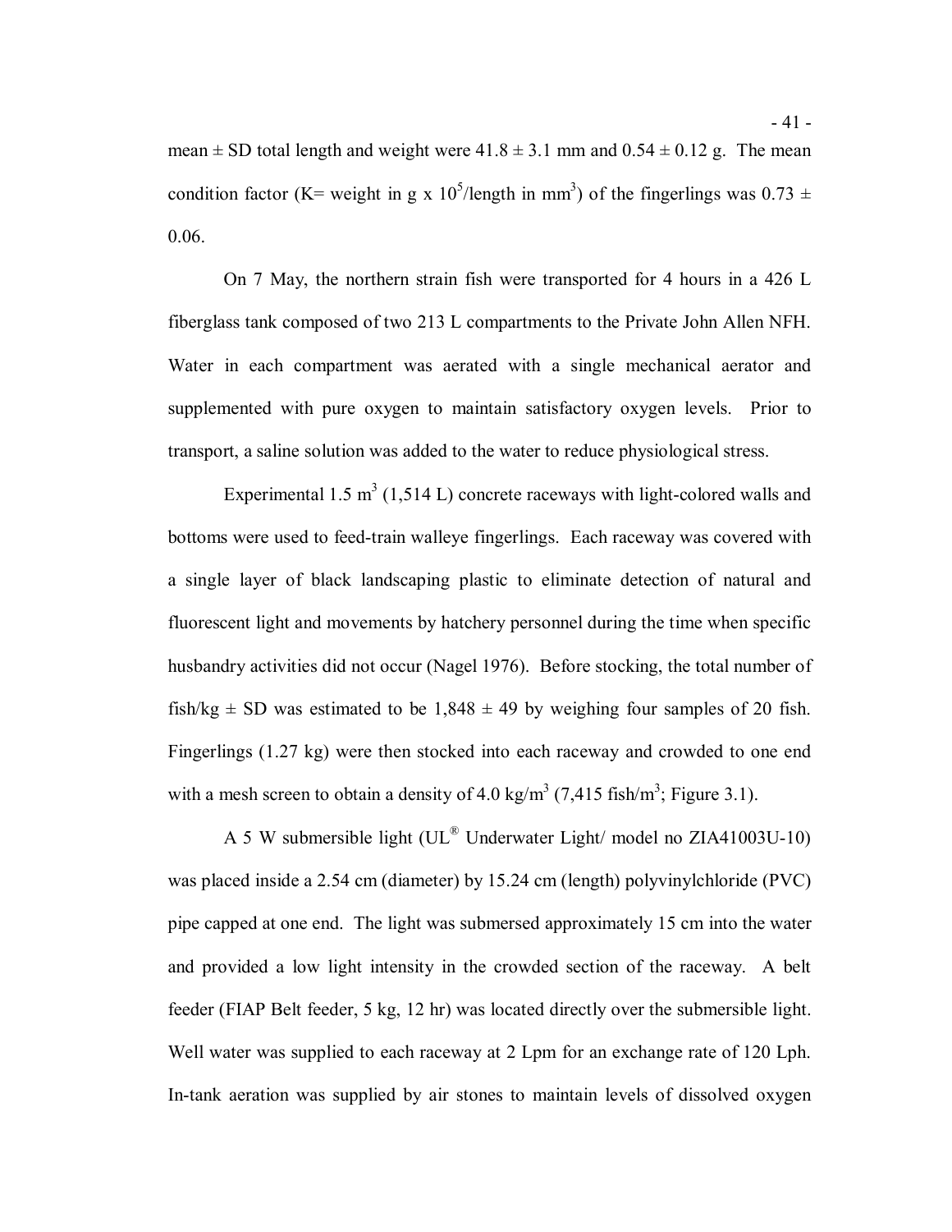mean ± SD total length and weight were 41.8 ± 3.1 mm and 0.54 ± 0.12 g. The mean condition factor (K= weight in g x $10^5$/length in $mm^3$) of the fingerlings was 0.73 ± 0.06.

On 7 May, the northern strain fish were transported for 4 hours in a 426 L fiberglass tank composed of two 213 L compartments to the Private John Allen NFH. Water in each compartment was aerated with a single mechanical aerator and supplemented with pure oxygen to maintain satisfactory oxygen levels. Prior to transport, a saline solution was added to the water to reduce physiological stress.

Experimental 1.5 $m^3$ (1,514 L) concrete raceways with light-colored walls and bottoms were used to feed-train walleye fingerlings. Each raceway was covered with a single layer of black landscaping plastic to eliminate detection of natural and fluorescent light and movements by hatchery personnel during the time when specific husbandry activities did not occur (Nagel 1976). Before stocking, the total number of fish/kg ± SD was estimated to be 1,848 ± 49 by weighing four samples of 20 fish. Fingerlings (1.27 kg) were then stocked into each raceway and crowded to one end with a mesh screen to obtain a density of 4.0 kg/$m^3$ (7,415 fish/$m^3$; Figure 3.1).

A 5 W submersible light (UL® Underwater Light/ model no ZIA41003U-10) was placed inside a 2.54 cm (diameter) by 15.24 cm (length) polyvinylchloride (PVC) pipe capped at one end. The light was submersed approximately 15 cm into the water and provided a low light intensity in the crowded section of the raceway. A belt feeder (FIAP Belt feeder, 5 kg, 12 hr) was located directly over the submersible light. Well water was supplied to each raceway at 2 Lpm for an exchange rate of 120 Lph. In-tank aeration was supplied by air stones to maintain levels of dissolved oxygen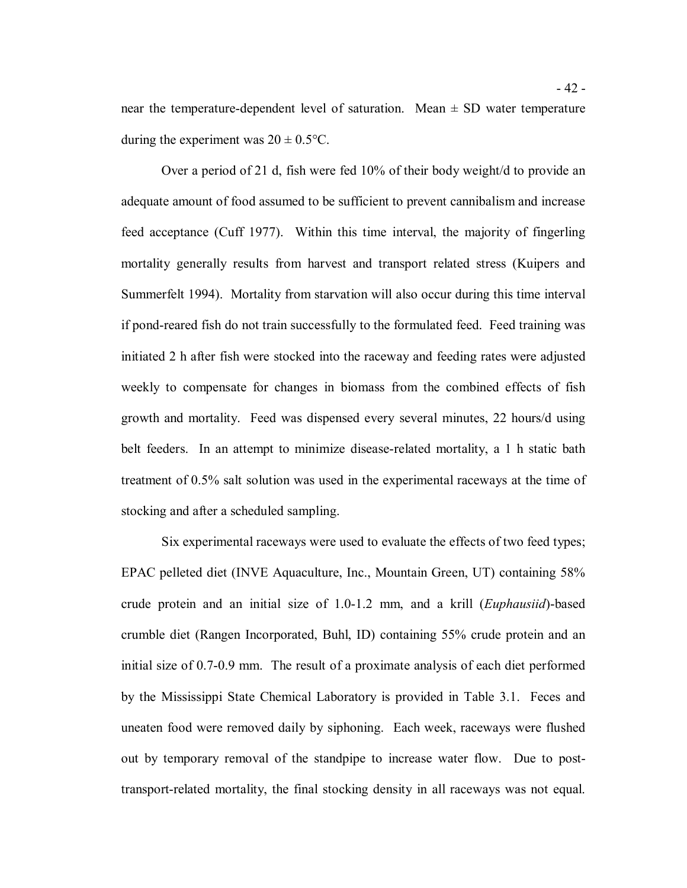near the temperature-dependent level of saturation. Mean ± SD water temperature during the experiment was 20 ± 0.5°C.

Over a period of 21 d, fish were fed 10% of their body weight/d to provide an adequate amount of food assumed to be sufficient to prevent cannibalism and increase feed acceptance (Cuff 1977). Within this time interval, the majority of fingerling mortality generally results from harvest and transport related stress (Kuipers and Summerfelt 1994). Mortality from starvation will also occur during this time interval if pond-reared fish do not train successfully to the formulated feed. Feed training was initiated 2 h after fish were stocked into the raceway and feeding rates were adjusted weekly to compensate for changes in biomass from the combined effects of fish growth and mortality. Feed was dispensed every several minutes, 22 hours/d using belt feeders. In an attempt to minimize disease-related mortality, a 1 h static bath treatment of 0.5% salt solution was used in the experimental raceways at the time of stocking and after a scheduled sampling.

Six experimental raceways were used to evaluate the effects of two feed types; EPAC pelleted diet (INVE Aquaculture, Inc., Mountain Green, UT) containing 58% crude protein and an initial size of 1.0-1.2 mm, and a krill (*Euphausiid*)-based crumble diet (Rangen Incorporated, Buhl, ID) containing 55% crude protein and an initial size of 0.7-0.9 mm. The result of a proximate analysis of each diet performed by the Mississippi State Chemical Laboratory is provided in Table 3.1. Feces and uneaten food were removed daily by siphoning. Each week, raceways were flushed out by temporary removal of the standpipe to increase water flow. Due to post-transport-related mortality, the final stocking density in all raceways was not equal.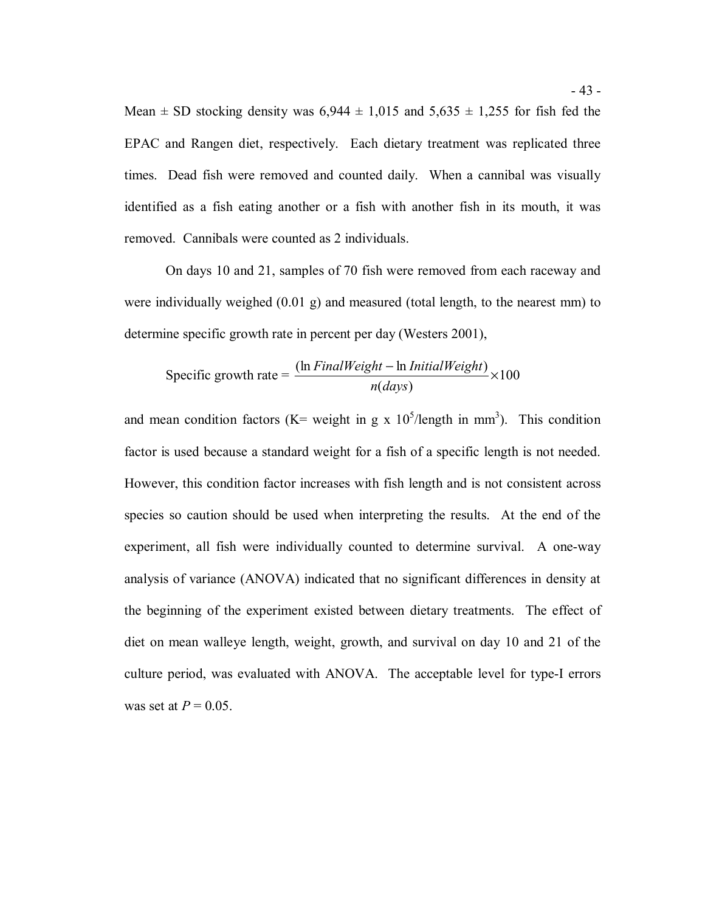Mean ± SD stocking density was 6,944 ± 1,015 and 5,635 ± 1,255 for fish fed the EPAC and Rangen diet, respectively. Each dietary treatment was replicated three times. Dead fish were removed and counted daily. When a cannibal was visually identified as a fish eating another or a fish with another fish in its mouth, it was removed. Cannibals were counted as 2 individuals.

On days 10 and 21, samples of 70 fish were removed from each raceway and were individually weighed (0.01 g) and measured (total length, to the nearest mm) to determine specific growth rate in percent per day (Westers 2001),

$$\text{Specific growth rate} = \frac{(\ln FinalWeight - \ln InitialWeight)}{n(days)} \times 100$$

and mean condition factors (K= weight in g x $10^5$/length in $mm^3$). This condition factor is used because a standard weight for a fish of a specific length is not needed. However, this condition factor increases with fish length and is not consistent across species so caution should be used when interpreting the results. At the end of the experiment, all fish were individually counted to determine survival. A one-way analysis of variance (ANOVA) indicated that no significant differences in density at the beginning of the experiment existed between dietary treatments. The effect of diet on mean walleye length, weight, growth, and survival on day 10 and 21 of the culture period, was evaluated with ANOVA. The acceptable level for type-I errors was set at $P = 0.05$.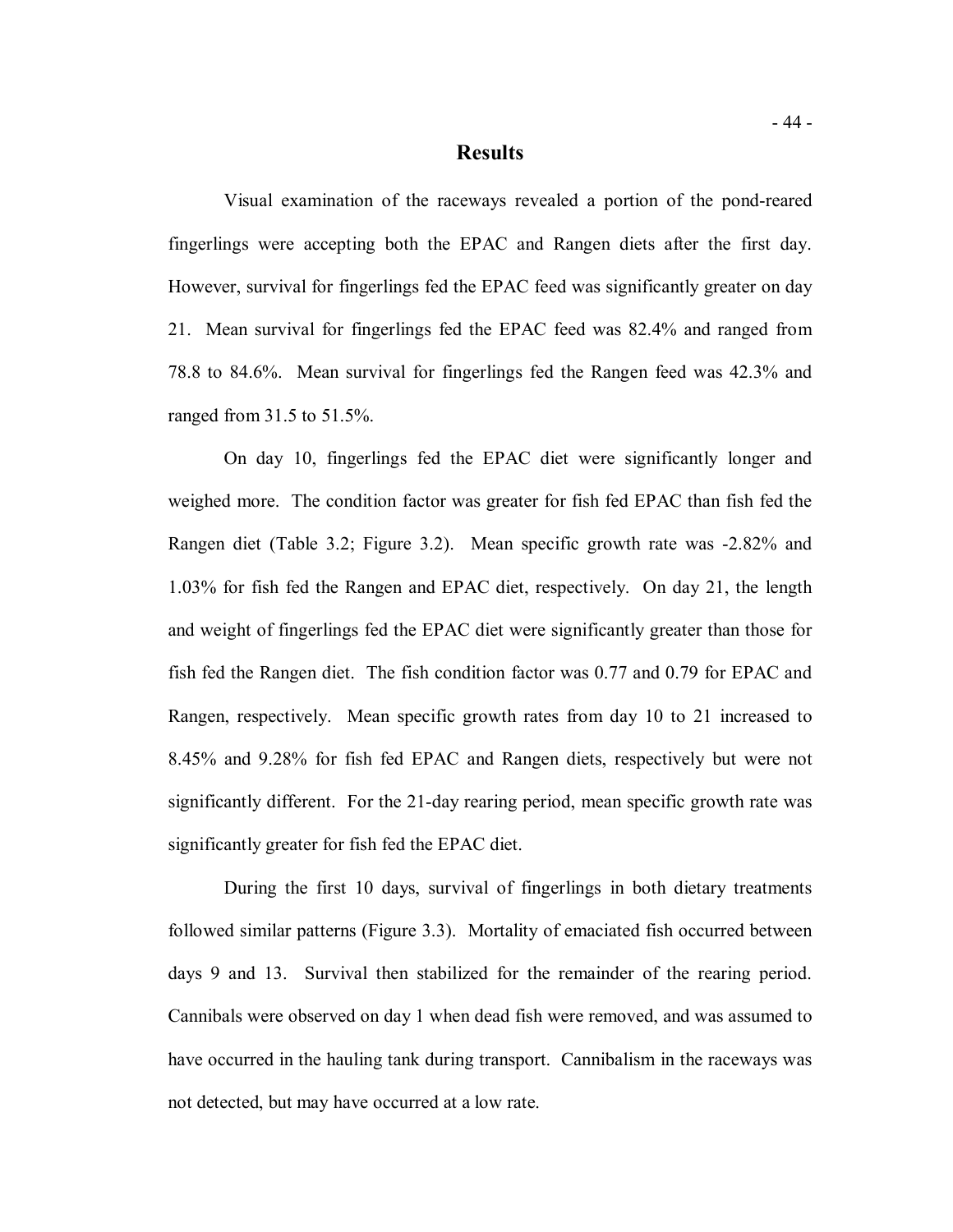## Results

Visual examination of the raceways revealed a portion of the pond-reared fingerlings were accepting both the EPAC and Rangen diets after the first day. However, survival for fingerlings fed the EPAC feed was significantly greater on day 21. Mean survival for fingerlings fed the EPAC feed was 82.4% and ranged from 78.8 to 84.6%. Mean survival for fingerlings fed the Rangen feed was 42.3% and ranged from 31.5 to 51.5%.

On day 10, fingerlings fed the EPAC diet were significantly longer and weighed more. The condition factor was greater for fish fed EPAC than fish fed the Rangen diet (Table 3.2; Figure 3.2). Mean specific growth rate was -2.82% and 1.03% for fish fed the Rangen and EPAC diet, respectively. On day 21, the length and weight of fingerlings fed the EPAC diet were significantly greater than those for fish fed the Rangen diet. The fish condition factor was 0.77 and 0.79 for EPAC and Rangen, respectively. Mean specific growth rates from day 10 to 21 increased to 8.45% and 9.28% for fish fed EPAC and Rangen diets, respectively but were not significantly different. For the 21-day rearing period, mean specific growth rate was significantly greater for fish fed the EPAC diet.

During the first 10 days, survival of fingerlings in both dietary treatments followed similar patterns (Figure 3.3). Mortality of emaciated fish occurred between days 9 and 13. Survival then stabilized for the remainder of the rearing period. Cannibals were observed on day 1 when dead fish were removed, and was assumed to have occurred in the hauling tank during transport. Cannibalism in the raceways was not detected, but may have occurred at a low rate.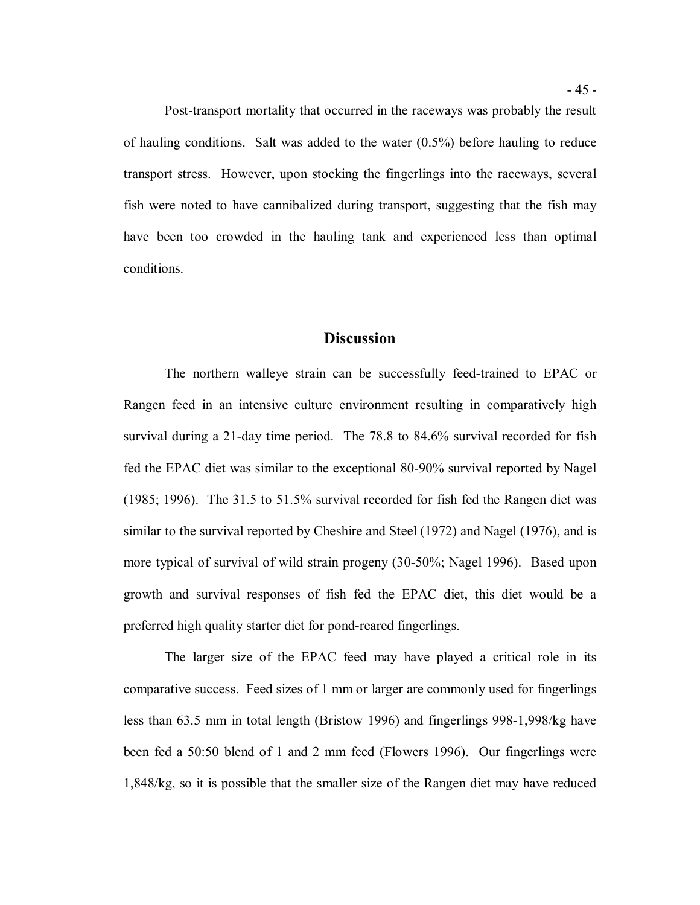Post-transport mortality that occurred in the raceways was probably the result of hauling conditions. Salt was added to the water (0.5%) before hauling to reduce transport stress. However, upon stocking the fingerlings into the raceways, several fish were noted to have cannibalized during transport, suggesting that the fish may have been too crowded in the hauling tank and experienced less than optimal conditions.

## Discussion

The northern walleye strain can be successfully feed-trained to EPAC or Rangen feed in an intensive culture environment resulting in comparatively high survival during a 21-day time period. The 78.8 to 84.6% survival recorded for fish fed the EPAC diet was similar to the exceptional 80-90% survival reported by Nagel (1985; 1996). The 31.5 to 51.5% survival recorded for fish fed the Rangen diet was similar to the survival reported by Cheshire and Steel (1972) and Nagel (1976), and is more typical of survival of wild strain progeny (30-50%; Nagel 1996). Based upon growth and survival responses of fish fed the EPAC diet, this diet would be a preferred high quality starter diet for pond-reared fingerlings.

The larger size of the EPAC feed may have played a critical role in its comparative success. Feed sizes of 1 mm or larger are commonly used for fingerlings less than 63.5 mm in total length (Bristow 1996) and fingerlings 998-1,998/kg have been fed a 50:50 blend of 1 and 2 mm feed (Flowers 1996). Our fingerlings were 1,848/kg, so it is possible that the smaller size of the Rangen diet may have reduced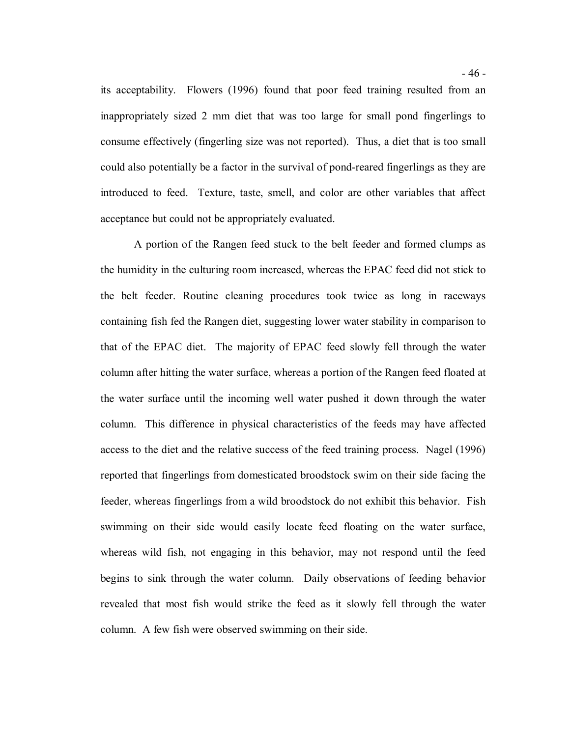its acceptability. Flowers (1996) found that poor feed training resulted from an inappropriately sized 2 mm diet that was too large for small pond fingerlings to consume effectively (fingerling size was not reported). Thus, a diet that is too small could also potentially be a factor in the survival of pond-reared fingerlings as they are introduced to feed. Texture, taste, smell, and color are other variables that affect acceptance but could not be appropriately evaluated.

A portion of the Rangen feed stuck to the belt feeder and formed clumps as the humidity in the culturing room increased, whereas the EPAC feed did not stick to the belt feeder. Routine cleaning procedures took twice as long in raceways containing fish fed the Rangen diet, suggesting lower water stability in comparison to that of the EPAC diet. The majority of EPAC feed slowly fell through the water column after hitting the water surface, whereas a portion of the Rangen feed floated at the water surface until the incoming well water pushed it down through the water column. This difference in physical characteristics of the feeds may have affected access to the diet and the relative success of the feed training process. Nagel (1996) reported that fingerlings from domesticated broodstock swim on their side facing the feeder, whereas fingerlings from a wild broodstock do not exhibit this behavior. Fish swimming on their side would easily locate feed floating on the water surface, whereas wild fish, not engaging in this behavior, may not respond until the feed begins to sink through the water column. Daily observations of feeding behavior revealed that most fish would strike the feed as it slowly fell through the water column. A few fish were observed swimming on their side.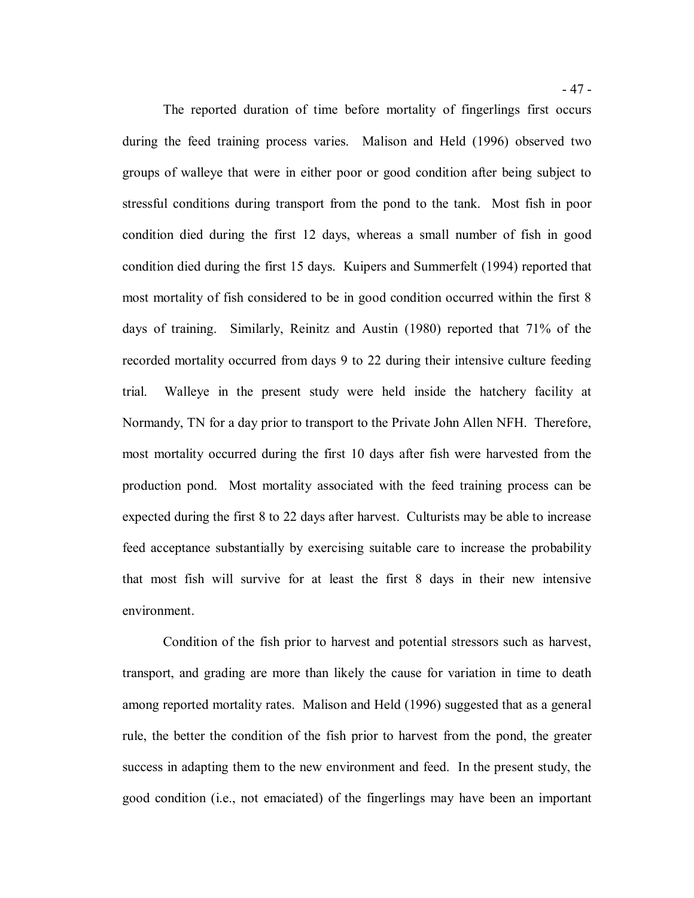The reported duration of time before mortality of fingerlings first occurs during the feed training process varies. Malison and Held (1996) observed two groups of walleye that were in either poor or good condition after being subject to stressful conditions during transport from the pond to the tank. Most fish in poor condition died during the first 12 days, whereas a small number of fish in good condition died during the first 15 days. Kuipers and Summerfelt (1994) reported that most mortality of fish considered to be in good condition occurred within the first 8 days of training. Similarly, Reinitz and Austin (1980) reported that 71% of the recorded mortality occurred from days 9 to 22 during their intensive culture feeding trial. Walleye in the present study were held inside the hatchery facility at Normandy, TN for a day prior to transport to the Private John Allen NFH. Therefore, most mortality occurred during the first 10 days after fish were harvested from the production pond. Most mortality associated with the feed training process can be expected during the first 8 to 22 days after harvest. Culturists may be able to increase feed acceptance substantially by exercising suitable care to increase the probability that most fish will survive for at least the first 8 days in their new intensive environment.

Condition of the fish prior to harvest and potential stressors such as harvest, transport, and grading are more than likely the cause for variation in time to death among reported mortality rates. Malison and Held (1996) suggested that as a general rule, the better the condition of the fish prior to harvest from the pond, the greater success in adapting them to the new environment and feed. In the present study, the good condition (i.e., not emaciated) of the fingerlings may have been an important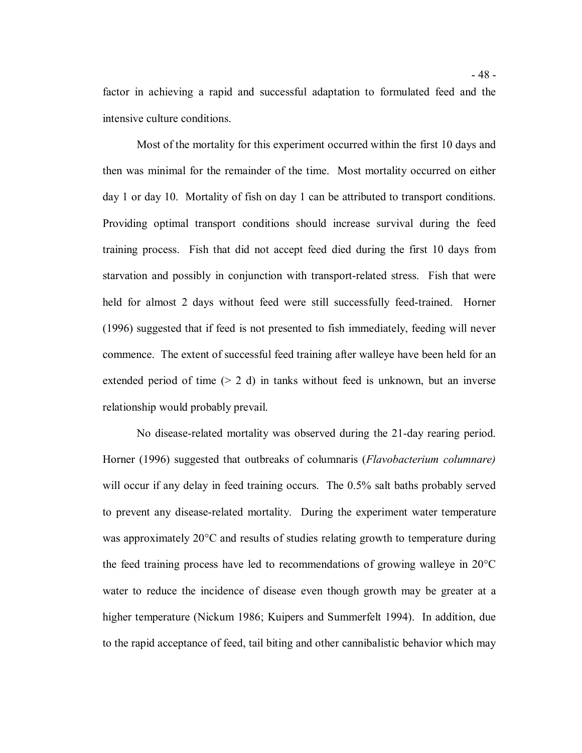factor in achieving a rapid and successful adaptation to formulated feed and the intensive culture conditions.

Most of the mortality for this experiment occurred within the first 10 days and then was minimal for the remainder of the time. Most mortality occurred on either day 1 or day 10. Mortality of fish on day 1 can be attributed to transport conditions. Providing optimal transport conditions should increase survival during the feed training process. Fish that did not accept feed died during the first 10 days from starvation and possibly in conjunction with transport-related stress. Fish that were held for almost 2 days without feed were still successfully feed-trained. Horner (1996) suggested that if feed is not presented to fish immediately, feeding will never commence. The extent of successful feed training after walleye have been held for an extended period of time (> 2 d) in tanks without feed is unknown, but an inverse relationship would probably prevail.

No disease-related mortality was observed during the 21-day rearing period. Horner (1996) suggested that outbreaks of columnaris (*Flavobacterium columnare)* will occur if any delay in feed training occurs. The 0.5% salt baths probably served to prevent any disease-related mortality. During the experiment water temperature was approximately 20°C and results of studies relating growth to temperature during the feed training process have led to recommendations of growing walleye in 20°C water to reduce the incidence of disease even though growth may be greater at a higher temperature (Nickum 1986; Kuipers and Summerfelt 1994). In addition, due to the rapid acceptance of feed, tail biting and other cannibalistic behavior which may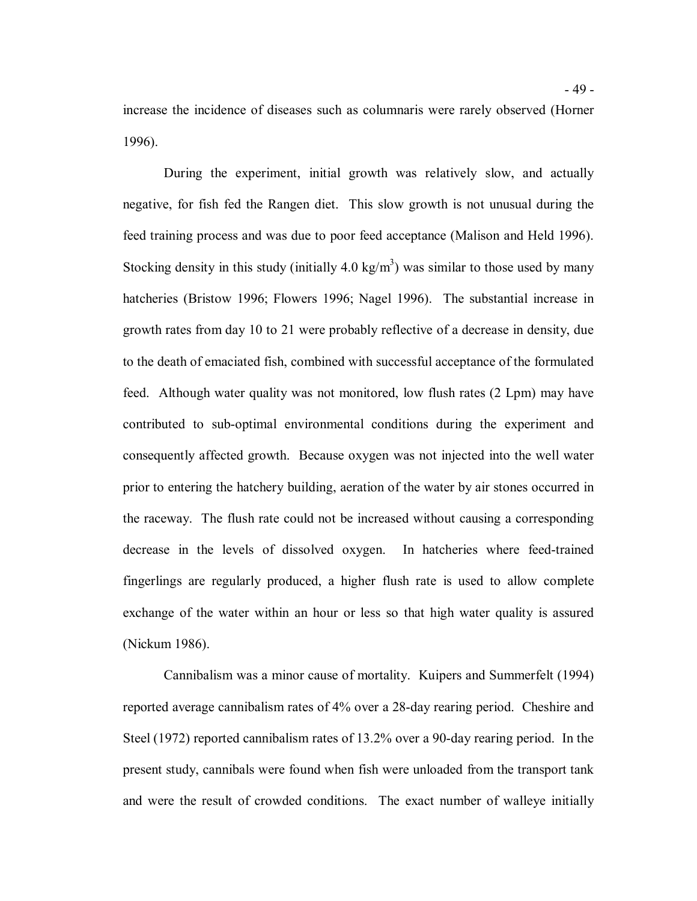increase the incidence of diseases such as columnaris were rarely observed (Horner 1996).

During the experiment, initial growth was relatively slow, and actually negative, for fish fed the Rangen diet. This slow growth is not unusual during the feed training process and was due to poor feed acceptance (Malison and Held 1996). Stocking density in this study (initially 4.0 $kg/m^3$) was similar to those used by many hatcheries (Bristow 1996; Flowers 1996; Nagel 1996). The substantial increase in growth rates from day 10 to 21 were probably reflective of a decrease in density, due to the death of emaciated fish, combined with successful acceptance of the formulated feed. Although water quality was not monitored, low flush rates (2 Lpm) may have contributed to sub-optimal environmental conditions during the experiment and consequently affected growth. Because oxygen was not injected into the well water prior to entering the hatchery building, aeration of the water by air stones occurred in the raceway. The flush rate could not be increased without causing a corresponding decrease in the levels of dissolved oxygen. In hatcheries where feed-trained fingerlings are regularly produced, a higher flush rate is used to allow complete exchange of the water within an hour or less so that high water quality is assured (Nickum 1986).

Cannibalism was a minor cause of mortality. Kuipers and Summerfelt (1994) reported average cannibalism rates of 4% over a 28-day rearing period. Cheshire and Steel (1972) reported cannibalism rates of 13.2% over a 90-day rearing period. In the present study, cannibals were found when fish were unloaded from the transport tank and were the result of crowded conditions. The exact number of walleye initially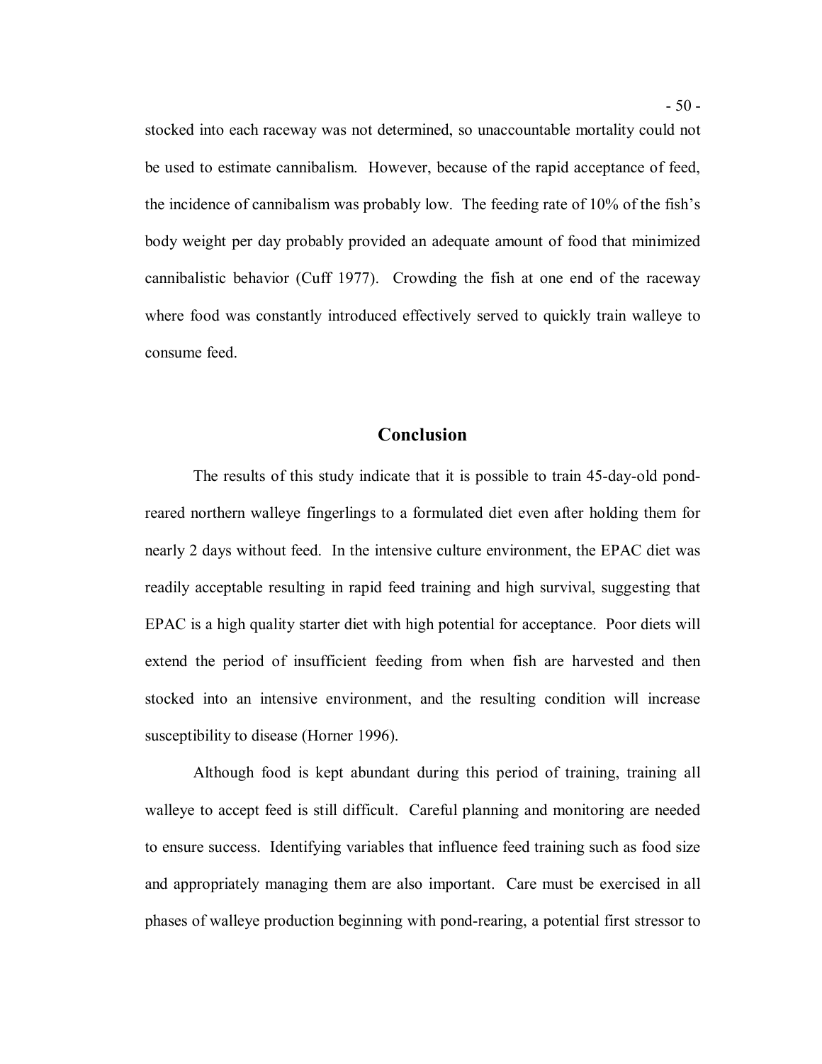stocked into each raceway was not determined, so unaccountable mortality could not be used to estimate cannibalism. However, because of the rapid acceptance of feed, the incidence of cannibalism was probably low. The feeding rate of 10% of the fish's body weight per day probably provided an adequate amount of food that minimized cannibalistic behavior (Cuff 1977). Crowding the fish at one end of the raceway where food was constantly introduced effectively served to quickly train walleye to consume feed.

## Conclusion

The results of this study indicate that it is possible to train 45-day-old pond-reared northern walleye fingerlings to a formulated diet even after holding them for nearly 2 days without feed. In the intensive culture environment, the EPAC diet was readily acceptable resulting in rapid feed training and high survival, suggesting that EPAC is a high quality starter diet with high potential for acceptance. Poor diets will extend the period of insufficient feeding from when fish are harvested and then stocked into an intensive environment, and the resulting condition will increase susceptibility to disease (Horner 1996).

Although food is kept abundant during this period of training, training all walleye to accept feed is still difficult. Careful planning and monitoring are needed to ensure success. Identifying variables that influence feed training such as food size and appropriately managing them are also important. Care must be exercised in all phases of walleye production beginning with pond-rearing, a potential first stressor to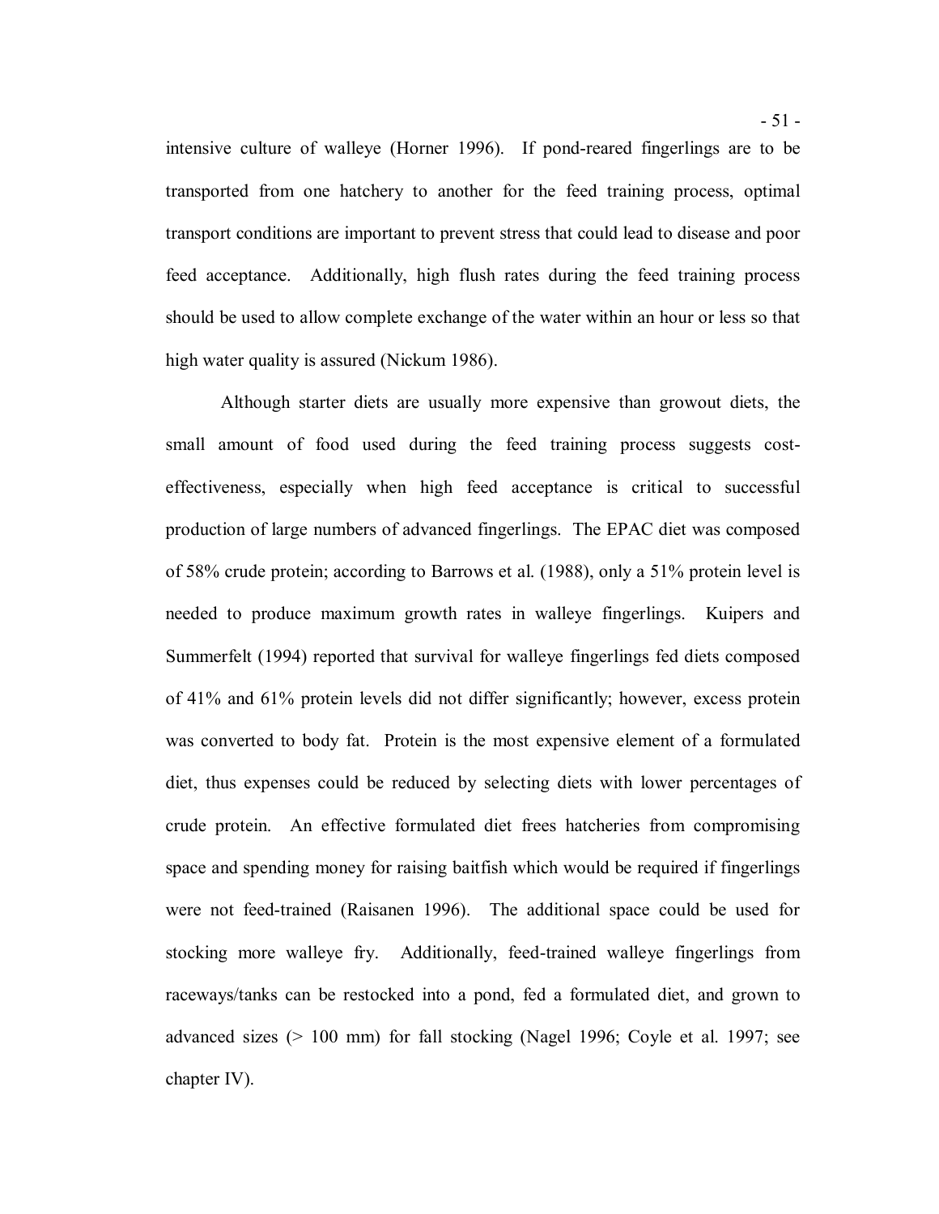intensive culture of walleye (Horner 1996). If pond-reared fingerlings are to be transported from one hatchery to another for the feed training process, optimal transport conditions are important to prevent stress that could lead to disease and poor feed acceptance. Additionally, high flush rates during the feed training process should be used to allow complete exchange of the water within an hour or less so that high water quality is assured (Nickum 1986).

Although starter diets are usually more expensive than growout diets, the small amount of food used during the feed training process suggests cost-effectiveness, especially when high feed acceptance is critical to successful production of large numbers of advanced fingerlings. The EPAC diet was composed of 58% crude protein; according to Barrows et al. (1988), only a 51% protein level is needed to produce maximum growth rates in walleye fingerlings. Kuipers and Summerfelt (1994) reported that survival for walleye fingerlings fed diets composed of 41% and 61% protein levels did not differ significantly; however, excess protein was converted to body fat. Protein is the most expensive element of a formulated diet, thus expenses could be reduced by selecting diets with lower percentages of crude protein. An effective formulated diet frees hatcheries from compromising space and spending money for raising baitfish which would be required if fingerlings were not feed-trained (Raisanen 1996). The additional space could be used for stocking more walleye fry. Additionally, feed-trained walleye fingerlings from raceways/tanks can be restocked into a pond, fed a formulated diet, and grown to advanced sizes (> 100 mm) for fall stocking (Nagel 1996; Coyle et al. 1997; see chapter IV).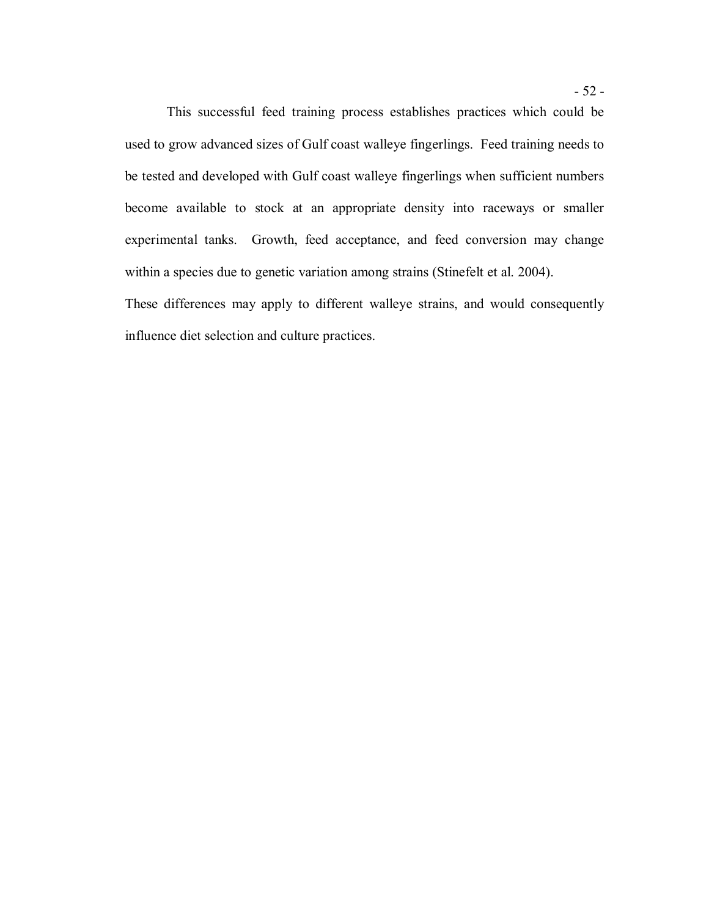This successful feed training process establishes practices which could be used to grow advanced sizes of Gulf coast walleye fingerlings. Feed training needs to be tested and developed with Gulf coast walleye fingerlings when sufficient numbers become available to stock at an appropriate density into raceways or smaller experimental tanks. Growth, feed acceptance, and feed conversion may change within a species due to genetic variation among strains (Stinefelt et al. 2004).

These differences may apply to different walleye strains, and would consequently influence diet selection and culture practices.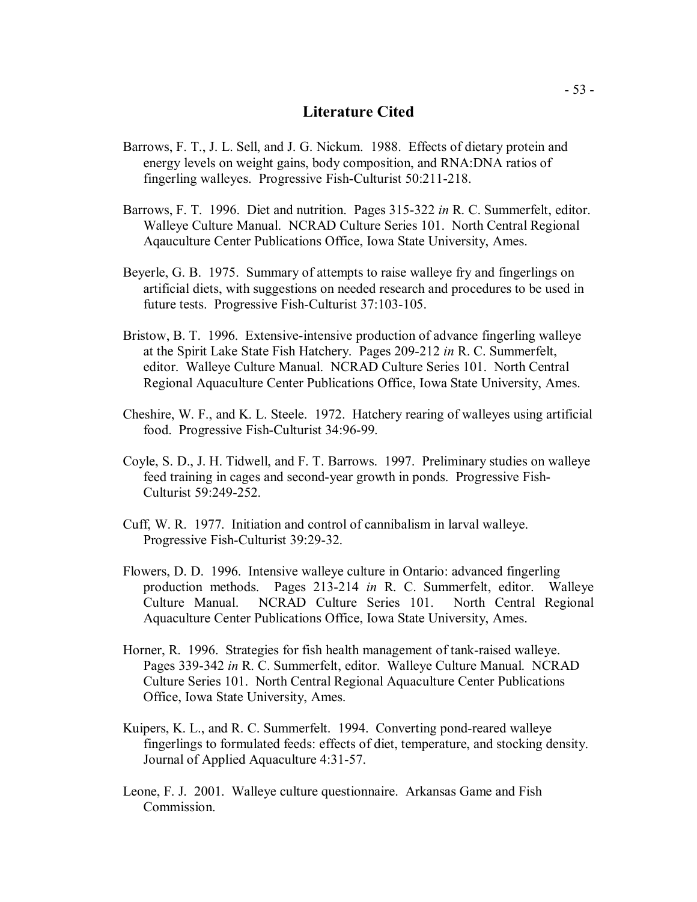# Literature Cited

Barrows, F. T., J. L. Sell, and J. G. Nickum. 1988. Effects of dietary protein and energy levels on weight gains, body composition, and RNA:DNA ratios of fingerling walleyes. Progressive Fish-Culturist 50:211-218.

Barrows, F. T. 1996. Diet and nutrition. Pages 315-322 *in* R. C. Summerfelt, editor. Walleye Culture Manual. NCRAD Culture Series 101. North Central Regional Aqauculture Center Publications Office, Iowa State University, Ames.

Beyerle, G. B. 1975. Summary of attempts to raise walleye fry and fingerlings on artificial diets, with suggestions on needed research and procedures to be used in future tests. Progressive Fish-Culturist 37:103-105.

Bristow, B. T. 1996. Extensive-intensive production of advance fingerling walleye at the Spirit Lake State Fish Hatchery. Pages 209-212 *in* R. C. Summerfelt, editor. Walleye Culture Manual. NCRAD Culture Series 101. North Central Regional Aquaculture Center Publications Office, Iowa State University, Ames.

Cheshire, W. F., and K. L. Steele. 1972. Hatchery rearing of walleyes using artificial food. Progressive Fish-Culturist 34:96-99.

Coyle, S. D., J. H. Tidwell, and F. T. Barrows. 1997. Preliminary studies on walleye feed training in cages and second-year growth in ponds. Progressive Fish-Culturist 59:249-252.

Cuff, W. R. 1977. Initiation and control of cannibalism in larval walleye. Progressive Fish-Culturist 39:29-32.

Flowers, D. D. 1996. Intensive walleye culture in Ontario: advanced fingerling production methods. Pages 213-214 *in* R. C. Summerfelt, editor. Walleye Culture Manual. NCRAD Culture Series 101. North Central Regional Aquaculture Center Publications Office, Iowa State University, Ames.

Horner, R. 1996. Strategies for fish health management of tank-raised walleye. Pages 339-342 *in* R. C. Summerfelt, editor. Walleye Culture Manual. NCRAD Culture Series 101. North Central Regional Aquaculture Center Publications Office, Iowa State University, Ames.

Kuipers, K. L., and R. C. Summerfelt. 1994. Converting pond-reared walleye fingerlings to formulated feeds: effects of diet, temperature, and stocking density. Journal of Applied Aquaculture 4:31-57.

Leone, F. J. 2001. Walleye culture questionnaire. Arkansas Game and Fish Commission.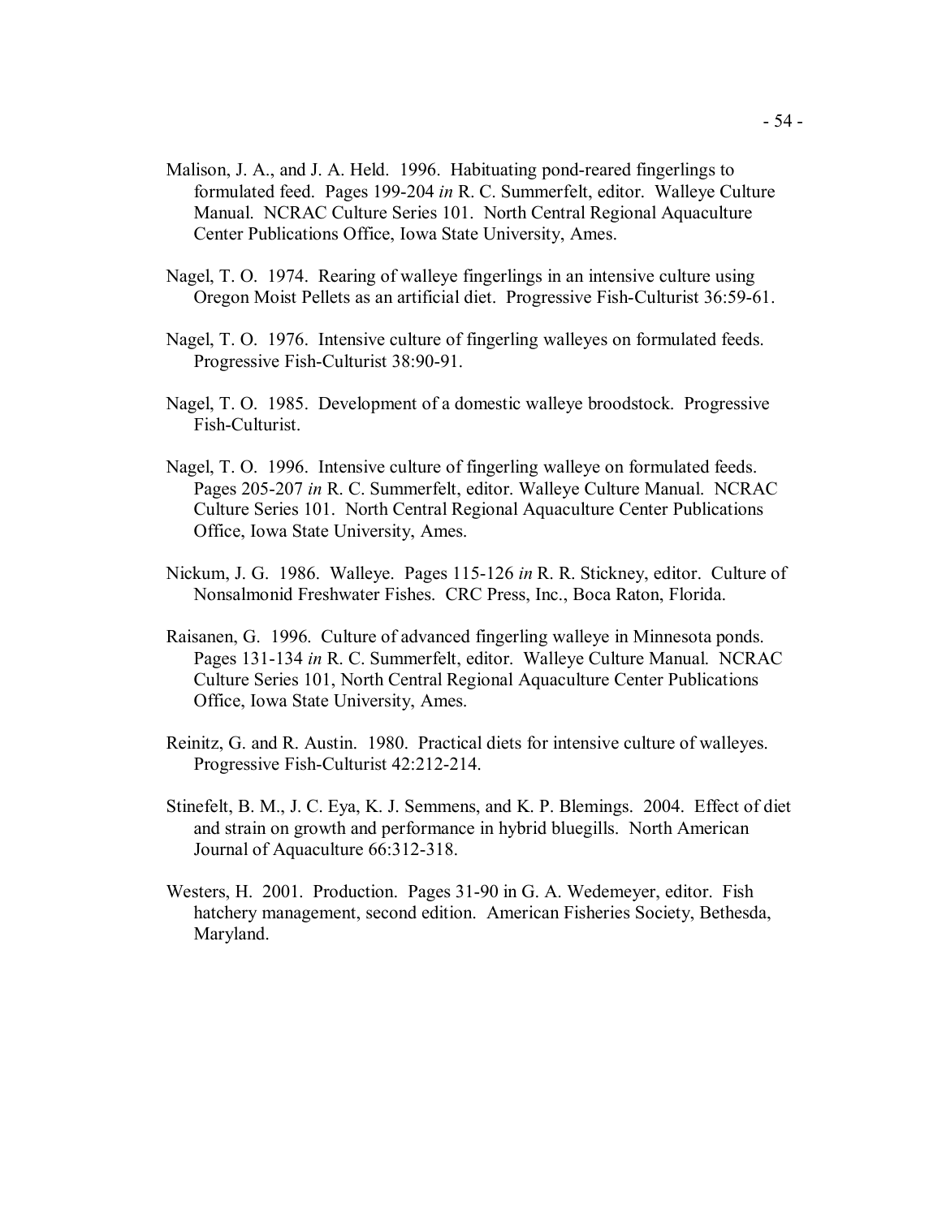Malison, J. A., and J. A. Held. 1996. Habituating pond-reared fingerlings to formulated feed. Pages 199-204 *in* R. C. Summerfelt, editor. Walleye Culture Manual. NCRAC Culture Series 101. North Central Regional Aquaculture Center Publications Office, Iowa State University, Ames.

Nagel, T. O. 1974. Rearing of walleye fingerlings in an intensive culture using Oregon Moist Pellets as an artificial diet. Progressive Fish-Culturist 36:59-61.

Nagel, T. O. 1976. Intensive culture of fingerling walleyes on formulated feeds. Progressive Fish-Culturist 38:90-91.

Nagel, T. O. 1985. Development of a domestic walleye broodstock. Progressive Fish-Culturist.

Nagel, T. O. 1996. Intensive culture of fingerling walleye on formulated feeds. Pages 205-207 *in* R. C. Summerfelt, editor. Walleye Culture Manual. NCRAC Culture Series 101. North Central Regional Aquaculture Center Publications Office, Iowa State University, Ames.

Nickum, J. G. 1986. Walleye. Pages 115-126 *in* R. R. Stickney, editor. Culture of Nonsalmonid Freshwater Fishes. CRC Press, Inc., Boca Raton, Florida.

Raisanen, G. 1996. Culture of advanced fingerling walleye in Minnesota ponds. Pages 131-134 *in* R. C. Summerfelt, editor. Walleye Culture Manual. NCRAC Culture Series 101, North Central Regional Aquaculture Center Publications Office, Iowa State University, Ames.

Reinitz, G. and R. Austin. 1980. Practical diets for intensive culture of walleyes. Progressive Fish-Culturist 42:212-214.

Stinefelt, B. M., J. C. Eya, K. J. Semmens, and K. P. Blemings. 2004. Effect of diet and strain on growth and performance in hybrid bluegills. North American Journal of Aquaculture 66:312-318.

Westers, H. 2001. Production. Pages 31-90 in G. A. Wedemeyer, editor. Fish hatchery management, second edition. American Fisheries Society, Bethesda, Maryland.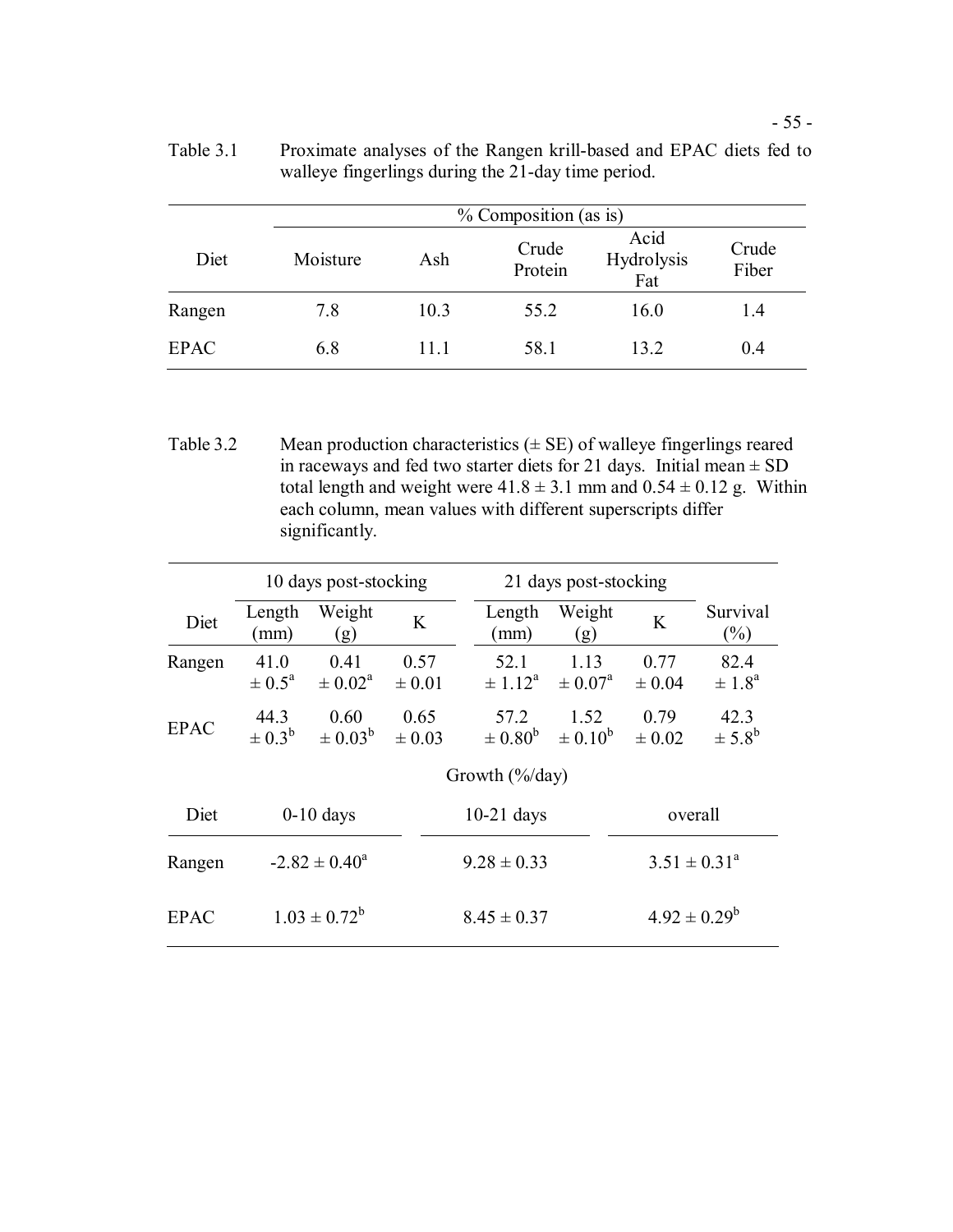Table 3.1 Proximate analyses of the Rangen krill-based and EPAC diets fed to walleye fingerlings during the 21-day time period.

| Diet | % Composition (as is) | | | | |
|---|---|---|---|---|---|
| | Moisture | Ash | Crude Protein | Acid Hydrolysis Fat | Crude Fiber |
| Rangen | 7.8 | 10.3 | 55.2 | 16.0 | 1.4 |
| EPAC | 6.8 | 11.1 | 58.1 | 13.2 | 0.4 |

Table 3.2 Mean production characteristics (± SE) of walleye fingerlings reared in raceways and fed two starter diets for 21 days. Initial mean ± SD total length and weight were 41.8 ± 3.1 mm and 0.54 ± 0.12 g. Within each column, mean values with different superscripts differ significantly.

| Diet | 10 days post-stocking | | | 21 days post-stocking | | | |
|---|---|---|---|---|---|---|---|
| | Length (mm) | Weight (g) | K | Length (mm) | Weight (g) | K | Survival (%) |
| Rangen | 41.0 ± 0.5[a] | 0.41 ± 0.02[a] | 0.57 ± 0.01 | 52.1 ± 1.12[a] | 1.13 ± 0.07[a] | 0.77 ± 0.04 | 82.4 ± 1.8[a] |
| EPAC | 44.3 ± 0.3[b] | 0.60 ± 0.03[b] | 0.65 ± 0.03 | 57.2 ± 0.80[b] | 1.52 ± 0.10[b] | 0.79 ± 0.02 | 42.3 ± 5.8[b] |

| Diet | Growth (%/day) | | |
|---|---|---|---|
| | 0-10 days | 10-21 days | overall |
| Rangen | -2.82 ± 0.40[a] | 9.28 ± 0.33 | 3.51 ± 0.31[a] |
| EPAC | 1.03 ± 0.72[b] | 8.45 ± 0.37 | 4.92 ± 0.29[b] |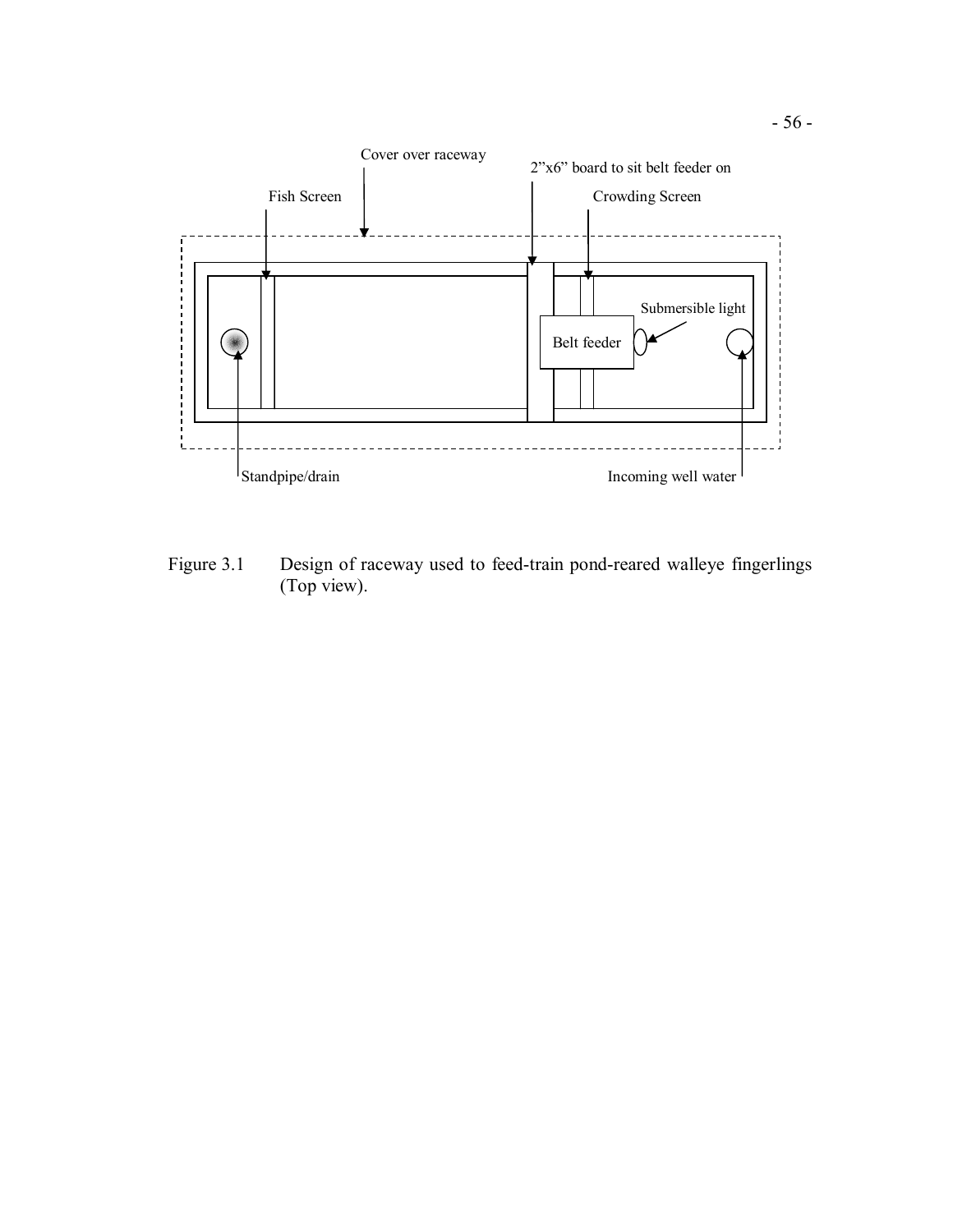Cover over raceway

2"x6" board to sit belt feeder on

Fish Screen

Crowding Screen

Submersible light

Belt feeder

Standpipe/drain

Incoming well water

Figure 3.1 Design of raceway used to feed-train pond-reared walleye fingerlings (Top view).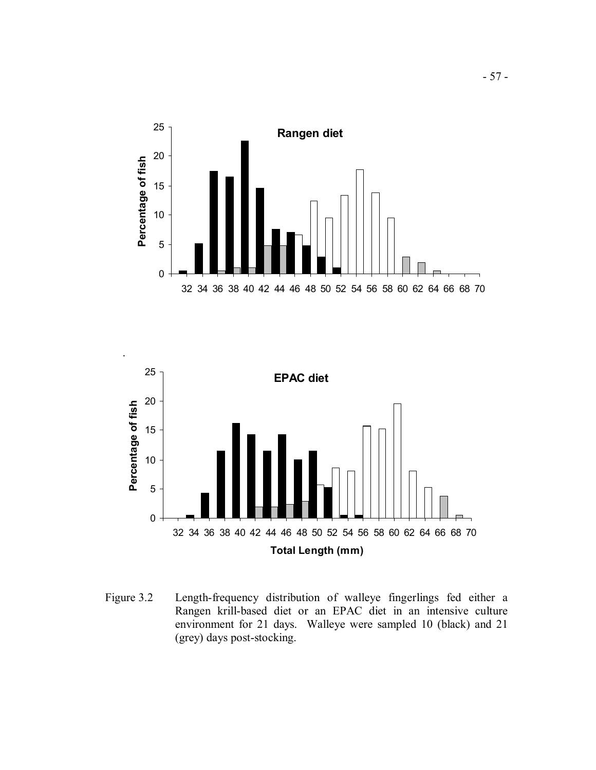Figure 3.2 Length-frequency distribution of walleye fingerlings fed either a Rangen krill-based diet or an EPAC diet in an intensive culture environment for 21 days. Walleye were sampled 10 (black) and 21 (grey) days post-stocking.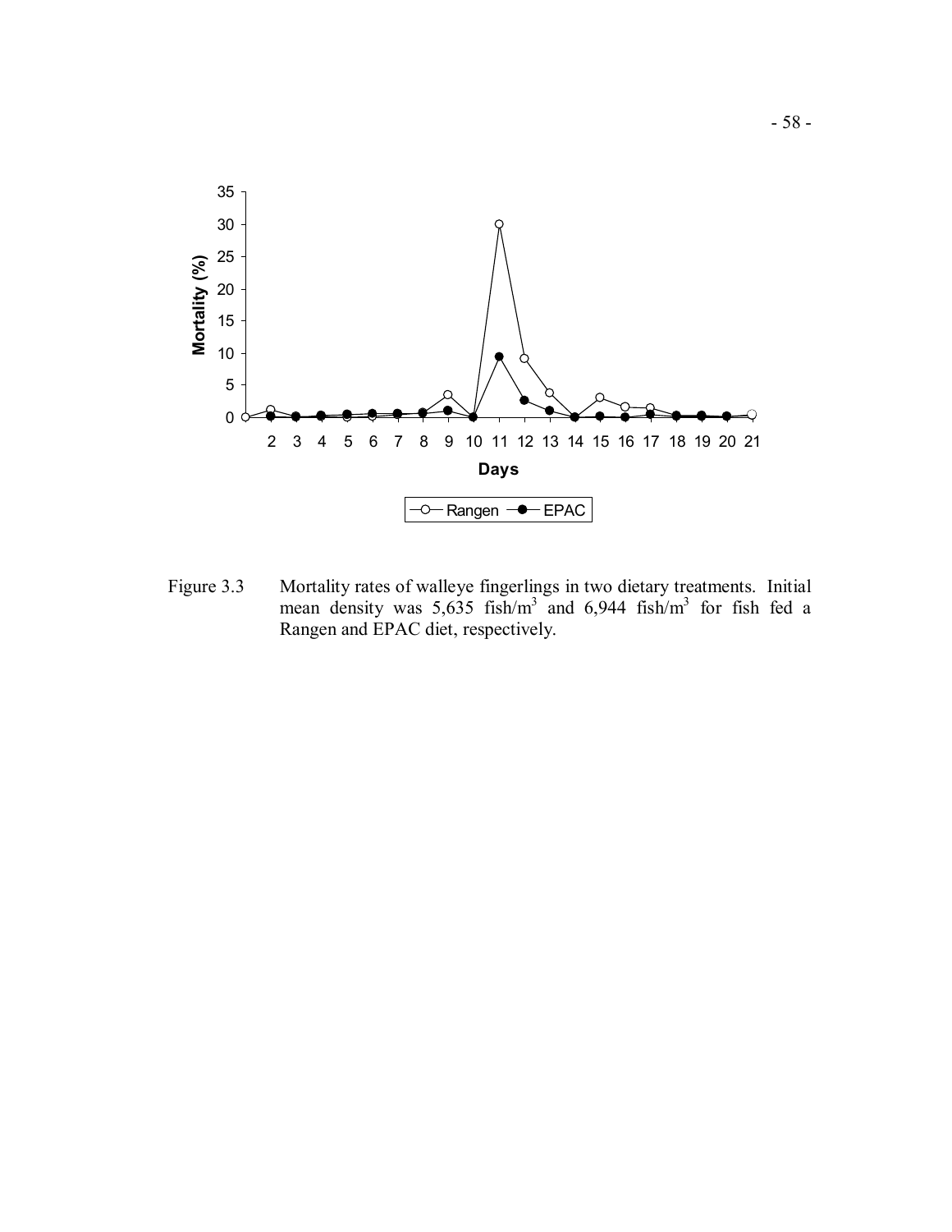Figure 3.3 Mortality rates of walleye fingerlings in two dietary treatments. Initial mean density was 5,635 fish/m$^3$ and 6,944 fish/m$^3$ for fish fed a Rangen and EPAC diet, respectively.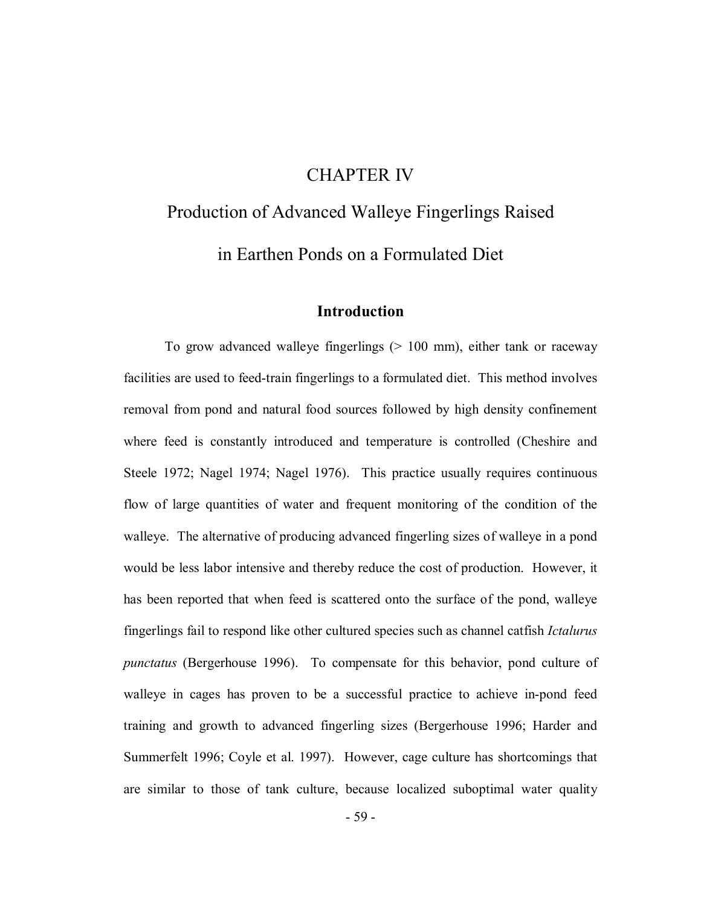# CHAPTER IV

# Production of Advanced Walleye Fingerlings Raised in Earthen Ponds on a Formulated Diet

## Introduction

To grow advanced walleye fingerlings (> 100 mm), either tank or raceway facilities are used to feed-train fingerlings to a formulated diet. This method involves removal from pond and natural food sources followed by high density confinement where feed is constantly introduced and temperature is controlled (Cheshire and Steele 1972; Nagel 1974; Nagel 1976). This practice usually requires continuous flow of large quantities of water and frequent monitoring of the condition of the walleye. The alternative of producing advanced fingerling sizes of walleye in a pond would be less labor intensive and thereby reduce the cost of production. However, it has been reported that when feed is scattered onto the surface of the pond, walleye fingerlings fail to respond like other cultured species such as channel catfish *Ictalurus punctatus* (Bergerhouse 1996). To compensate for this behavior, pond culture of walleye in cages has proven to be a successful practice to achieve in-pond feed training and growth to advanced fingerling sizes (Bergerhouse 1996; Harder and Summerfelt 1996; Coyle et al. 1997). However, cage culture has shortcomings that are similar to those of tank culture, because localized suboptimal water quality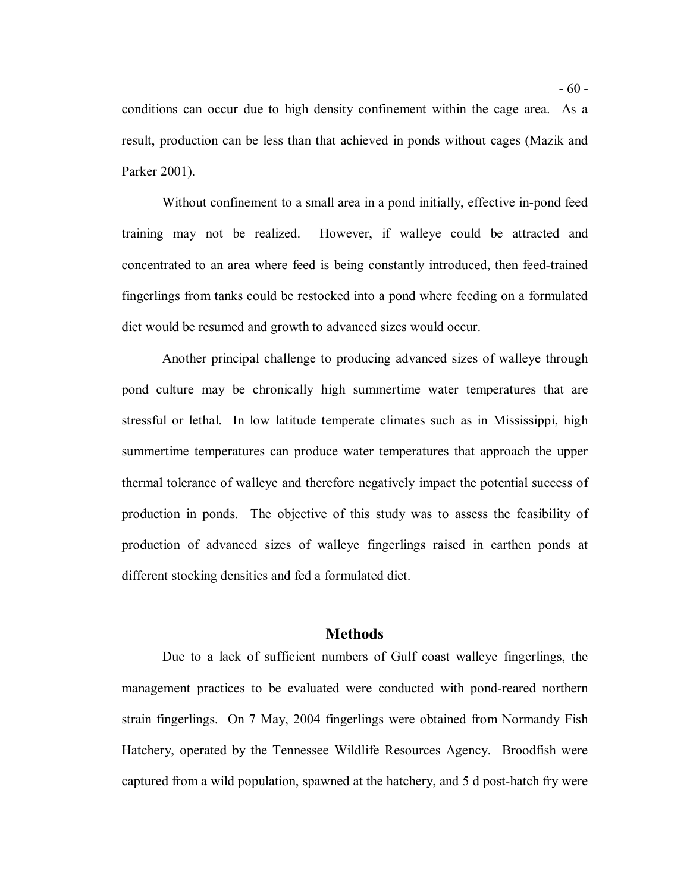conditions can occur due to high density confinement within the cage area. As a result, production can be less than that achieved in ponds without cages (Mazik and Parker 2001).

Without confinement to a small area in a pond initially, effective in-pond feed training may not be realized. However, if walleye could be attracted and concentrated to an area where feed is being constantly introduced, then feed-trained fingerlings from tanks could be restocked into a pond where feeding on a formulated diet would be resumed and growth to advanced sizes would occur.

Another principal challenge to producing advanced sizes of walleye through pond culture may be chronically high summertime water temperatures that are stressful or lethal. In low latitude temperate climates such as in Mississippi, high summertime temperatures can produce water temperatures that approach the upper thermal tolerance of walleye and therefore negatively impact the potential success of production in ponds. The objective of this study was to assess the feasibility of production of advanced sizes of walleye fingerlings raised in earthen ponds at different stocking densities and fed a formulated diet.

## Methods

Due to a lack of sufficient numbers of Gulf coast walleye fingerlings, the management practices to be evaluated were conducted with pond-reared northern strain fingerlings. On 7 May, 2004 fingerlings were obtained from Normandy Fish Hatchery, operated by the Tennessee Wildlife Resources Agency. Broodfish were captured from a wild population, spawned at the hatchery, and 5 d post-hatch fry were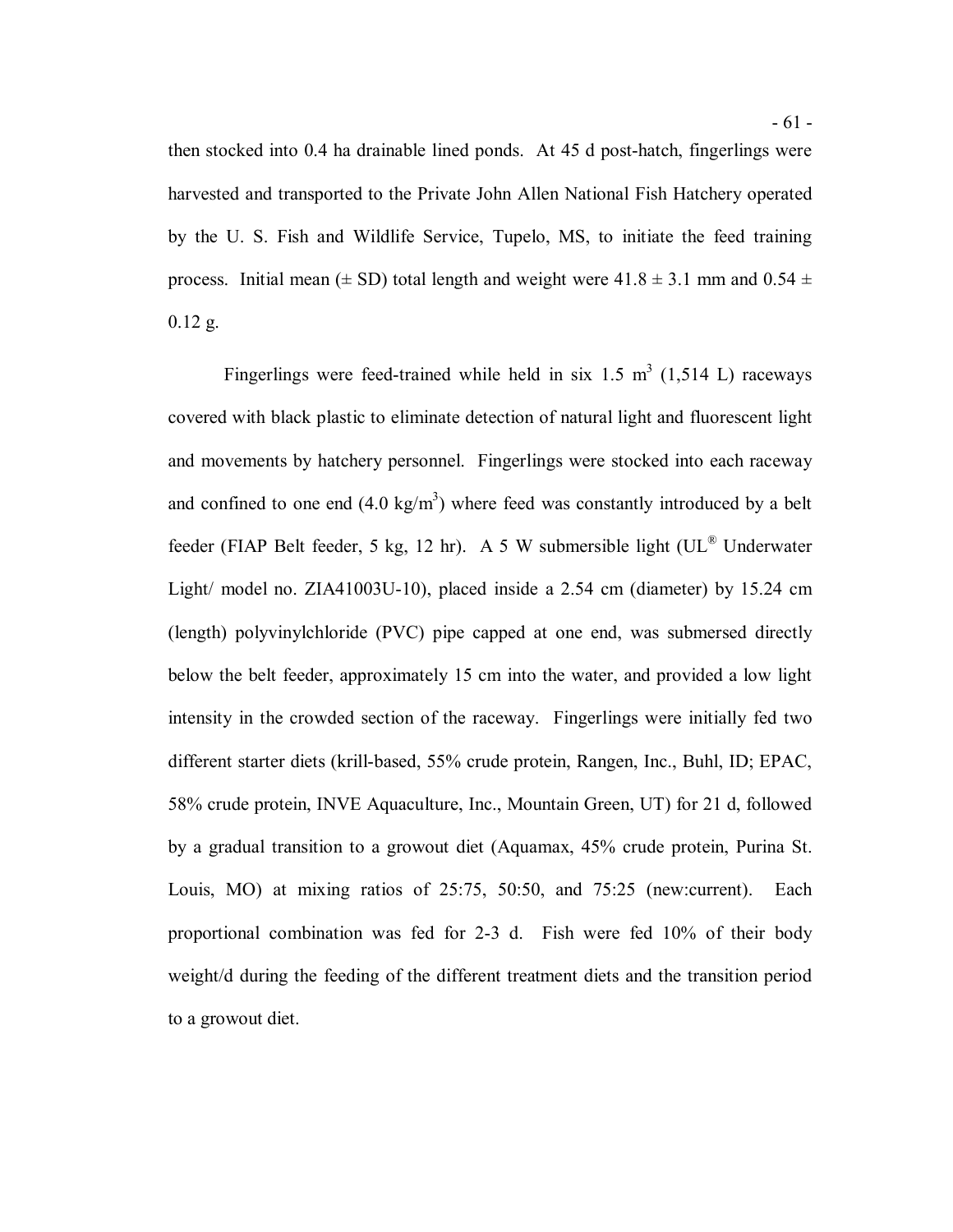then stocked into 0.4 ha drainable lined ponds. At 45 d post-hatch, fingerlings were harvested and transported to the Private John Allen National Fish Hatchery operated by the U. S. Fish and Wildlife Service, Tupelo, MS, to initiate the feed training process. Initial mean (± SD) total length and weight were 41.8 ± 3.1 mm and 0.54 ± 0.12 g.

Fingerlings were feed-trained while held in six 1.5 $m^3$ (1,514 L) raceways covered with black plastic to eliminate detection of natural light and fluorescent light and movements by hatchery personnel. Fingerlings were stocked into each raceway and confined to one end (4.0 $kg/m^3$) where feed was constantly introduced by a belt feeder (FIAP Belt feeder, 5 kg, 12 hr). A 5 W submersible light (UL® Underwater Light/ model no. ZIA41003U-10), placed inside a 2.54 cm (diameter) by 15.24 cm (length) polyvinylchloride (PVC) pipe capped at one end, was submersed directly below the belt feeder, approximately 15 cm into the water, and provided a low light intensity in the crowded section of the raceway. Fingerlings were initially fed two different starter diets (krill-based, 55% crude protein, Rangen, Inc., Buhl, ID; EPAC, 58% crude protein, INVE Aquaculture, Inc., Mountain Green, UT) for 21 d, followed by a gradual transition to a growout diet (Aquamax, 45% crude protein, Purina St. Louis, MO) at mixing ratios of 25:75, 50:50, and 75:25 (new:current). Each proportional combination was fed for 2-3 d. Fish were fed 10% of their body weight/d during the feeding of the different treatment diets and the transition period to a growout diet.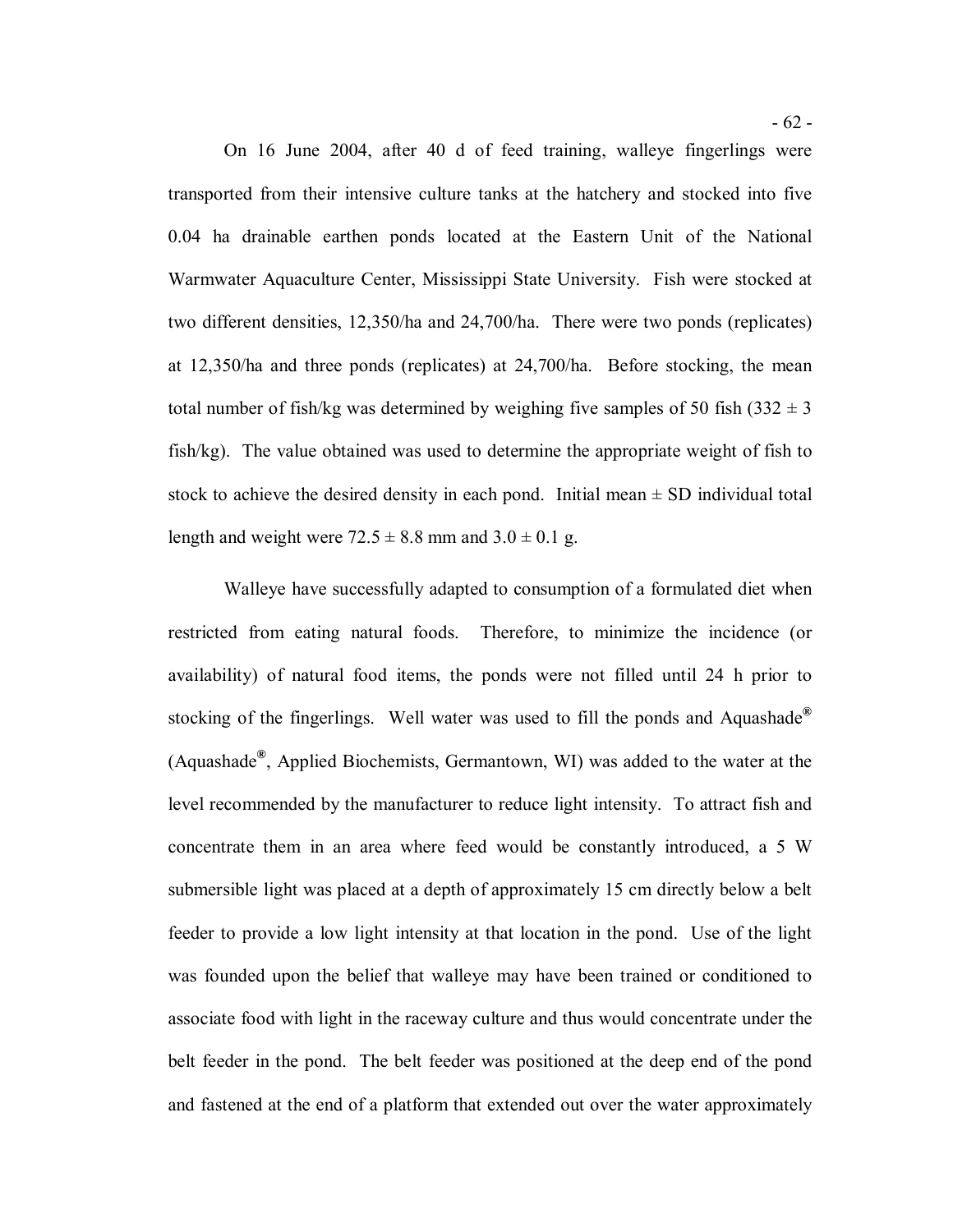On 16 June 2004, after 40 d of feed training, walleye fingerlings were transported from their intensive culture tanks at the hatchery and stocked into five 0.04 ha drainable earthen ponds located at the Eastern Unit of the National Warmwater Aquaculture Center, Mississippi State University. Fish were stocked at two different densities, 12,350/ha and 24,700/ha. There were two ponds (replicates) at 12,350/ha and three ponds (replicates) at 24,700/ha. Before stocking, the mean total number of fish/kg was determined by weighing five samples of 50 fish (332 ± 3 fish/kg). The value obtained was used to determine the appropriate weight of fish to stock to achieve the desired density in each pond. Initial mean ± SD individual total length and weight were 72.5 ± 8.8 mm and 3.0 ± 0.1 g.

Walleye have successfully adapted to consumption of a formulated diet when restricted from eating natural foods. Therefore, to minimize the incidence (or availability) of natural food items, the ponds were not filled until 24 h prior to stocking of the fingerlings. Well water was used to fill the ponds and Aquashade® (Aquashade®, Applied Biochemists, Germantown, WI) was added to the water at the level recommended by the manufacturer to reduce light intensity. To attract fish and concentrate them in an area where feed would be constantly introduced, a 5 W submersible light was placed at a depth of approximately 15 cm directly below a belt feeder to provide a low light intensity at that location in the pond. Use of the light was founded upon the belief that walleye may have been trained or conditioned to associate food with light in the raceway culture and thus would concentrate under the belt feeder in the pond. The belt feeder was positioned at the deep end of the pond and fastened at the end of a platform that extended out over the water approximately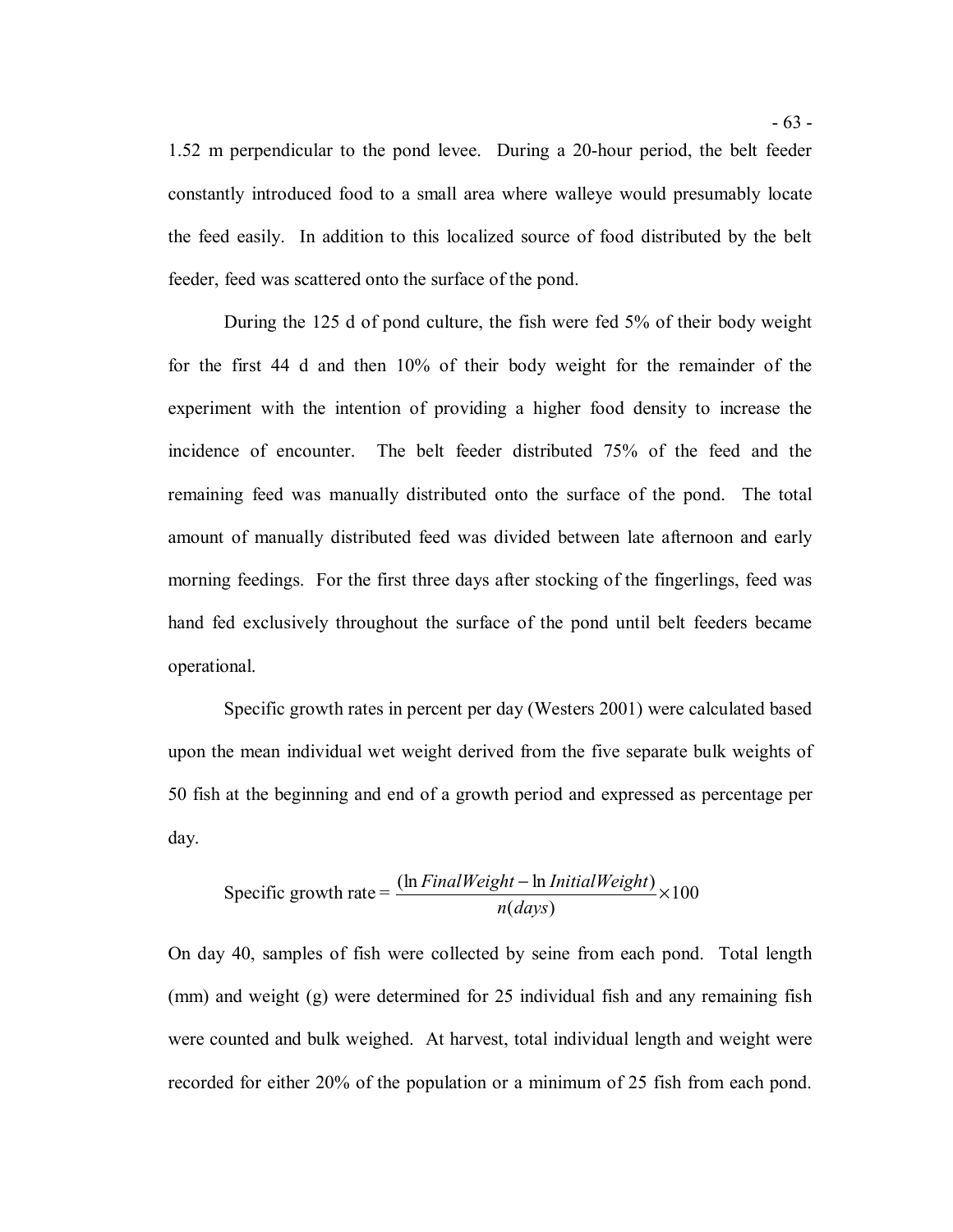1.52 m perpendicular to the pond levee. During a 20-hour period, the belt feeder constantly introduced food to a small area where walleye would presumably locate the feed easily. In addition to this localized source of food distributed by the belt feeder, feed was scattered onto the surface of the pond.

During the 125 d of pond culture, the fish were fed 5% of their body weight for the first 44 d and then 10% of their body weight for the remainder of the experiment with the intention of providing a higher food density to increase the incidence of encounter. The belt feeder distributed 75% of the feed and the remaining feed was manually distributed onto the surface of the pond. The total amount of manually distributed feed was divided between late afternoon and early morning feedings. For the first three days after stocking of the fingerlings, feed was hand fed exclusively throughout the surface of the pond until belt feeders became operational.

Specific growth rates in percent per day (Westers 2001) were calculated based upon the mean individual wet weight derived from the five separate bulk weights of 50 fish at the beginning and end of a growth period and expressed as percentage per day.

$$\text{Specific growth rate} = \frac{(\ln FinalWeight - \ln InitialWeight)}{n(days)} \times 100$$

On day 40, samples of fish were collected by seine from each pond. Total length (mm) and weight (g) were determined for 25 individual fish and any remaining fish were counted and bulk weighed. At harvest, total individual length and weight were recorded for either 20% of the population or a minimum of 25 fish from each pond.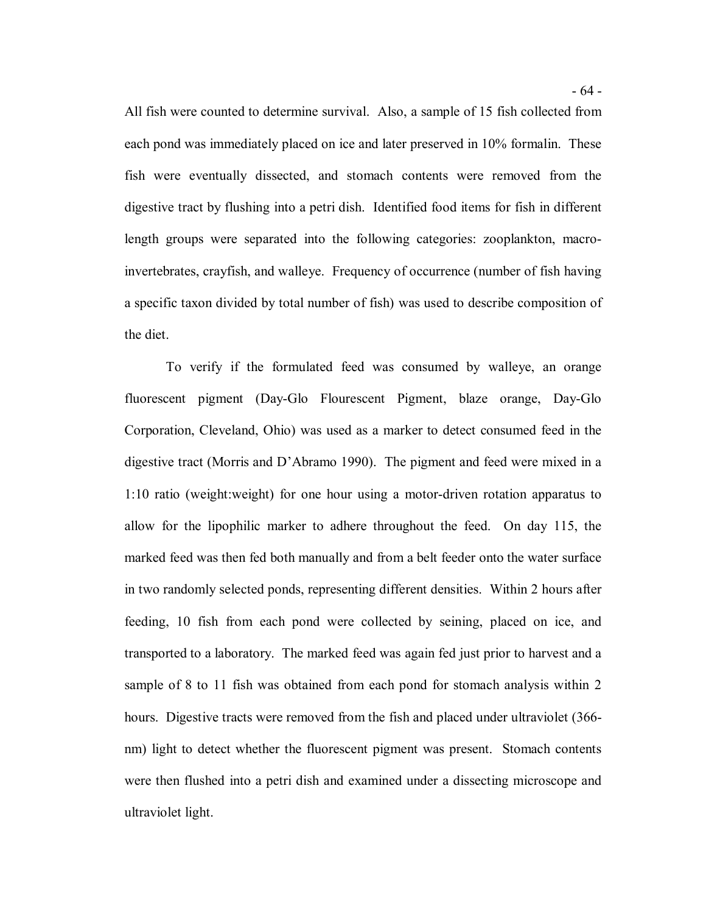All fish were counted to determine survival. Also, a sample of 15 fish collected from each pond was immediately placed on ice and later preserved in 10% formalin. These fish were eventually dissected, and stomach contents were removed from the digestive tract by flushing into a petri dish. Identified food items for fish in different length groups were separated into the following categories: zooplankton, macroinvertebrates, crayfish, and walleye. Frequency of occurrence (number of fish having a specific taxon divided by total number of fish) was used to describe composition of the diet.

To verify if the formulated feed was consumed by walleye, an orange fluorescent pigment (Day-Glo Flourescent Pigment, blaze orange, Day-Glo Corporation, Cleveland, Ohio) was used as a marker to detect consumed feed in the digestive tract (Morris and D'Abramo 1990). The pigment and feed were mixed in a 1:10 ratio (weight:weight) for one hour using a motor-driven rotation apparatus to allow for the lipophilic marker to adhere throughout the feed. On day 115, the marked feed was then fed both manually and from a belt feeder onto the water surface in two randomly selected ponds, representing different densities. Within 2 hours after feeding, 10 fish from each pond were collected by seining, placed on ice, and transported to a laboratory. The marked feed was again fed just prior to harvest and a sample of 8 to 11 fish was obtained from each pond for stomach analysis within 2 hours. Digestive tracts were removed from the fish and placed under ultraviolet (366-nm) light to detect whether the fluorescent pigment was present. Stomach contents were then flushed into a petri dish and examined under a dissecting microscope and ultraviolet light.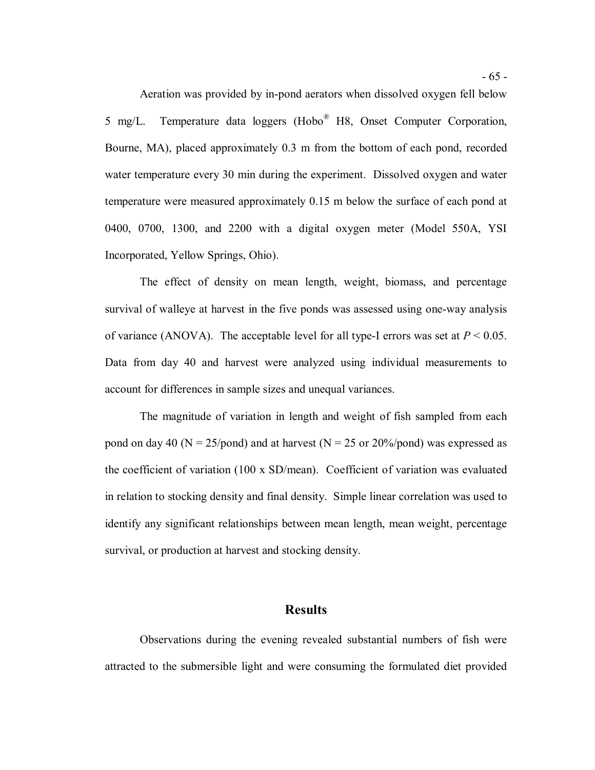Aeration was provided by in-pond aerators when dissolved oxygen fell below 5 mg/L. Temperature data loggers (Hobo® H8, Onset Computer Corporation, Bourne, MA), placed approximately 0.3 m from the bottom of each pond, recorded water temperature every 30 min during the experiment. Dissolved oxygen and water temperature were measured approximately 0.15 m below the surface of each pond at 0400, 0700, 1300, and 2200 with a digital oxygen meter (Model 550A, YSI Incorporated, Yellow Springs, Ohio).

The effect of density on mean length, weight, biomass, and percentage survival of walleye at harvest in the five ponds was assessed using one-way analysis of variance (ANOVA). The acceptable level for all type-I errors was set at $P < 0.05$. Data from day 40 and harvest were analyzed using individual measurements to account for differences in sample sizes and unequal variances.

The magnitude of variation in length and weight of fish sampled from each pond on day 40 (N = 25/pond) and at harvest (N = 25 or 20%/pond) was expressed as the coefficient of variation (100 x SD/mean). Coefficient of variation was evaluated in relation to stocking density and final density. Simple linear correlation was used to identify any significant relationships between mean length, mean weight, percentage survival, or production at harvest and stocking density.

## Results

Observations during the evening revealed substantial numbers of fish were attracted to the submersible light and were consuming the formulated diet provided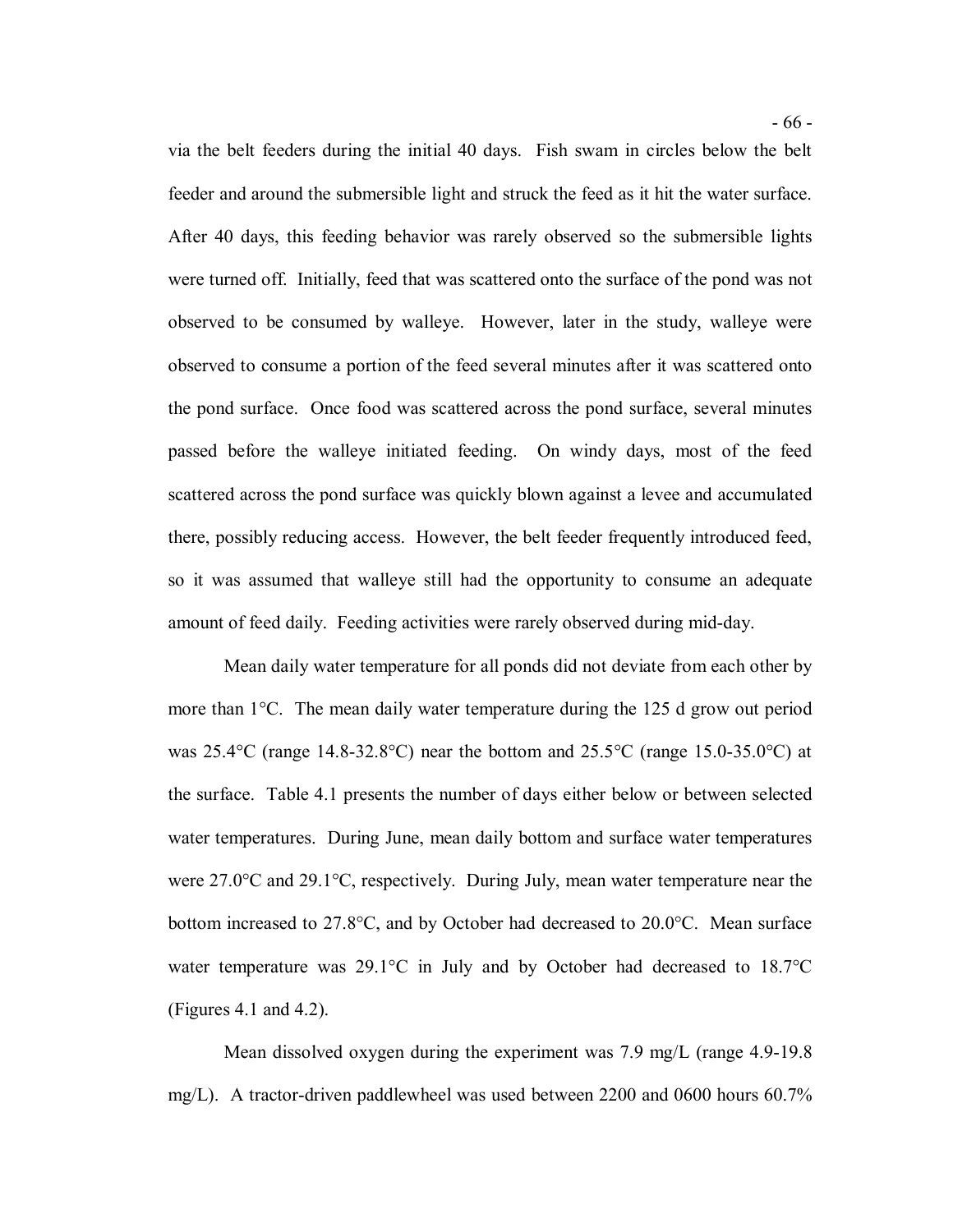via the belt feeders during the initial 40 days. Fish swam in circles below the belt feeder and around the submersible light and struck the feed as it hit the water surface. After 40 days, this feeding behavior was rarely observed so the submersible lights were turned off. Initially, feed that was scattered onto the surface of the pond was not observed to be consumed by walleye. However, later in the study, walleye were observed to consume a portion of the feed several minutes after it was scattered onto the pond surface. Once food was scattered across the pond surface, several minutes passed before the walleye initiated feeding. On windy days, most of the feed scattered across the pond surface was quickly blown against a levee and accumulated there, possibly reducing access. However, the belt feeder frequently introduced feed, so it was assumed that walleye still had the opportunity to consume an adequate amount of feed daily. Feeding activities were rarely observed during mid-day.

Mean daily water temperature for all ponds did not deviate from each other by more than 1°C. The mean daily water temperature during the 125 d grow out period was 25.4°C (range 14.8-32.8°C) near the bottom and 25.5°C (range 15.0-35.0°C) at the surface. Table 4.1 presents the number of days either below or between selected water temperatures. During June, mean daily bottom and surface water temperatures were 27.0°C and 29.1°C, respectively. During July, mean water temperature near the bottom increased to 27.8°C, and by October had decreased to 20.0°C. Mean surface water temperature was 29.1°C in July and by October had decreased to 18.7°C (Figures 4.1 and 4.2).

Mean dissolved oxygen during the experiment was 7.9 mg/L (range 4.9-19.8 mg/L). A tractor-driven paddlewheel was used between 2200 and 0600 hours 60.7%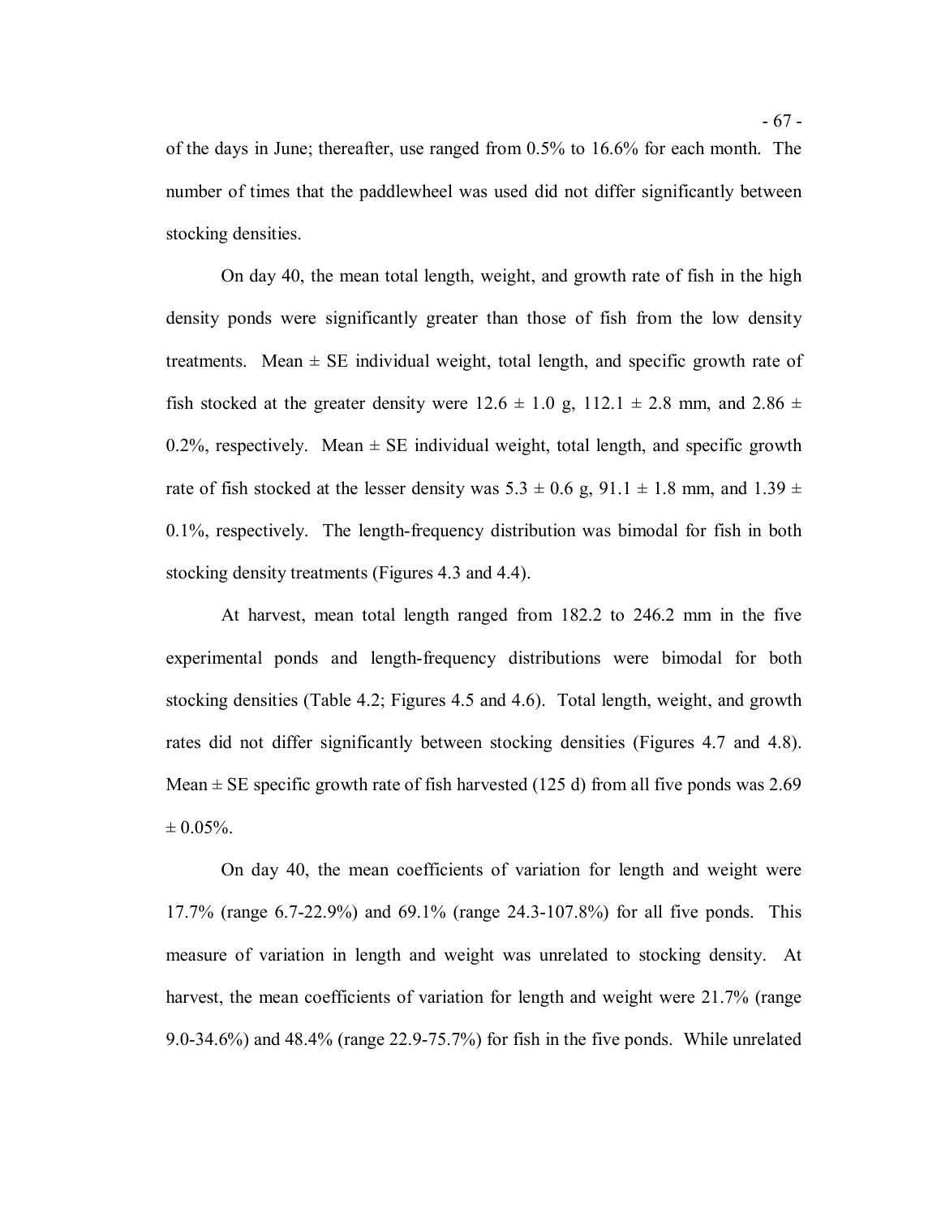of the days in June; thereafter, use ranged from 0.5% to 16.6% for each month. The number of times that the paddlewheel was used did not differ significantly between stocking densities.

On day 40, the mean total length, weight, and growth rate of fish in the high density ponds were significantly greater than those of fish from the low density treatments. Mean ± SE individual weight, total length, and specific growth rate of fish stocked at the greater density were 12.6 ± 1.0 g, 112.1 ± 2.8 mm, and 2.86 ± 0.2%, respectively. Mean ± SE individual weight, total length, and specific growth rate of fish stocked at the lesser density was 5.3 ± 0.6 g, 91.1 ± 1.8 mm, and 1.39 ± 0.1%, respectively. The length-frequency distribution was bimodal for fish in both stocking density treatments (Figures 4.3 and 4.4).

At harvest, mean total length ranged from 182.2 to 246.2 mm in the five experimental ponds and length-frequency distributions were bimodal for both stocking densities (Table 4.2; Figures 4.5 and 4.6). Total length, weight, and growth rates did not differ significantly between stocking densities (Figures 4.7 and 4.8). Mean ± SE specific growth rate of fish harvested (125 d) from all five ponds was 2.69 ± 0.05%.

On day 40, the mean coefficients of variation for length and weight were 17.7% (range 6.7-22.9%) and 69.1% (range 24.3-107.8%) for all five ponds. This measure of variation in length and weight was unrelated to stocking density. At harvest, the mean coefficients of variation for length and weight were 21.7% (range 9.0-34.6%) and 48.4% (range 22.9-75.7%) for fish in the five ponds. While unrelated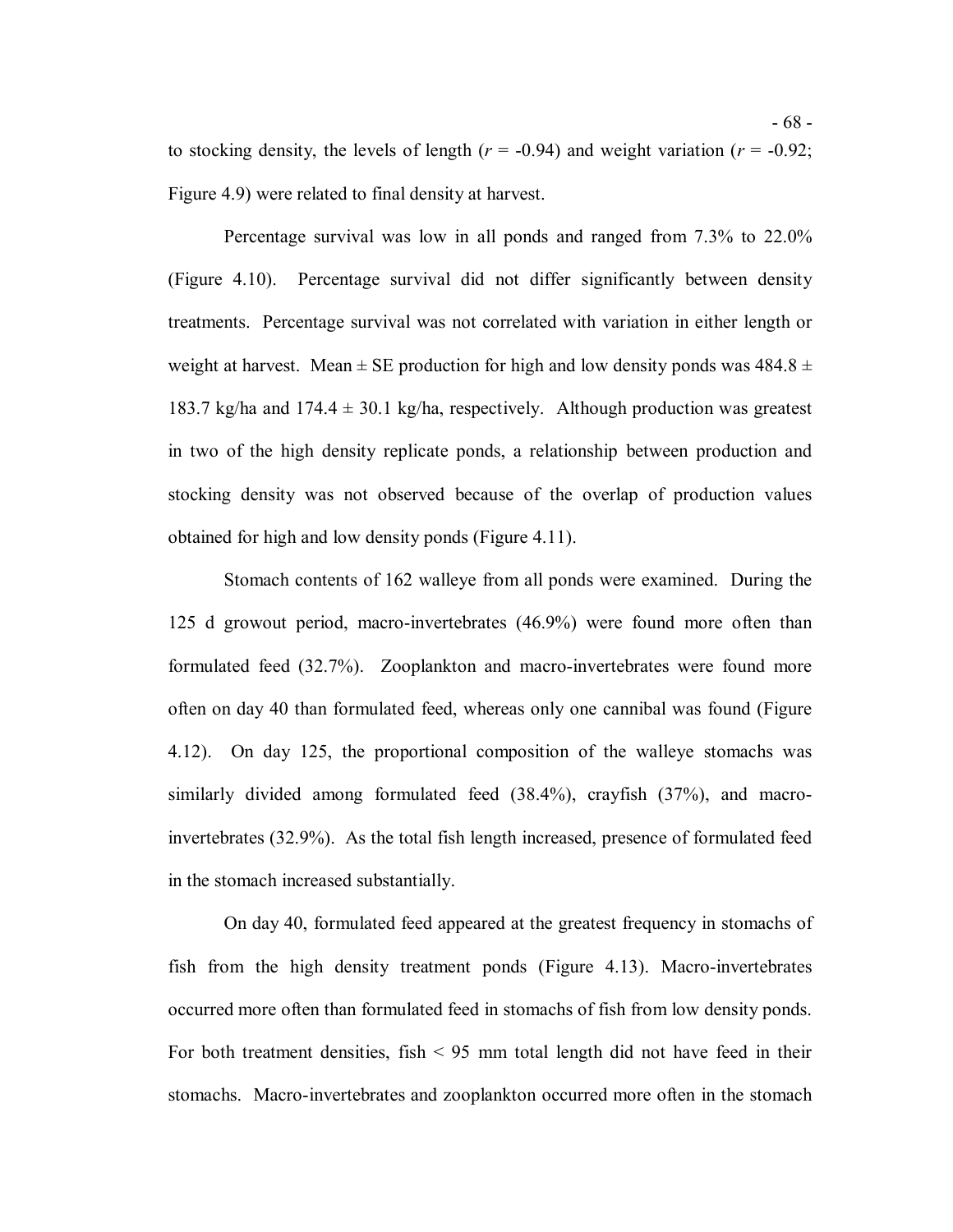to stocking density, the levels of length ($r$ = -0.94) and weight variation ($r$ = -0.92; Figure 4.9) were related to final density at harvest.

Percentage survival was low in all ponds and ranged from 7.3% to 22.0% (Figure 4.10). Percentage survival did not differ significantly between density treatments. Percentage survival was not correlated with variation in either length or weight at harvest. Mean ± SE production for high and low density ponds was 484.8 ± 183.7 kg/ha and 174.4 ± 30.1 kg/ha, respectively. Although production was greatest in two of the high density replicate ponds, a relationship between production and stocking density was not observed because of the overlap of production values obtained for high and low density ponds (Figure 4.11).

Stomach contents of 162 walleye from all ponds were examined. During the 125 d growout period, macro-invertebrates (46.9%) were found more often than formulated feed (32.7%). Zooplankton and macro-invertebrates were found more often on day 40 than formulated feed, whereas only one cannibal was found (Figure 4.12). On day 125, the proportional composition of the walleye stomachs was similarly divided among formulated feed (38.4%), crayfish (37%), and macro-invertebrates (32.9%). As the total fish length increased, presence of formulated feed in the stomach increased substantially.

On day 40, formulated feed appeared at the greatest frequency in stomachs of fish from the high density treatment ponds (Figure 4.13). Macro-invertebrates occurred more often than formulated feed in stomachs of fish from low density ponds. For both treatment densities, fish < 95 mm total length did not have feed in their stomachs. Macro-invertebrates and zooplankton occurred more often in the stomach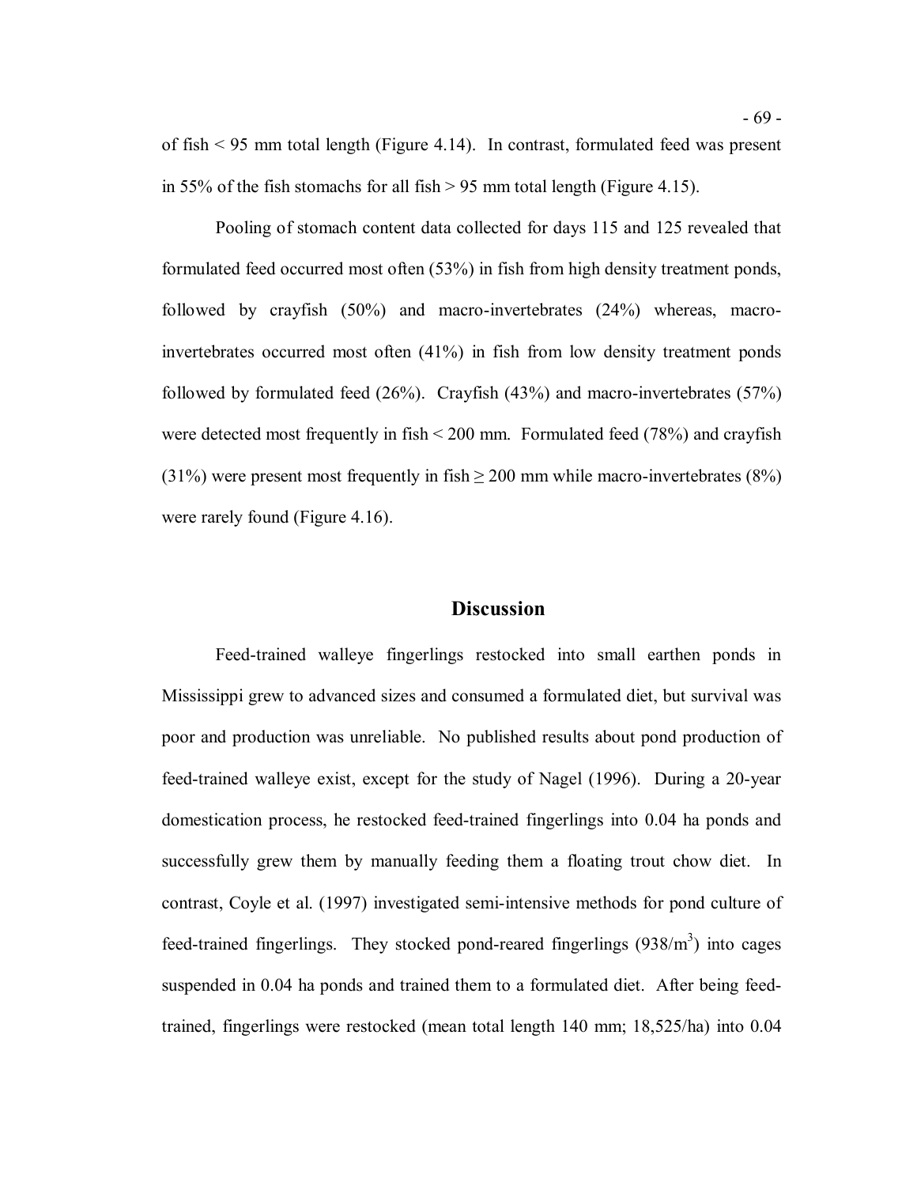of fish < 95 mm total length (Figure 4.14). In contrast, formulated feed was present in 55% of the fish stomachs for all fish > 95 mm total length (Figure 4.15).

Pooling of stomach content data collected for days 115 and 125 revealed that formulated feed occurred most often (53%) in fish from high density treatment ponds, followed by crayfish (50%) and macro-invertebrates (24%) whereas, macro-invertebrates occurred most often (41%) in fish from low density treatment ponds followed by formulated feed (26%). Crayfish (43%) and macro-invertebrates (57%) were detected most frequently in fish < 200 mm. Formulated feed (78%) and crayfish (31%) were present most frequently in fish ≥ 200 mm while macro-invertebrates (8%) were rarely found (Figure 4.16).

## Discussion

Feed-trained walleye fingerlings restocked into small earthen ponds in Mississippi grew to advanced sizes and consumed a formulated diet, but survival was poor and production was unreliable. No published results about pond production of feed-trained walleye exist, except for the study of Nagel (1996). During a 20-year domestication process, he restocked feed-trained fingerlings into 0.04 ha ponds and successfully grew them by manually feeding them a floating trout chow diet. In contrast, Coyle et al. (1997) investigated semi-intensive methods for pond culture of feed-trained fingerlings. They stocked pond-reared fingerlings ($938/m^3$) into cages suspended in 0.04 ha ponds and trained them to a formulated diet. After being feed-trained, fingerlings were restocked (mean total length 140 mm; 18,525/ha) into 0.04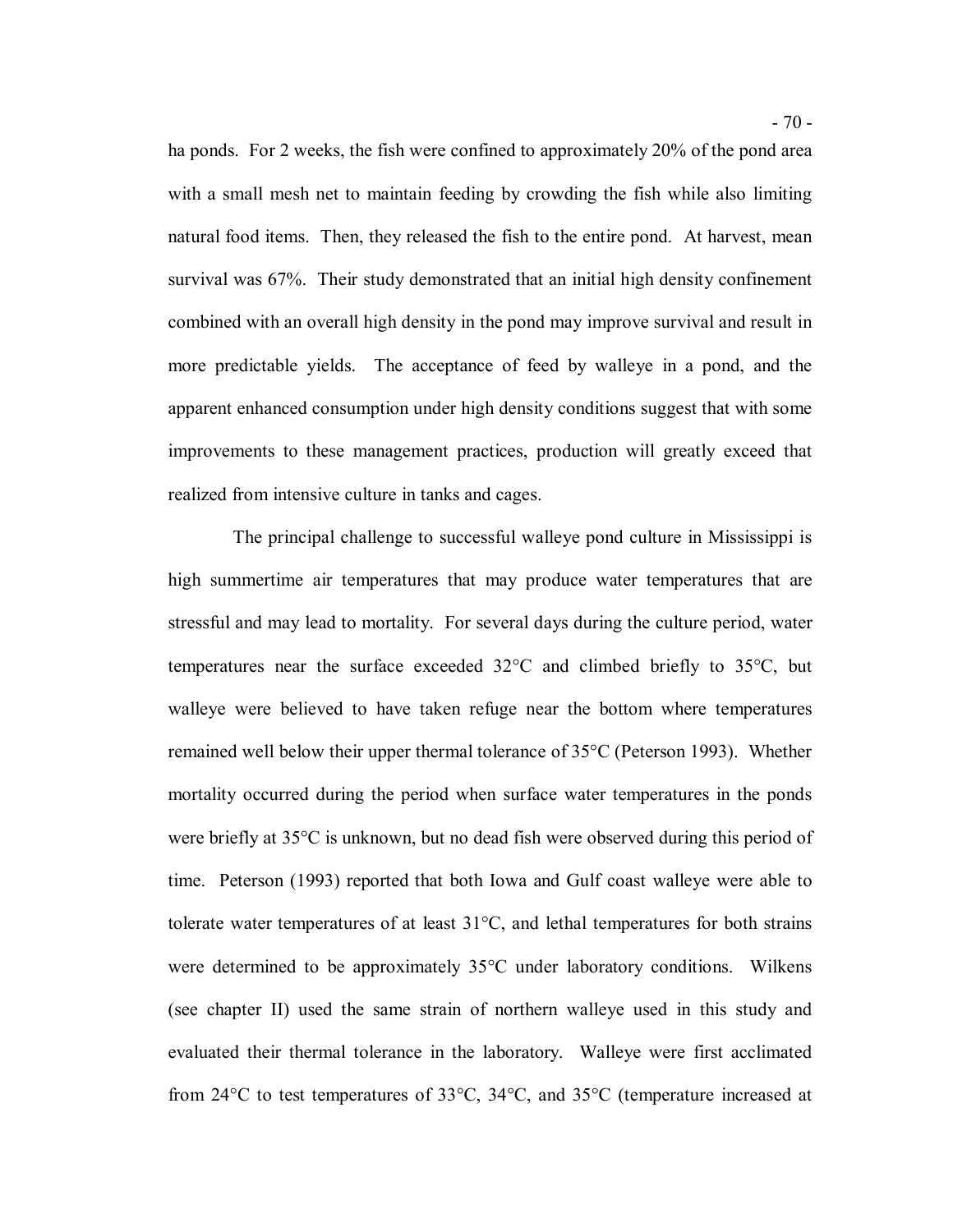ha ponds. For 2 weeks, the fish were confined to approximately 20% of the pond area with a small mesh net to maintain feeding by crowding the fish while also limiting natural food items. Then, they released the fish to the entire pond. At harvest, mean survival was 67%. Their study demonstrated that an initial high density confinement combined with an overall high density in the pond may improve survival and result in more predictable yields. The acceptance of feed by walleye in a pond, and the apparent enhanced consumption under high density conditions suggest that with some improvements to these management practices, production will greatly exceed that realized from intensive culture in tanks and cages.

The principal challenge to successful walleye pond culture in Mississippi is high summertime air temperatures that may produce water temperatures that are stressful and may lead to mortality. For several days during the culture period, water temperatures near the surface exceeded 32°C and climbed briefly to 35°C, but walleye were believed to have taken refuge near the bottom where temperatures remained well below their upper thermal tolerance of 35°C (Peterson 1993). Whether mortality occurred during the period when surface water temperatures in the ponds were briefly at 35°C is unknown, but no dead fish were observed during this period of time. Peterson (1993) reported that both Iowa and Gulf coast walleye were able to tolerate water temperatures of at least 31°C, and lethal temperatures for both strains were determined to be approximately 35°C under laboratory conditions. Wilkens (see chapter II) used the same strain of northern walleye used in this study and evaluated their thermal tolerance in the laboratory. Walleye were first acclimated from 24°C to test temperatures of 33°C, 34°C, and 35°C (temperature increased at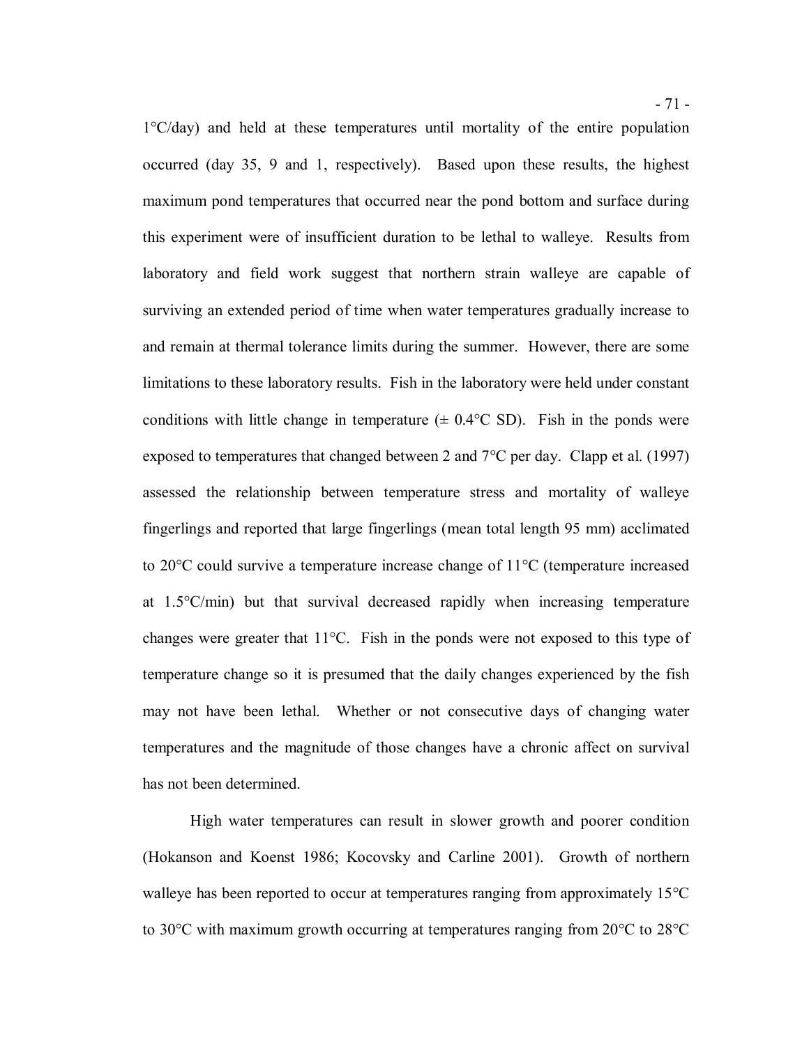1°C/day) and held at these temperatures until mortality of the entire population occurred (day 35, 9 and 1, respectively). Based upon these results, the highest maximum pond temperatures that occurred near the pond bottom and surface during this experiment were of insufficient duration to be lethal to walleye. Results from laboratory and field work suggest that northern strain walleye are capable of surviving an extended period of time when water temperatures gradually increase to and remain at thermal tolerance limits during the summer. However, there are some limitations to these laboratory results. Fish in the laboratory were held under constant conditions with little change in temperature (± 0.4°C SD). Fish in the ponds were exposed to temperatures that changed between 2 and 7°C per day. Clapp et al. (1997) assessed the relationship between temperature stress and mortality of walleye fingerlings and reported that large fingerlings (mean total length 95 mm) acclimated to 20°C could survive a temperature increase change of 11°C (temperature increased at 1.5°C/min) but that survival decreased rapidly when increasing temperature changes were greater that 11°C. Fish in the ponds were not exposed to this type of temperature change so it is presumed that the daily changes experienced by the fish may not have been lethal. Whether or not consecutive days of changing water temperatures and the magnitude of those changes have a chronic affect on survival has not been determined.

High water temperatures can result in slower growth and poorer condition (Hokanson and Koenst 1986; Kocovsky and Carline 2001). Growth of northern walleye has been reported to occur at temperatures ranging from approximately 15°C to 30°C with maximum growth occurring at temperatures ranging from 20°C to 28°C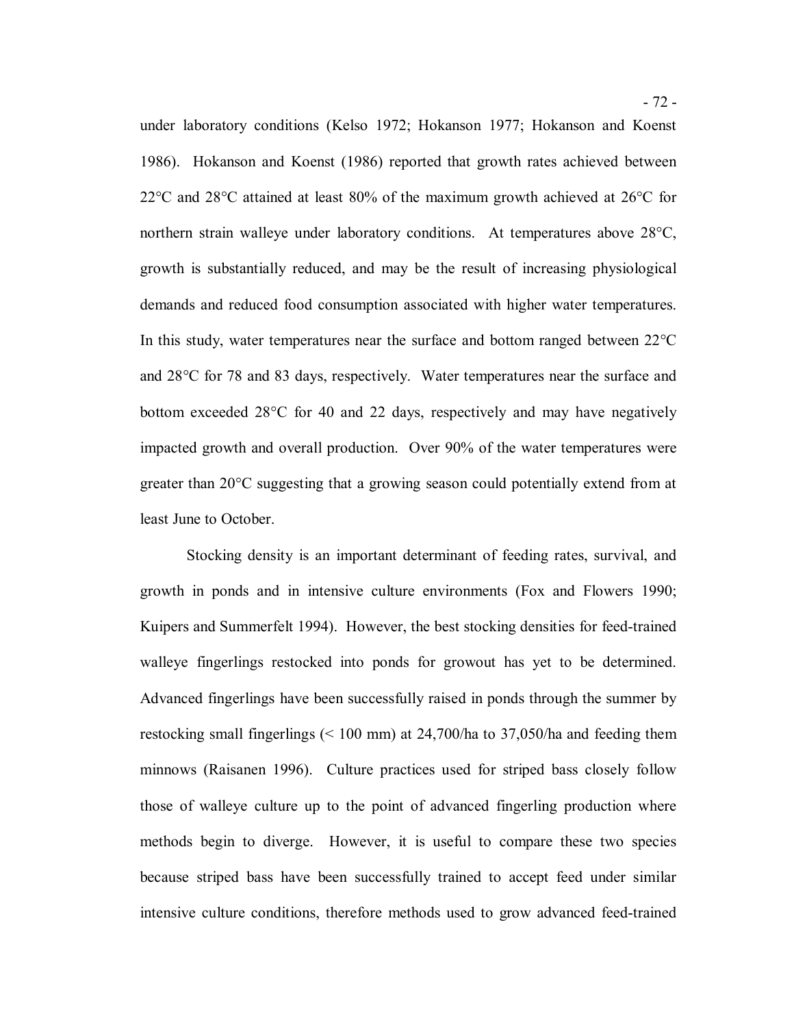under laboratory conditions (Kelso 1972; Hokanson 1977; Hokanson and Koenst 1986). Hokanson and Koenst (1986) reported that growth rates achieved between 22°C and 28°C attained at least 80% of the maximum growth achieved at 26°C for northern strain walleye under laboratory conditions. At temperatures above 28°C, growth is substantially reduced, and may be the result of increasing physiological demands and reduced food consumption associated with higher water temperatures. In this study, water temperatures near the surface and bottom ranged between 22°C and 28°C for 78 and 83 days, respectively. Water temperatures near the surface and bottom exceeded 28°C for 40 and 22 days, respectively and may have negatively impacted growth and overall production. Over 90% of the water temperatures were greater than 20°C suggesting that a growing season could potentially extend from at least June to October.

Stocking density is an important determinant of feeding rates, survival, and growth in ponds and in intensive culture environments (Fox and Flowers 1990; Kuipers and Summerfelt 1994). However, the best stocking densities for feed-trained walleye fingerlings restocked into ponds for growout has yet to be determined. Advanced fingerlings have been successfully raised in ponds through the summer by restocking small fingerlings (< 100 mm) at 24,700/ha to 37,050/ha and feeding them minnows (Raisanen 1996). Culture practices used for striped bass closely follow those of walleye culture up to the point of advanced fingerling production where methods begin to diverge. However, it is useful to compare these two species because striped bass have been successfully trained to accept feed under similar intensive culture conditions, therefore methods used to grow advanced feed-trained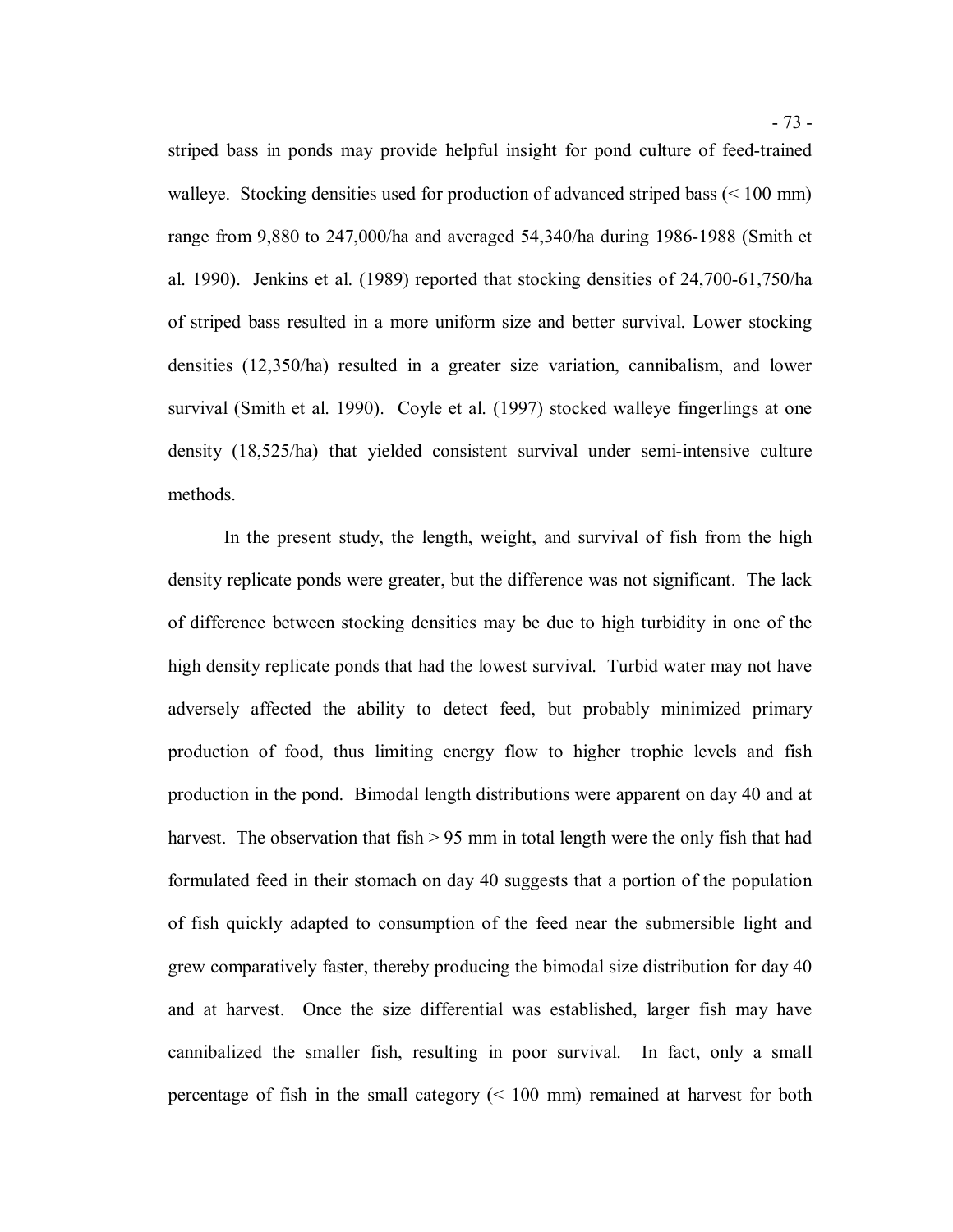striped bass in ponds may provide helpful insight for pond culture of feed-trained walleye. Stocking densities used for production of advanced striped bass (< 100 mm) range from 9,880 to 247,000/ha and averaged 54,340/ha during 1986-1988 (Smith et al. 1990). Jenkins et al. (1989) reported that stocking densities of 24,700-61,750/ha of striped bass resulted in a more uniform size and better survival. Lower stocking densities (12,350/ha) resulted in a greater size variation, cannibalism, and lower survival (Smith et al. 1990). Coyle et al. (1997) stocked walleye fingerlings at one density (18,525/ha) that yielded consistent survival under semi-intensive culture methods.

In the present study, the length, weight, and survival of fish from the high density replicate ponds were greater, but the difference was not significant. The lack of difference between stocking densities may be due to high turbidity in one of the high density replicate ponds that had the lowest survival. Turbid water may not have adversely affected the ability to detect feed, but probably minimized primary production of food, thus limiting energy flow to higher trophic levels and fish production in the pond. Bimodal length distributions were apparent on day 40 and at harvest. The observation that fish > 95 mm in total length were the only fish that had formulated feed in their stomach on day 40 suggests that a portion of the population of fish quickly adapted to consumption of the feed near the submersible light and grew comparatively faster, thereby producing the bimodal size distribution for day 40 and at harvest. Once the size differential was established, larger fish may have cannibalized the smaller fish, resulting in poor survival. In fact, only a small percentage of fish in the small category (< 100 mm) remained at harvest for both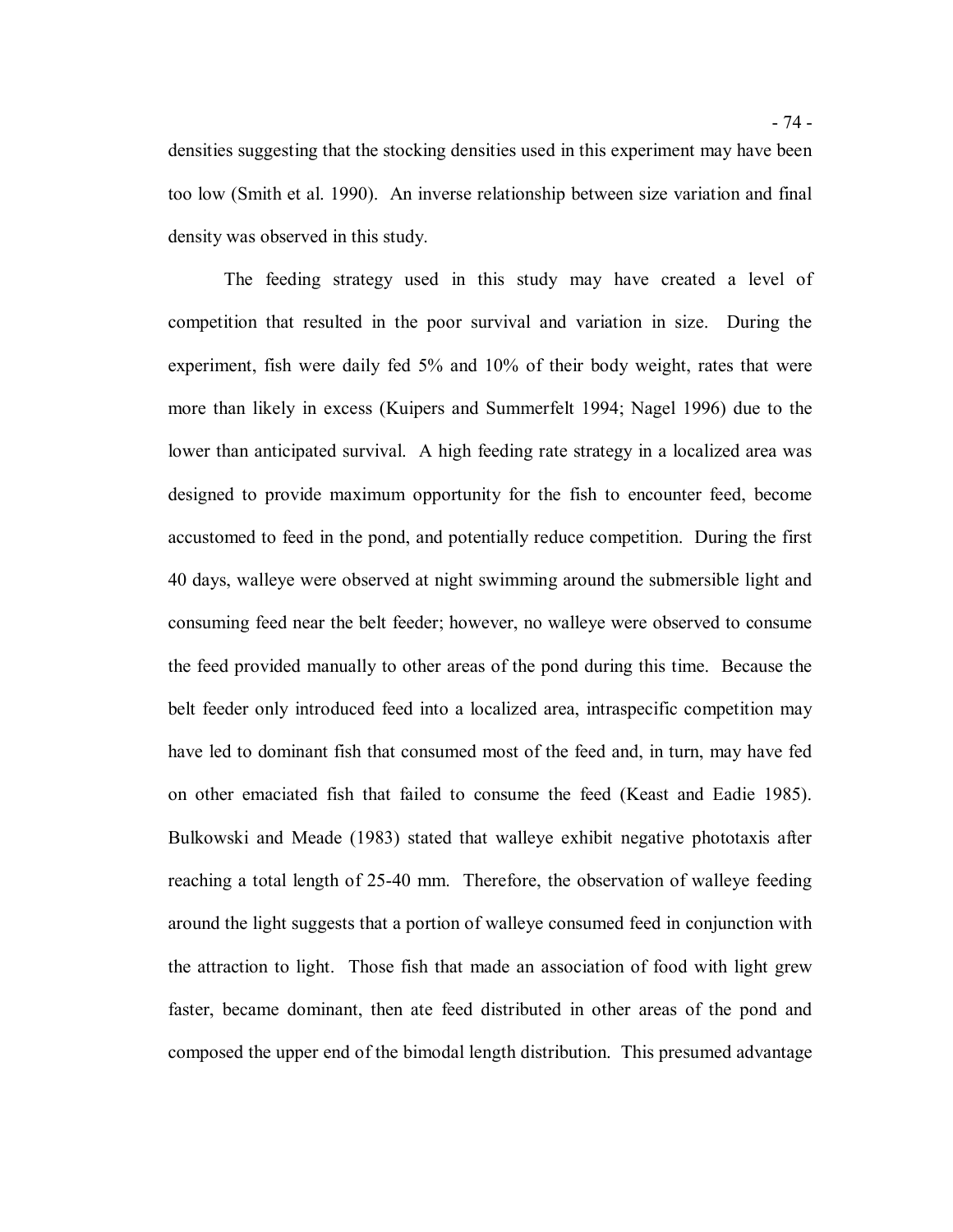densities suggesting that the stocking densities used in this experiment may have been too low (Smith et al. 1990). An inverse relationship between size variation and final density was observed in this study.

The feeding strategy used in this study may have created a level of competition that resulted in the poor survival and variation in size. During the experiment, fish were daily fed 5% and 10% of their body weight, rates that were more than likely in excess (Kuipers and Summerfelt 1994; Nagel 1996) due to the lower than anticipated survival. A high feeding rate strategy in a localized area was designed to provide maximum opportunity for the fish to encounter feed, become accustomed to feed in the pond, and potentially reduce competition. During the first 40 days, walleye were observed at night swimming around the submersible light and consuming feed near the belt feeder; however, no walleye were observed to consume the feed provided manually to other areas of the pond during this time. Because the belt feeder only introduced feed into a localized area, intraspecific competition may have led to dominant fish that consumed most of the feed and, in turn, may have fed on other emaciated fish that failed to consume the feed (Keast and Eadie 1985). Bulkowski and Meade (1983) stated that walleye exhibit negative phototaxis after reaching a total length of 25-40 mm. Therefore, the observation of walleye feeding around the light suggests that a portion of walleye consumed feed in conjunction with the attraction to light. Those fish that made an association of food with light grew faster, became dominant, then ate feed distributed in other areas of the pond and composed the upper end of the bimodal length distribution. This presumed advantage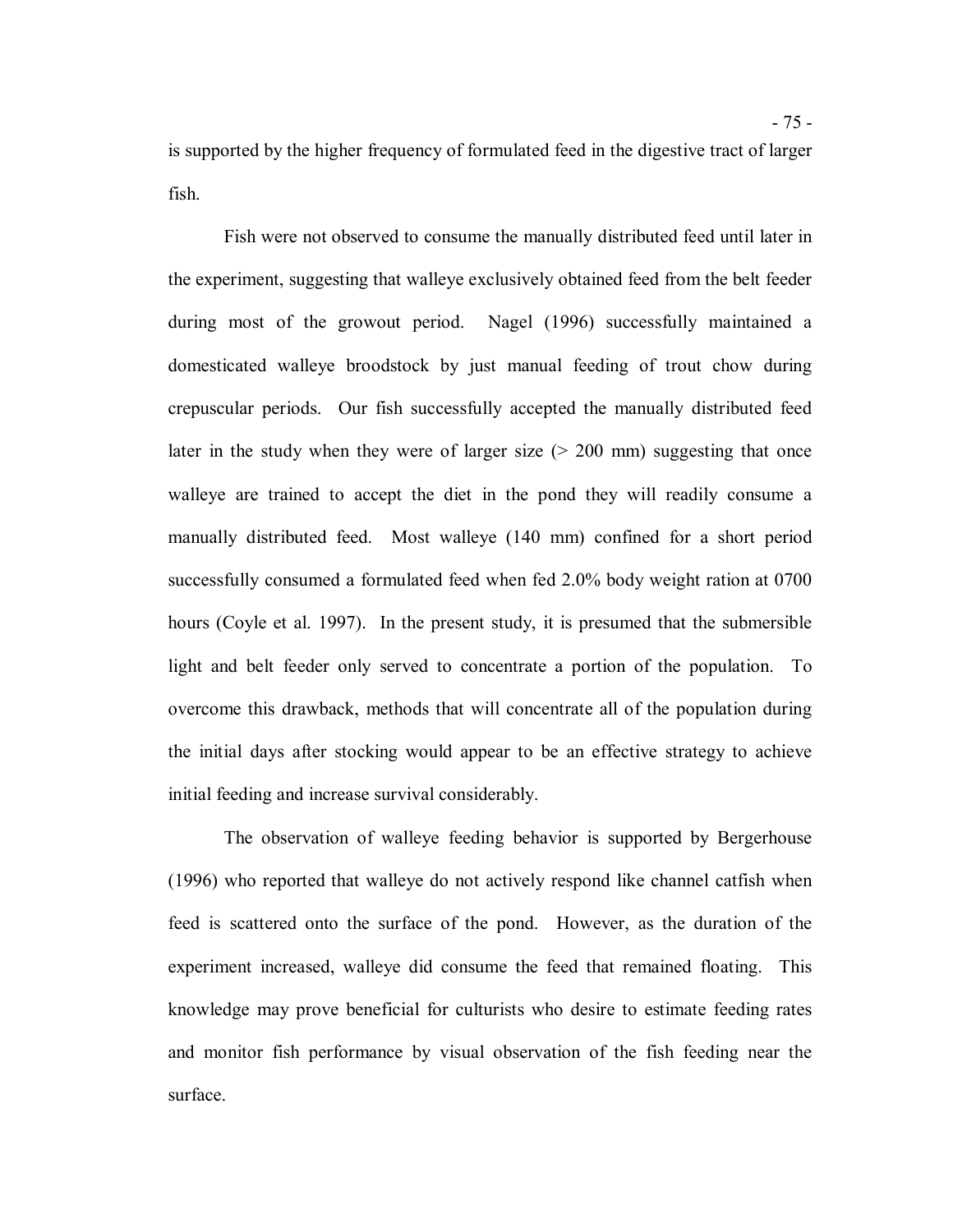is supported by the higher frequency of formulated feed in the digestive tract of larger fish.

Fish were not observed to consume the manually distributed feed until later in the experiment, suggesting that walleye exclusively obtained feed from the belt feeder during most of the growout period. Nagel (1996) successfully maintained a domesticated walleye broodstock by just manual feeding of trout chow during crepuscular periods. Our fish successfully accepted the manually distributed feed later in the study when they were of larger size (> 200 mm) suggesting that once walleye are trained to accept the diet in the pond they will readily consume a manually distributed feed. Most walleye (140 mm) confined for a short period successfully consumed a formulated feed when fed 2.0% body weight ration at 0700 hours (Coyle et al. 1997). In the present study, it is presumed that the submersible light and belt feeder only served to concentrate a portion of the population. To overcome this drawback, methods that will concentrate all of the population during the initial days after stocking would appear to be an effective strategy to achieve initial feeding and increase survival considerably.

The observation of walleye feeding behavior is supported by Bergerhouse (1996) who reported that walleye do not actively respond like channel catfish when feed is scattered onto the surface of the pond. However, as the duration of the experiment increased, walleye did consume the feed that remained floating. This knowledge may prove beneficial for culturists who desire to estimate feeding rates and monitor fish performance by visual observation of the fish feeding near the surface.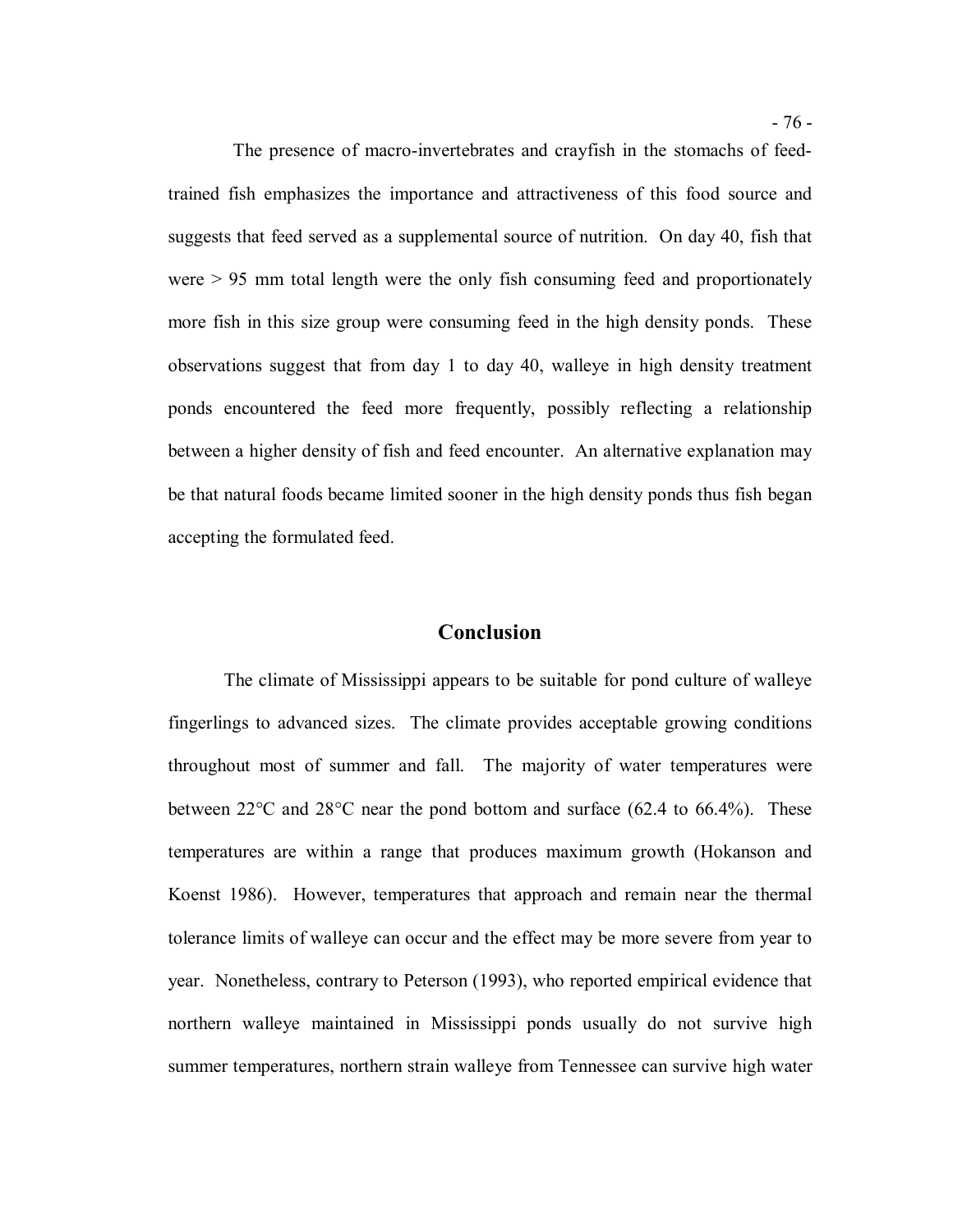The presence of macro-invertebrates and crayfish in the stomachs of feed-trained fish emphasizes the importance and attractiveness of this food source and suggests that feed served as a supplemental source of nutrition. On day 40, fish that were > 95 mm total length were the only fish consuming feed and proportionately more fish in this size group were consuming feed in the high density ponds. These observations suggest that from day 1 to day 40, walleye in high density treatment ponds encountered the feed more frequently, possibly reflecting a relationship between a higher density of fish and feed encounter. An alternative explanation may be that natural foods became limited sooner in the high density ponds thus fish began accepting the formulated feed.

## Conclusion

The climate of Mississippi appears to be suitable for pond culture of walleye fingerlings to advanced sizes. The climate provides acceptable growing conditions throughout most of summer and fall. The majority of water temperatures were between 22°C and 28°C near the pond bottom and surface (62.4 to 66.4%). These temperatures are within a range that produces maximum growth (Hokanson and Koenst 1986). However, temperatures that approach and remain near the thermal tolerance limits of walleye can occur and the effect may be more severe from year to year. Nonetheless, contrary to Peterson (1993), who reported empirical evidence that northern walleye maintained in Mississippi ponds usually do not survive high summer temperatures, northern strain walleye from Tennessee can survive high water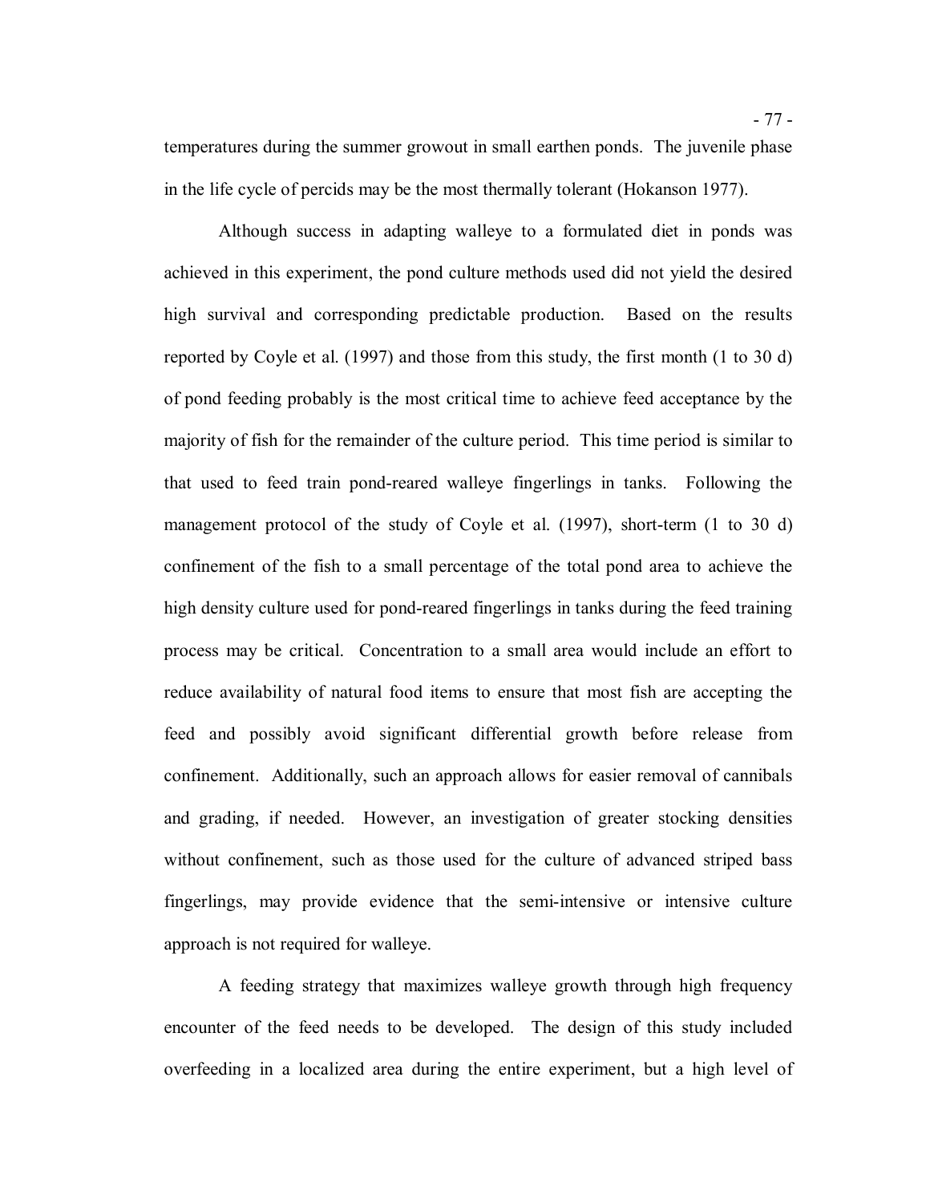temperatures during the summer growout in small earthen ponds. The juvenile phase in the life cycle of percids may be the most thermally tolerant (Hokanson 1977).

Although success in adapting walleye to a formulated diet in ponds was achieved in this experiment, the pond culture methods used did not yield the desired high survival and corresponding predictable production. Based on the results reported by Coyle et al. (1997) and those from this study, the first month (1 to 30 d) of pond feeding probably is the most critical time to achieve feed acceptance by the majority of fish for the remainder of the culture period. This time period is similar to that used to feed train pond-reared walleye fingerlings in tanks. Following the management protocol of the study of Coyle et al. (1997), short-term (1 to 30 d) confinement of the fish to a small percentage of the total pond area to achieve the high density culture used for pond-reared fingerlings in tanks during the feed training process may be critical. Concentration to a small area would include an effort to reduce availability of natural food items to ensure that most fish are accepting the feed and possibly avoid significant differential growth before release from confinement. Additionally, such an approach allows for easier removal of cannibals and grading, if needed. However, an investigation of greater stocking densities without confinement, such as those used for the culture of advanced striped bass fingerlings, may provide evidence that the semi-intensive or intensive culture approach is not required for walleye.

A feeding strategy that maximizes walleye growth through high frequency encounter of the feed needs to be developed. The design of this study included overfeeding in a localized area during the entire experiment, but a high level of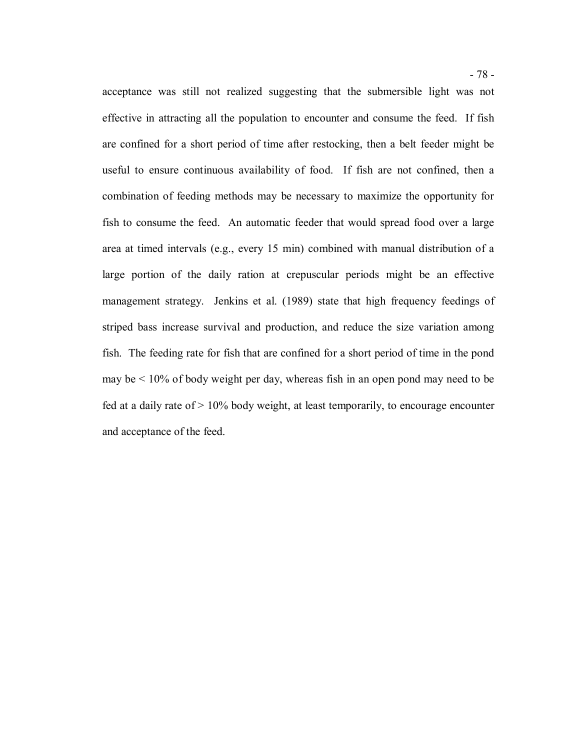acceptance was still not realized suggesting that the submersible light was not effective in attracting all the population to encounter and consume the feed. If fish are confined for a short period of time after restocking, then a belt feeder might be useful to ensure continuous availability of food. If fish are not confined, then a combination of feeding methods may be necessary to maximize the opportunity for fish to consume the feed. An automatic feeder that would spread food over a large area at timed intervals (e.g., every 15 min) combined with manual distribution of a large portion of the daily ration at crepuscular periods might be an effective management strategy. Jenkins et al. (1989) state that high frequency feedings of striped bass increase survival and production, and reduce the size variation among fish. The feeding rate for fish that are confined for a short period of time in the pond may be < 10% of body weight per day, whereas fish in an open pond may need to be fed at a daily rate of > 10% body weight, at least temporarily, to encourage encounter and acceptance of the feed.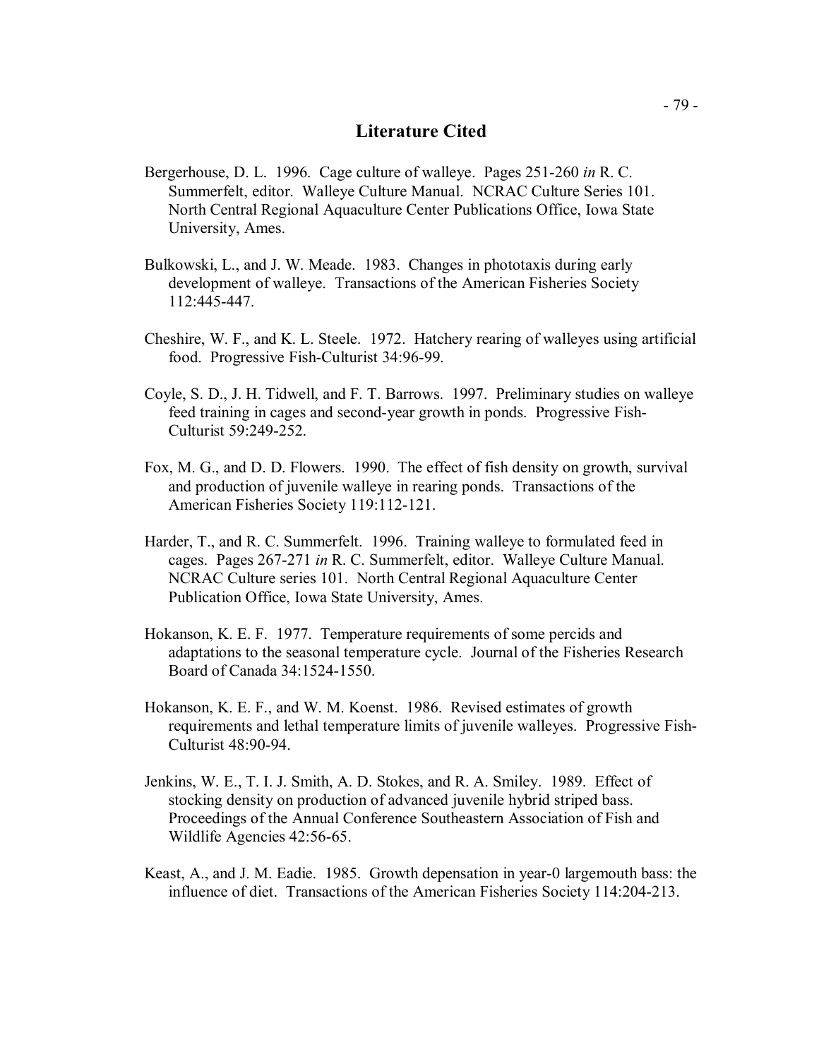# Literature Cited

Bergerhouse, D. L. 1996. Cage culture of walleye. Pages 251-260 *in* R. C. Summerfelt, editor. Walleye Culture Manual. NCRAC Culture Series 101. North Central Regional Aquaculture Center Publications Office, Iowa State University, Ames.

Bulkowski, L., and J. W. Meade. 1983. Changes in phototaxis during early development of walleye. Transactions of the American Fisheries Society 112:445-447.

Cheshire, W. F., and K. L. Steele. 1972. Hatchery rearing of walleyes using artificial food. Progressive Fish-Culturist 34:96-99.

Coyle, S. D., J. H. Tidwell, and F. T. Barrows. 1997. Preliminary studies on walleye feed training in cages and second-year growth in ponds. Progressive Fish-Culturist 59:249-252.

Fox, M. G., and D. D. Flowers. 1990. The effect of fish density on growth, survival and production of juvenile walleye in rearing ponds. Transactions of the American Fisheries Society 119:112-121.

Harder, T., and R. C. Summerfelt. 1996. Training walleye to formulated feed in cages. Pages 267-271 *in* R. C. Summerfelt, editor. Walleye Culture Manual. NCRAC Culture series 101. North Central Regional Aquaculture Center Publication Office, Iowa State University, Ames.

Hokanson, K. E. F. 1977. Temperature requirements of some percids and adaptations to the seasonal temperature cycle. Journal of the Fisheries Research Board of Canada 34:1524-1550.

Hokanson, K. E. F., and W. M. Koenst. 1986. Revised estimates of growth requirements and lethal temperature limits of juvenile walleyes. Progressive Fish-Culturist 48:90-94.

Jenkins, W. E., T. I. J. Smith, A. D. Stokes, and R. A. Smiley. 1989. Effect of stocking density on production of advanced juvenile hybrid striped bass. Proceedings of the Annual Conference Southeastern Association of Fish and Wildlife Agencies 42:56-65.

Keast, A., and J. M. Eadie. 1985. Growth depensation in year-0 largemouth bass: the influence of diet. Transactions of the American Fisheries Society 114:204-213.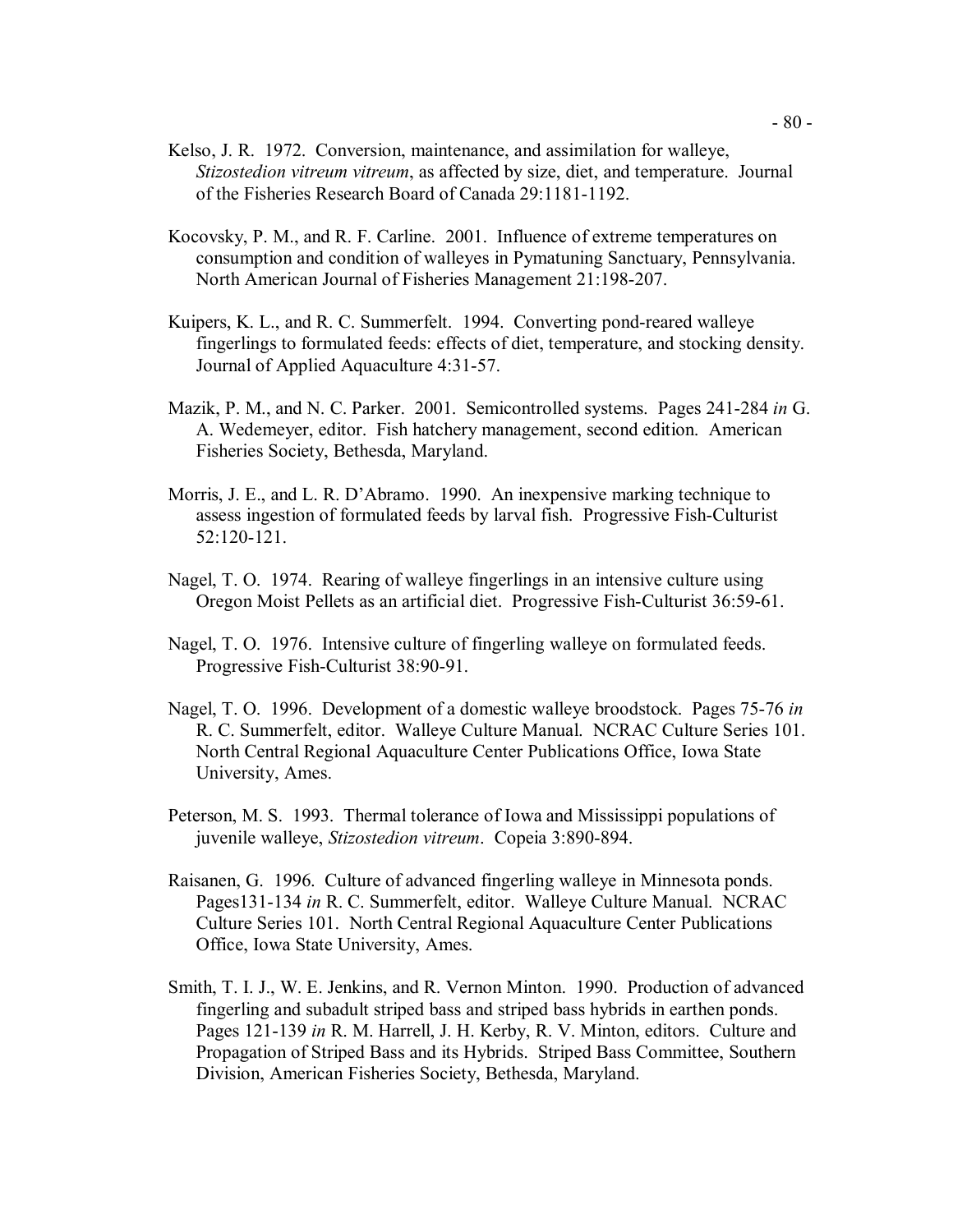Kelso, J. R. 1972. Conversion, maintenance, and assimilation for walleye, *Stizostedion vitreum vitreum*, as affected by size, diet, and temperature. Journal of the Fisheries Research Board of Canada 29:1181-1192.

Kocovsky, P. M., and R. F. Carline. 2001. Influence of extreme temperatures on consumption and condition of walleyes in Pymatuning Sanctuary, Pennsylvania. North American Journal of Fisheries Management 21:198-207.

Kuipers, K. L., and R. C. Summerfelt. 1994. Converting pond-reared walleye fingerlings to formulated feeds: effects of diet, temperature, and stocking density. Journal of Applied Aquaculture 4:31-57.

Mazik, P. M., and N. C. Parker. 2001. Semicontrolled systems. Pages 241-284 *in* G. A. Wedemeyer, editor. Fish hatchery management, second edition. American Fisheries Society, Bethesda, Maryland.

Morris, J. E., and L. R. D'Abramo. 1990. An inexpensive marking technique to assess ingestion of formulated feeds by larval fish. Progressive Fish-Culturist 52:120-121.

Nagel, T. O. 1974. Rearing of walleye fingerlings in an intensive culture using Oregon Moist Pellets as an artificial diet. Progressive Fish-Culturist 36:59-61.

Nagel, T. O. 1976. Intensive culture of fingerling walleye on formulated feeds. Progressive Fish-Culturist 38:90-91.

Nagel, T. O. 1996. Development of a domestic walleye broodstock. Pages 75-76 *in* R. C. Summerfelt, editor. Walleye Culture Manual. NCRAC Culture Series 101. North Central Regional Aquaculture Center Publications Office, Iowa State University, Ames.

Peterson, M. S. 1993. Thermal tolerance of Iowa and Mississippi populations of juvenile walleye, *Stizostedion vitreum*. Copeia 3:890-894.

Raisanen, G. 1996. Culture of advanced fingerling walleye in Minnesota ponds. Pages131-134 *in* R. C. Summerfelt, editor. Walleye Culture Manual. NCRAC Culture Series 101. North Central Regional Aquaculture Center Publications Office, Iowa State University, Ames.

Smith, T. I. J., W. E. Jenkins, and R. Vernon Minton. 1990. Production of advanced fingerling and subadult striped bass and striped bass hybrids in earthen ponds. Pages 121-139 *in* R. M. Harrell, J. H. Kerby, R. V. Minton, editors. Culture and Propagation of Striped Bass and its Hybrids. Striped Bass Committee, Southern Division, American Fisheries Society, Bethesda, Maryland.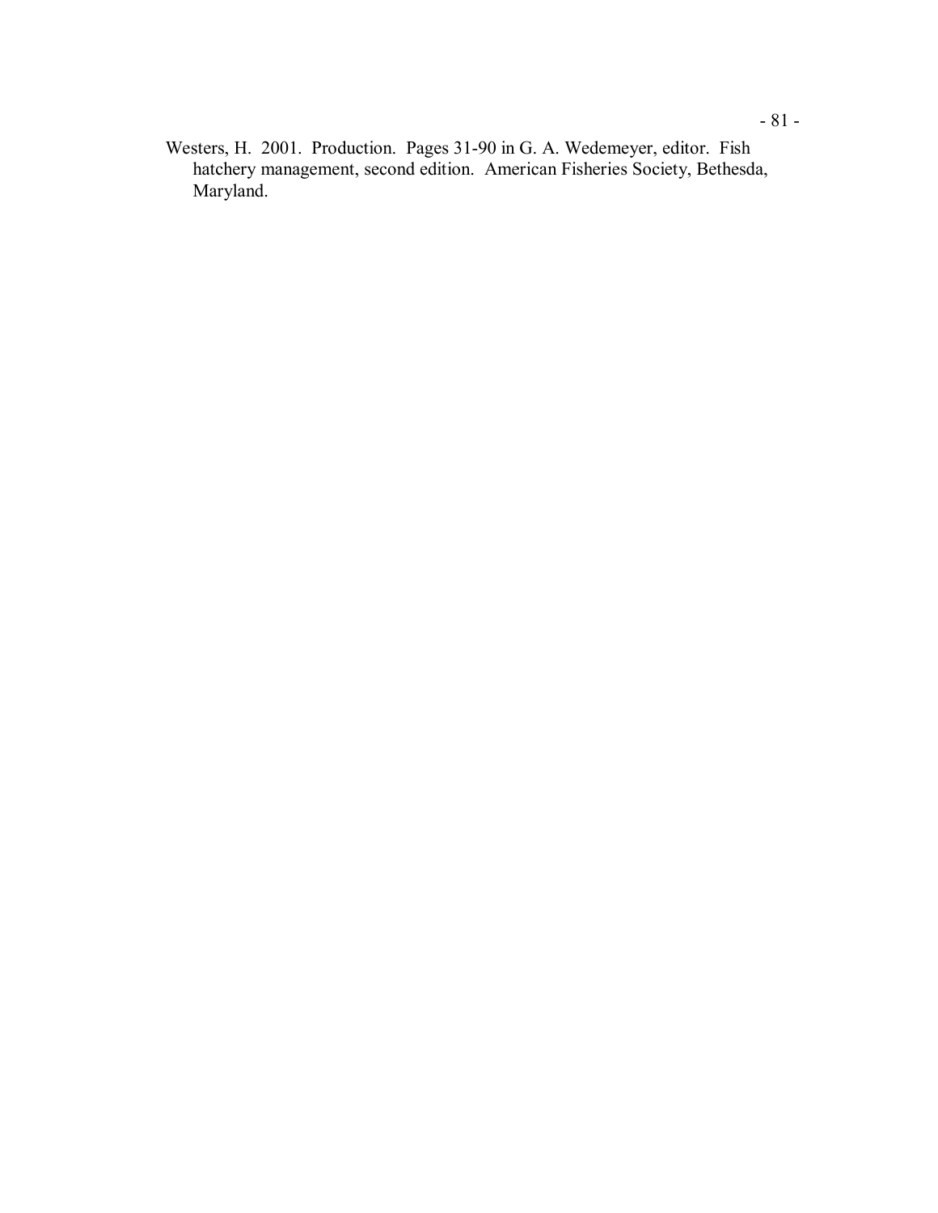Westers, H. 2001. Production. Pages 31-90 in G. A. Wedemeyer, editor. Fish hatchery management, second edition. American Fisheries Society, Bethesda, Maryland.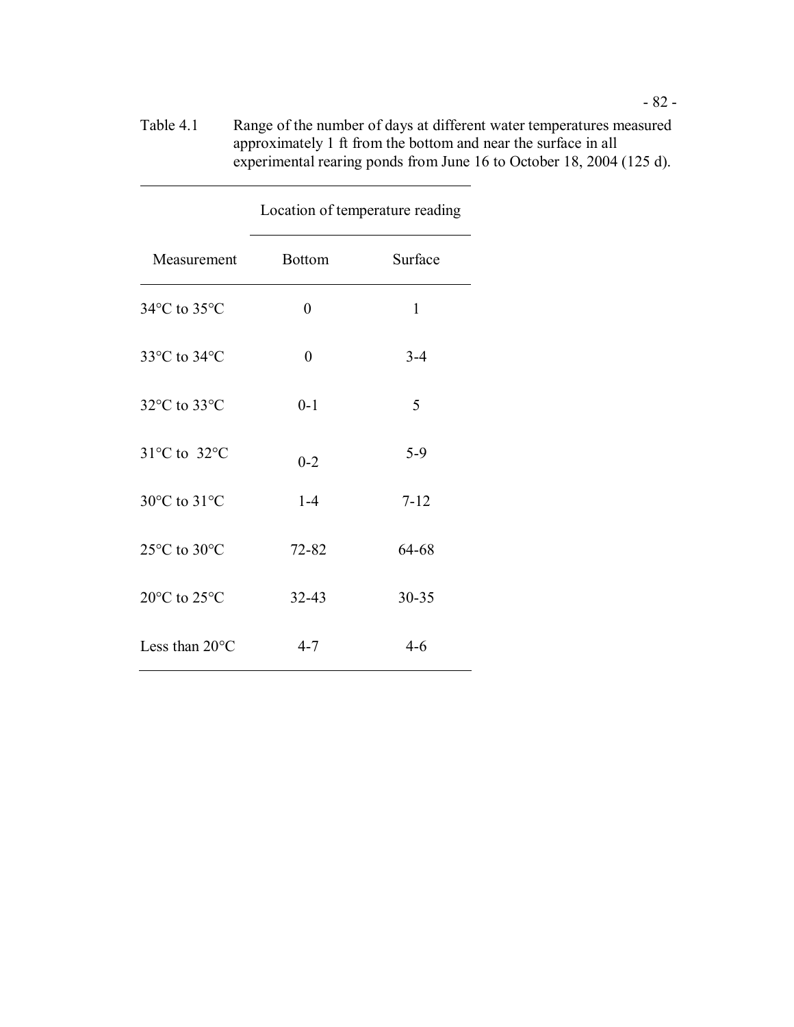Table 4.1 Range of the number of days at different water temperatures measured approximately 1 ft from the bottom and near the surface in all experimental rearing ponds from June 16 to October 18, 2004 (125 d).

| | Location of temperature reading | |
|---|---|---|
| Measurement | Bottom | Surface |
| 34°C to 35°C | 0 | 1 |
| 33°C to 34°C | 0 | 3-4 |
| 32°C to 33°C | 0-1 | 5 |
| 31°C to 32°C | 0-2 | 5-9 |
| 30°C to 31°C | 1-4 | 7-12 |
| 25°C to 30°C | 72-82 | 64-68 |
| 20°C to 25°C | 32-43 | 30-35 |
| Less than 20°C | 4-7 | 4-6 |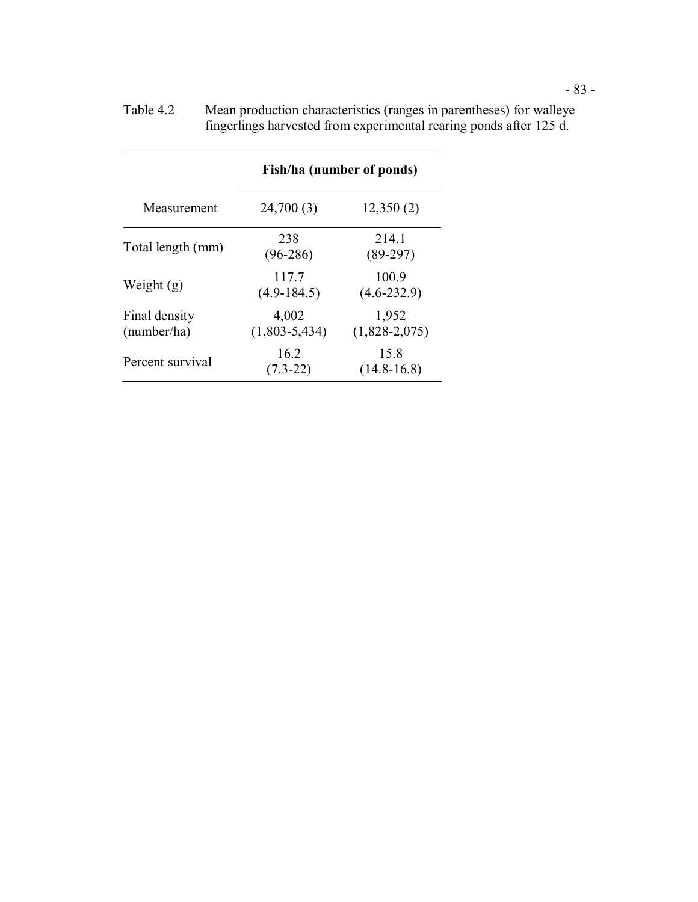Table 4.2 Mean production characteristics (ranges in parentheses) for walleye fingerlings harvested from experimental rearing ponds after 125 d.

| | **Fish/ha (number of ponds)** | |
|---|---|---|
| Measurement | 24,700 (3) | 12,350 (2) |
| Total length (mm) | 238 (96-286) | 214.1 (89-297) |
| Weight (g) | 117.7 (4.9-184.5) | 100.9 (4.6-232.9) |
| Final density (number/ha) | 4,002 (1,803-5,434) | 1,952 (1,828-2,075) |
| Percent survival | 16.2 (7.3-22) | 15.8 (14.8-16.8) |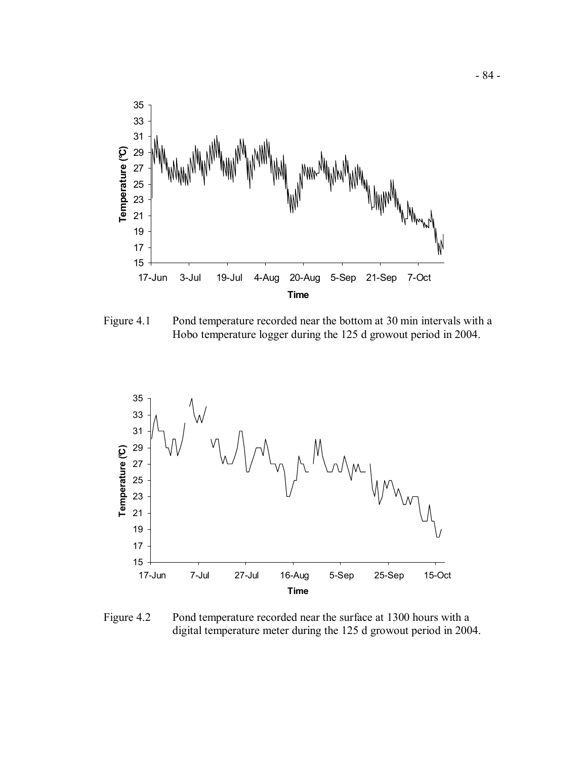Figure 4.1 Pond temperature recorded near the bottom at 30 min intervals with a Hobo temperature logger during the 125 d growout period in 2004.

Figure 4.2 Pond temperature recorded near the surface at 1300 hours with a digital temperature meter during the 125 d growout period in 2004.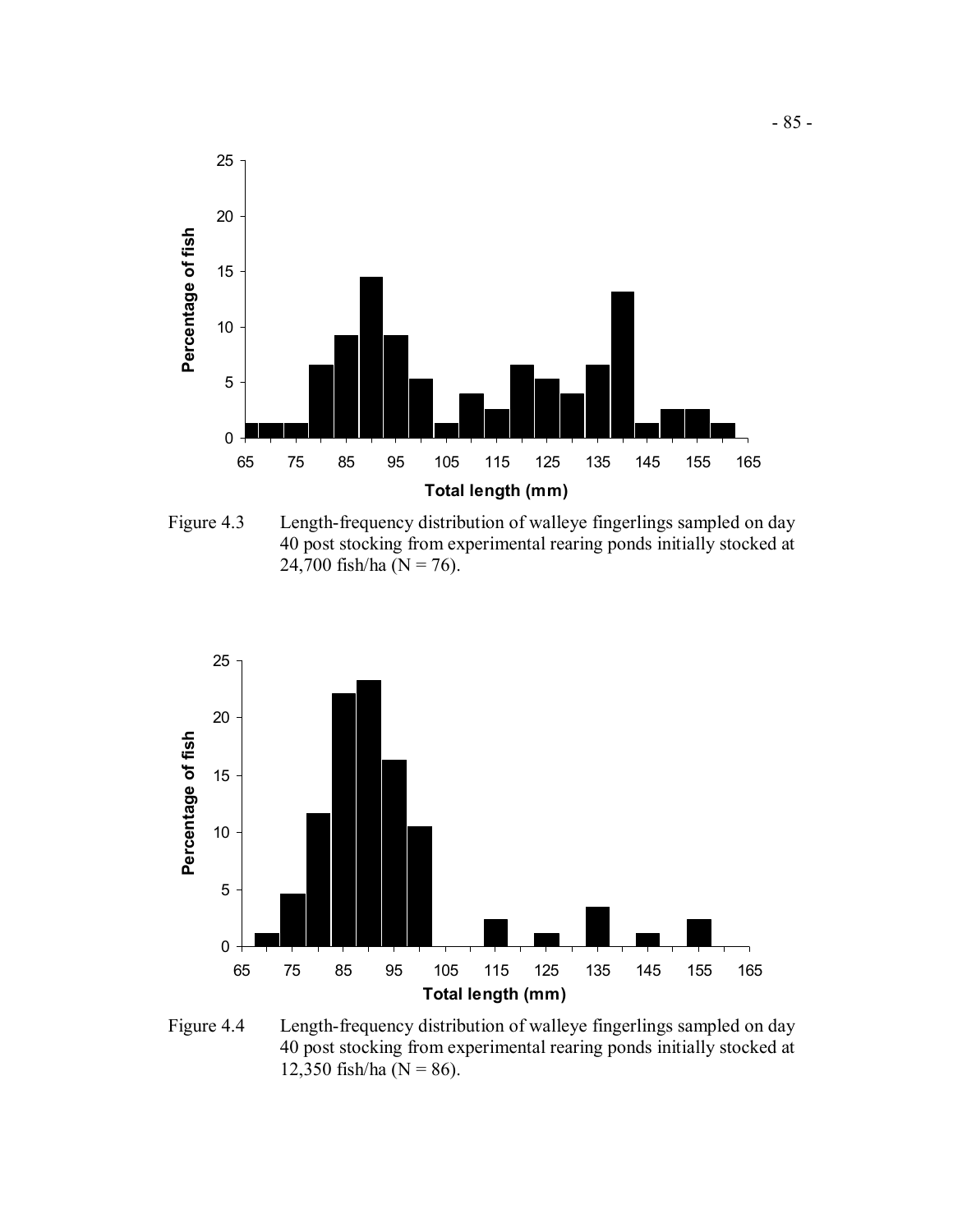Figure 4.3 Length-frequency distribution of walleye fingerlings sampled on day 40 post stocking from experimental rearing ponds initially stocked at 24,700 fish/ha (N = 76).

Figure 4.4 Length-frequency distribution of walleye fingerlings sampled on day 40 post stocking from experimental rearing ponds initially stocked at 12,350 fish/ha (N = 86).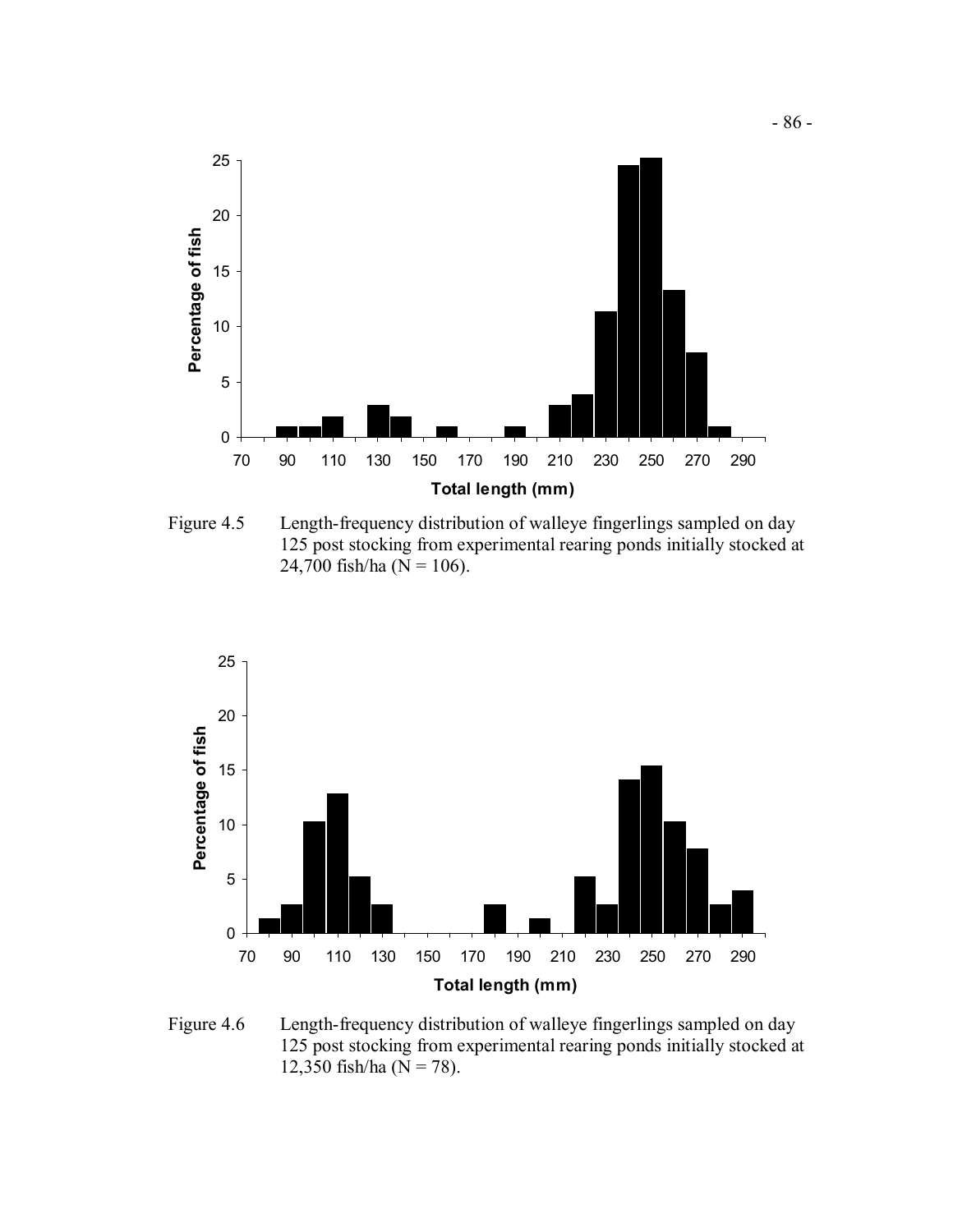Figure 4.5 Length-frequency distribution of walleye fingerlings sampled on day 125 post stocking from experimental rearing ponds initially stocked at 24,700 fish/ha (N = 106).

Figure 4.6 Length-frequency distribution of walleye fingerlings sampled on day 125 post stocking from experimental rearing ponds initially stocked at 12,350 fish/ha (N = 78).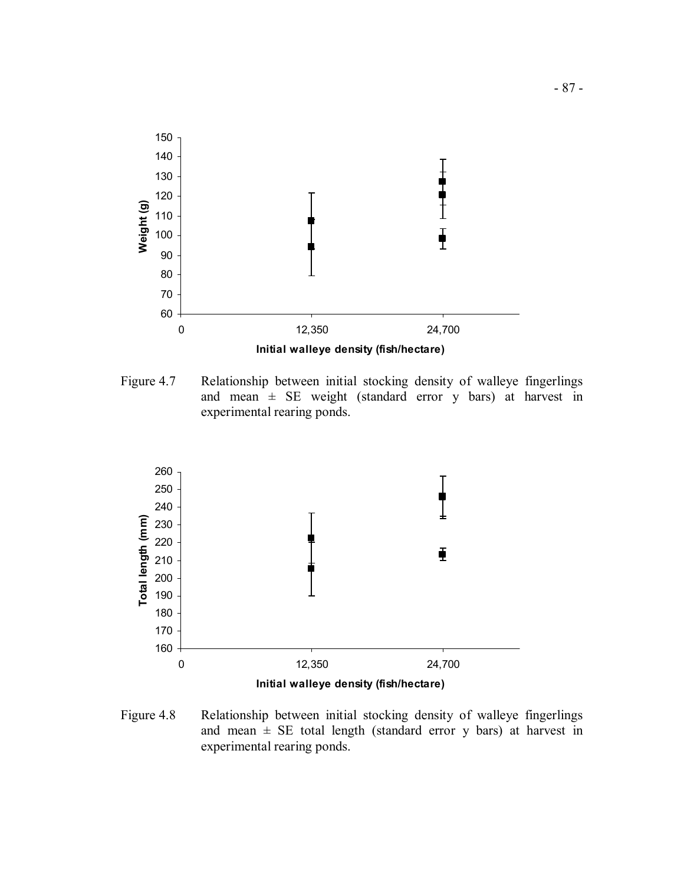Figure 4.7 Relationship between initial stocking density of walleye fingerlings and mean ± SE weight (standard error y bars) at harvest in experimental rearing ponds.

Figure 4.8 Relationship between initial stocking density of walleye fingerlings and mean ± SE total length (standard error y bars) at harvest in experimental rearing ponds.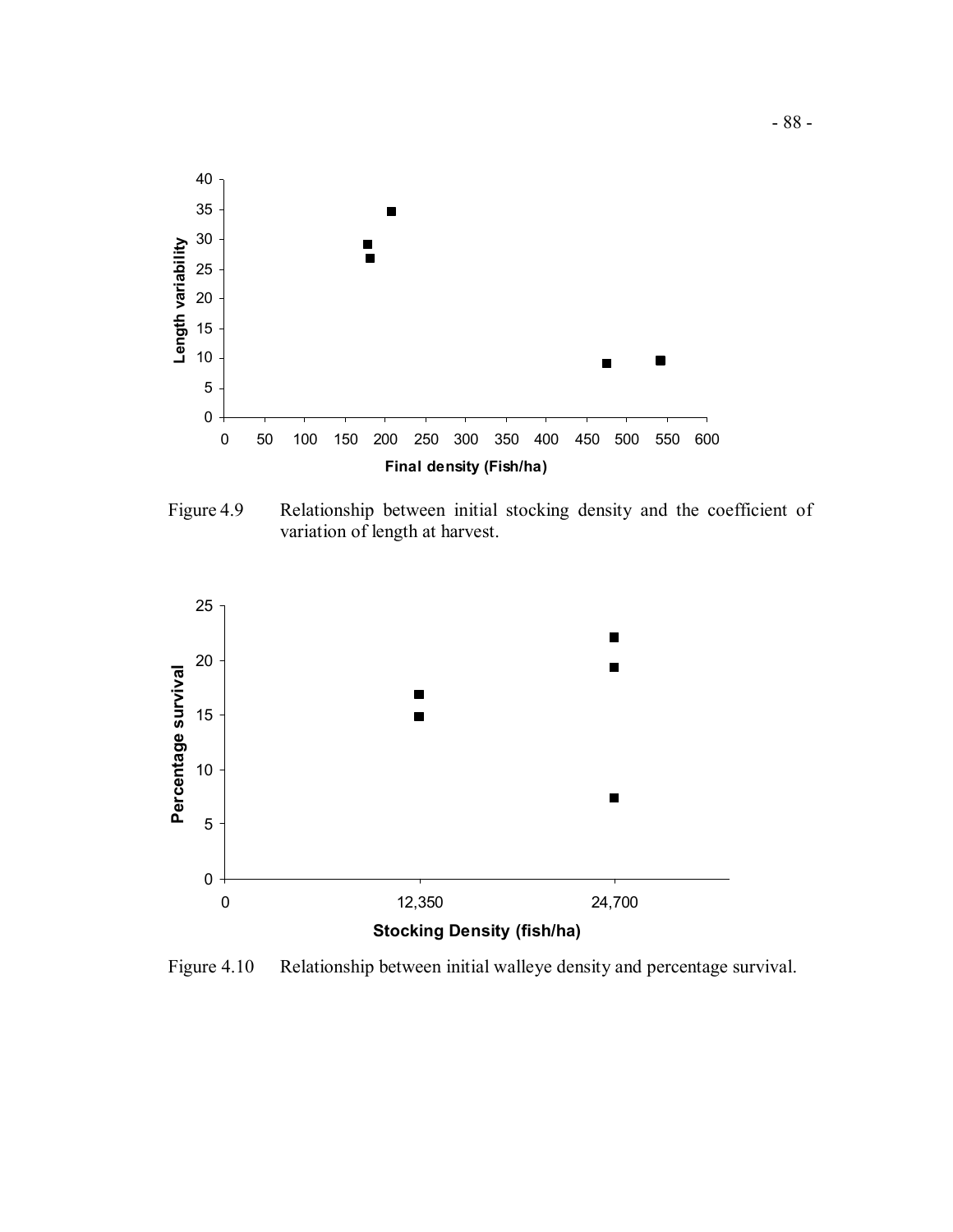Figure 4.9 Relationship between initial stocking density and the coefficient of variation of length at harvest.

Figure 4.10 Relationship between initial walleye density and percentage survival.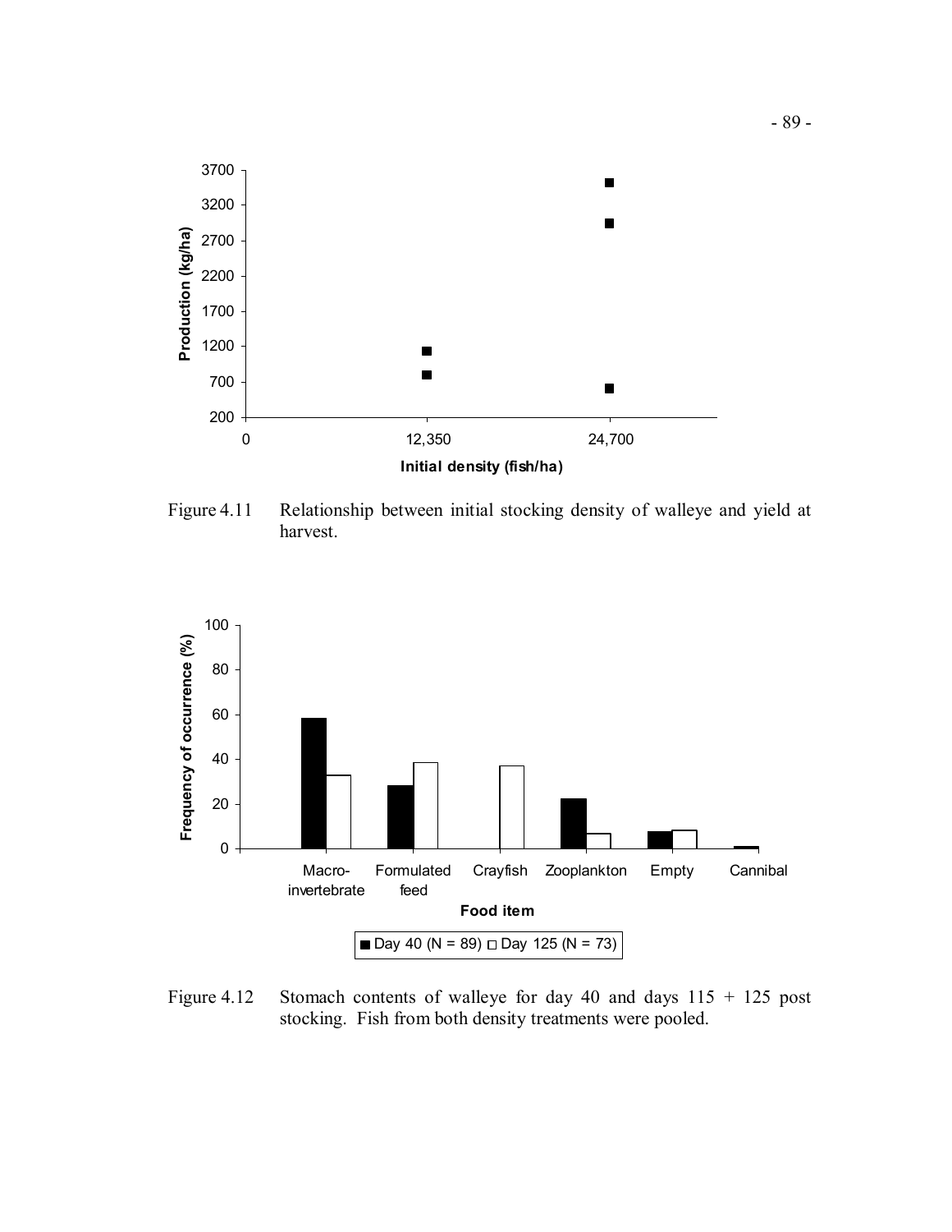Figure 4.11 Relationship between initial stocking density of walleye and yield at harvest.

Figure 4.12 Stomach contents of walleye for day 40 and days 115 + 125 post stocking. Fish from both density treatments were pooled.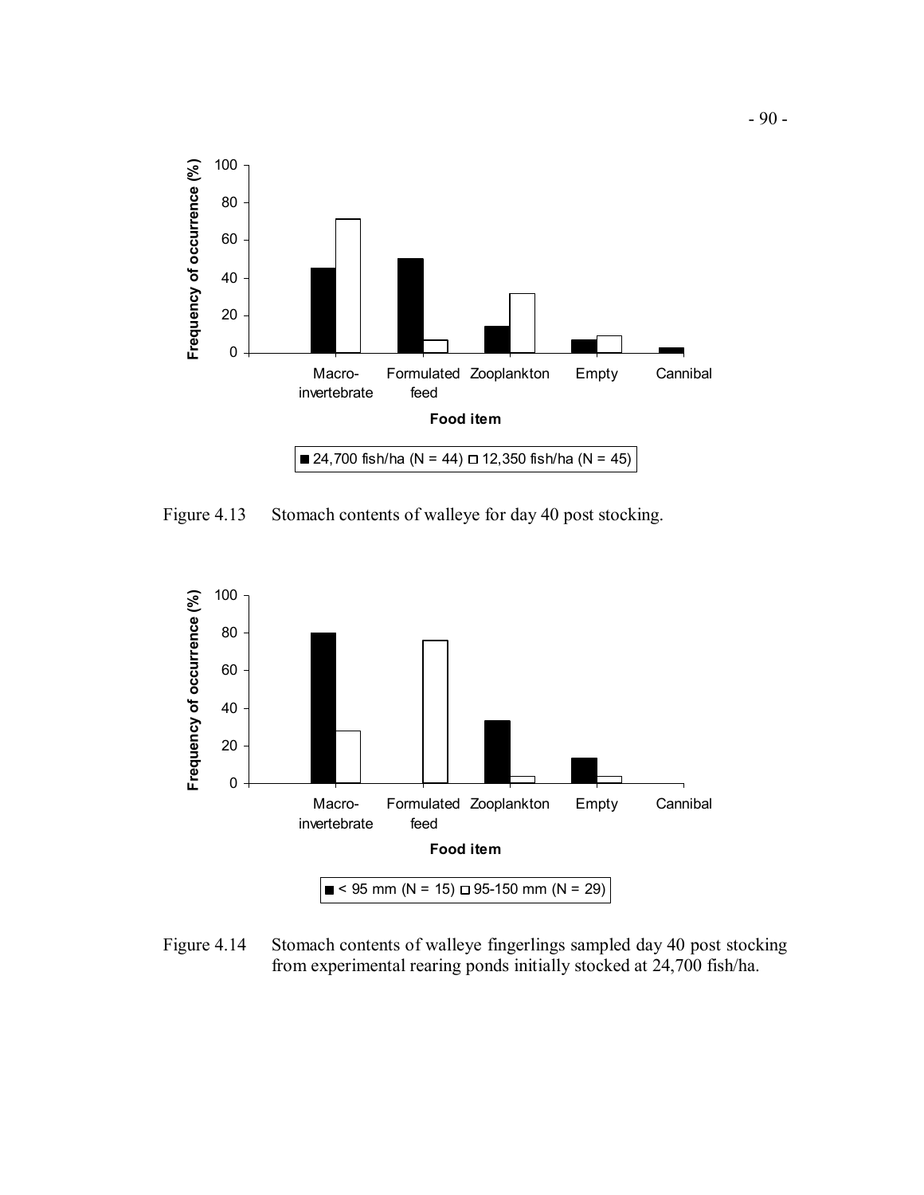Figure 4.13 Stomach contents of walleye for day 40 post stocking.

Figure 4.14 Stomach contents of walleye fingerlings sampled day 40 post stocking from experimental rearing ponds initially stocked at 24,700 fish/ha.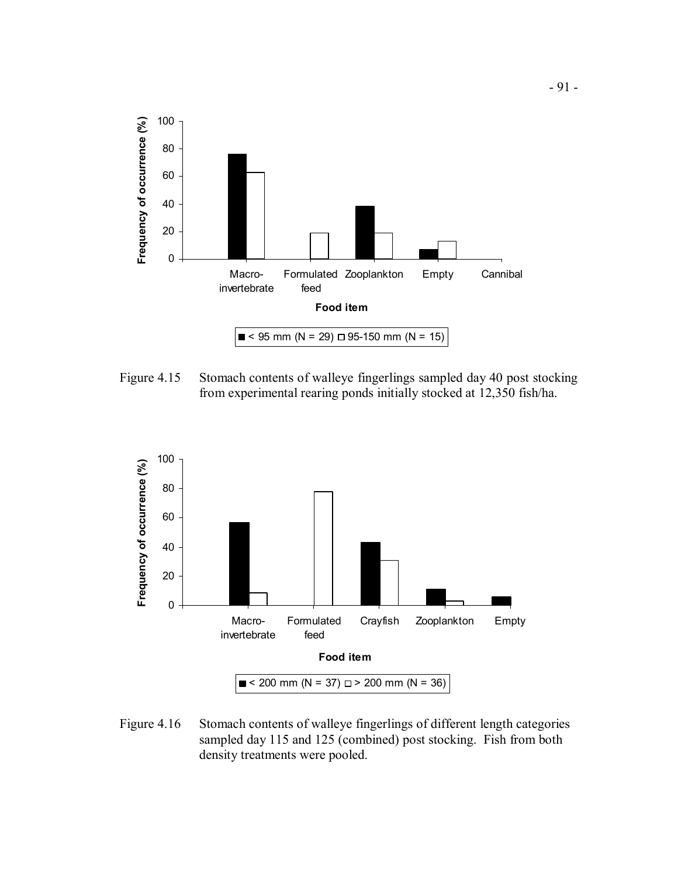Figure 4.15 Stomach contents of walleye fingerlings sampled day 40 post stocking from experimental rearing ponds initially stocked at 12,350 fish/ha.

Figure 4.16 Stomach contents of walleye fingerlings of different length categories sampled day 115 and 125 (combined) post stocking. Fish from both density treatments were pooled.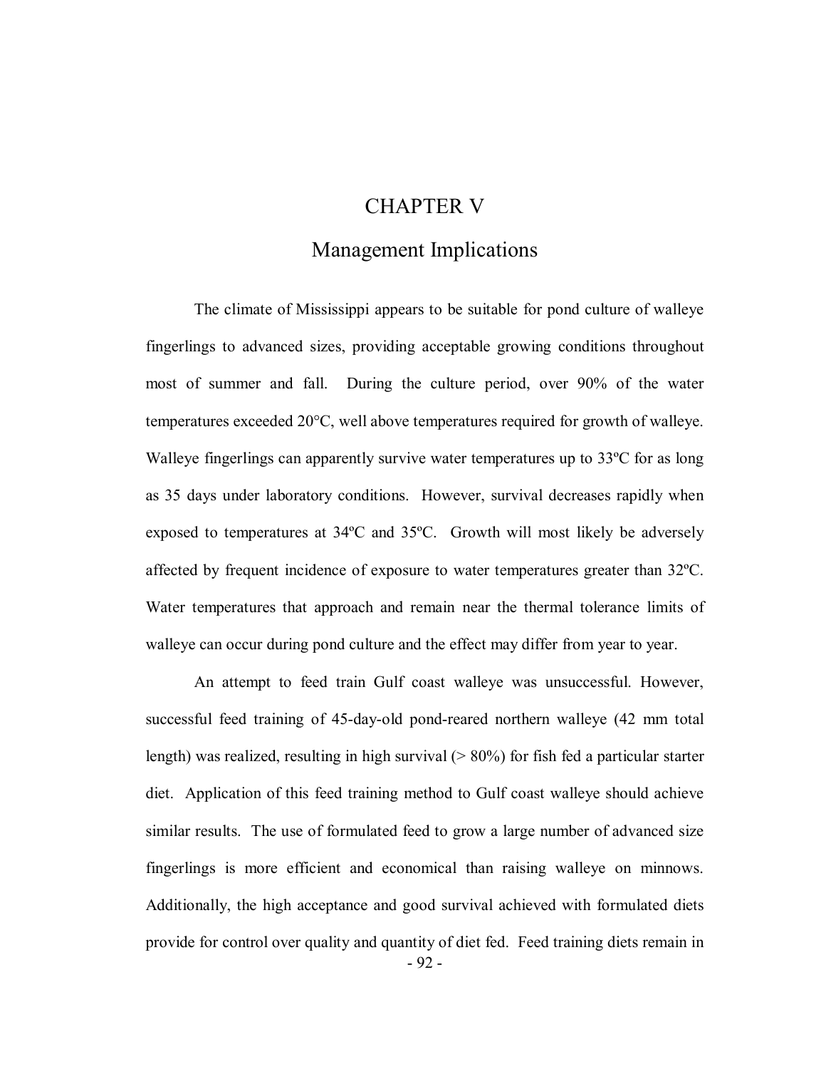# CHAPTER V

## Management Implications

The climate of Mississippi appears to be suitable for pond culture of walleye fingerlings to advanced sizes, providing acceptable growing conditions throughout most of summer and fall. During the culture period, over 90% of the water temperatures exceeded 20°C, well above temperatures required for growth of walleye. Walleye fingerlings can apparently survive water temperatures up to 33ºC for as long as 35 days under laboratory conditions. However, survival decreases rapidly when exposed to temperatures at 34ºC and 35ºC. Growth will most likely be adversely affected by frequent incidence of exposure to water temperatures greater than 32ºC. Water temperatures that approach and remain near the thermal tolerance limits of walleye can occur during pond culture and the effect may differ from year to year.

An attempt to feed train Gulf coast walleye was unsuccessful. However, successful feed training of 45-day-old pond-reared northern walleye (42 mm total length) was realized, resulting in high survival (> 80%) for fish fed a particular starter diet. Application of this feed training method to Gulf coast walleye should achieve similar results. The use of formulated feed to grow a large number of advanced size fingerlings is more efficient and economical than raising walleye on minnows. Additionally, the high acceptance and good survival achieved with formulated diets provide for control over quality and quantity of diet fed. Feed training diets remain in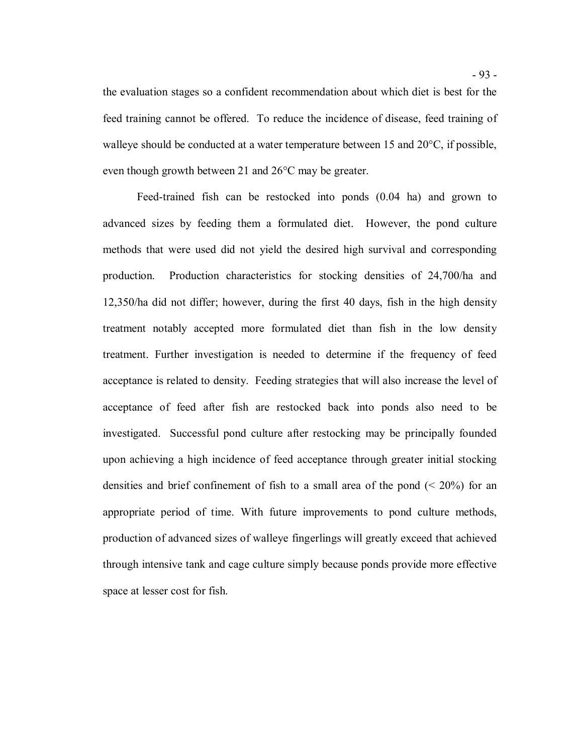the evaluation stages so a confident recommendation about which diet is best for the feed training cannot be offered. To reduce the incidence of disease, feed training of walleye should be conducted at a water temperature between 15 and 20°C, if possible, even though growth between 21 and 26°C may be greater.

Feed-trained fish can be restocked into ponds (0.04 ha) and grown to advanced sizes by feeding them a formulated diet. However, the pond culture methods that were used did not yield the desired high survival and corresponding production. Production characteristics for stocking densities of 24,700/ha and 12,350/ha did not differ; however, during the first 40 days, fish in the high density treatment notably accepted more formulated diet than fish in the low density treatment. Further investigation is needed to determine if the frequency of feed acceptance is related to density. Feeding strategies that will also increase the level of acceptance of feed after fish are restocked back into ponds also need to be investigated. Successful pond culture after restocking may be principally founded upon achieving a high incidence of feed acceptance through greater initial stocking densities and brief confinement of fish to a small area of the pond (< 20%) for an appropriate period of time. With future improvements to pond culture methods, production of advanced sizes of walleye fingerlings will greatly exceed that achieved through intensive tank and cage culture simply because ponds provide more effective space at lesser cost for fish.